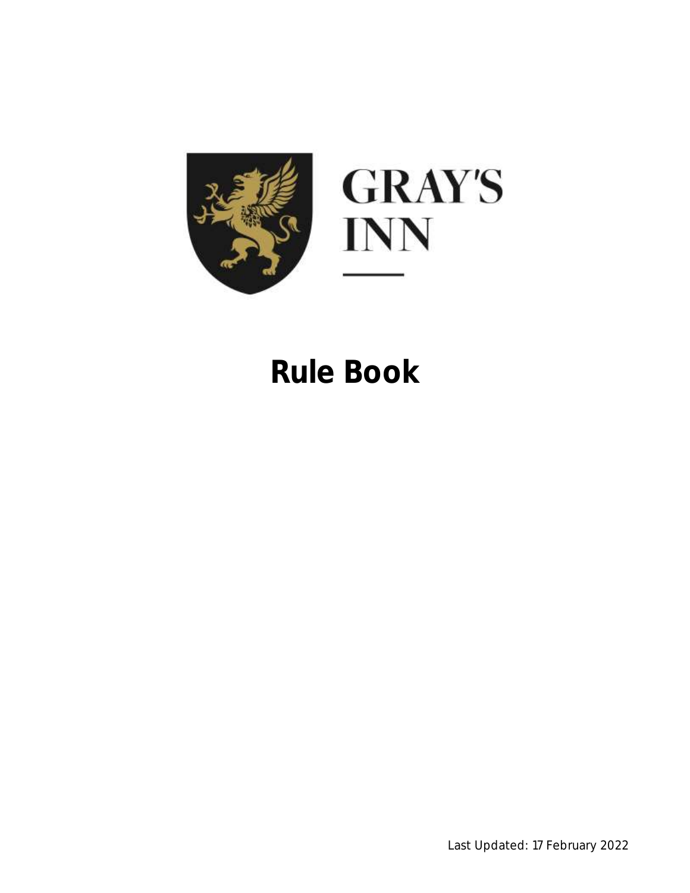GRAY'S INN

# Rule Book

Last Updated: 17 February 2022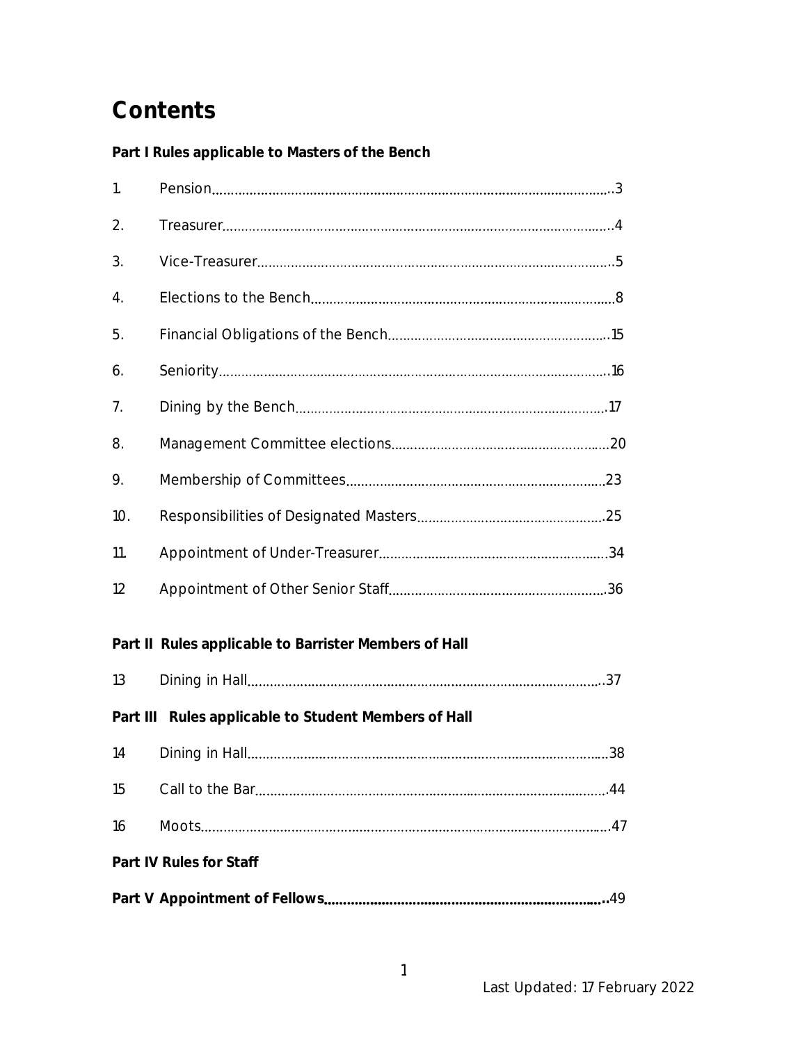# Contents

**Part I Rules applicable to Masters of the Bench**

1. Pension ..3
2. Treasurer ..4
3. Vice-Treasurer ..5
4. Elections to the Bench ..8
5. Financial Obligations of the Bench ..15
6. Seniority ..16
7. Dining by the Bench ..17
8. Management Committee elections ..20
9. Membership of Committees ..23
10. Responsibilities of Designated Masters ..25
11. Appointment of Under-Treasurer ..34
12 Appointment of Other Senior Staff ..36

**Part II Rules applicable to Barrister Members of Hall**

13 Dining in Hall ..37

**Part III Rules applicable to Student Members of Hall**

14 Dining in Hall ..38
15 Call to the Bar ..44
16 Moots ..47

**Part IV Rules for Staff**

**Part V Appointment of Fellows** ..49

Last Updated: 17 February 2022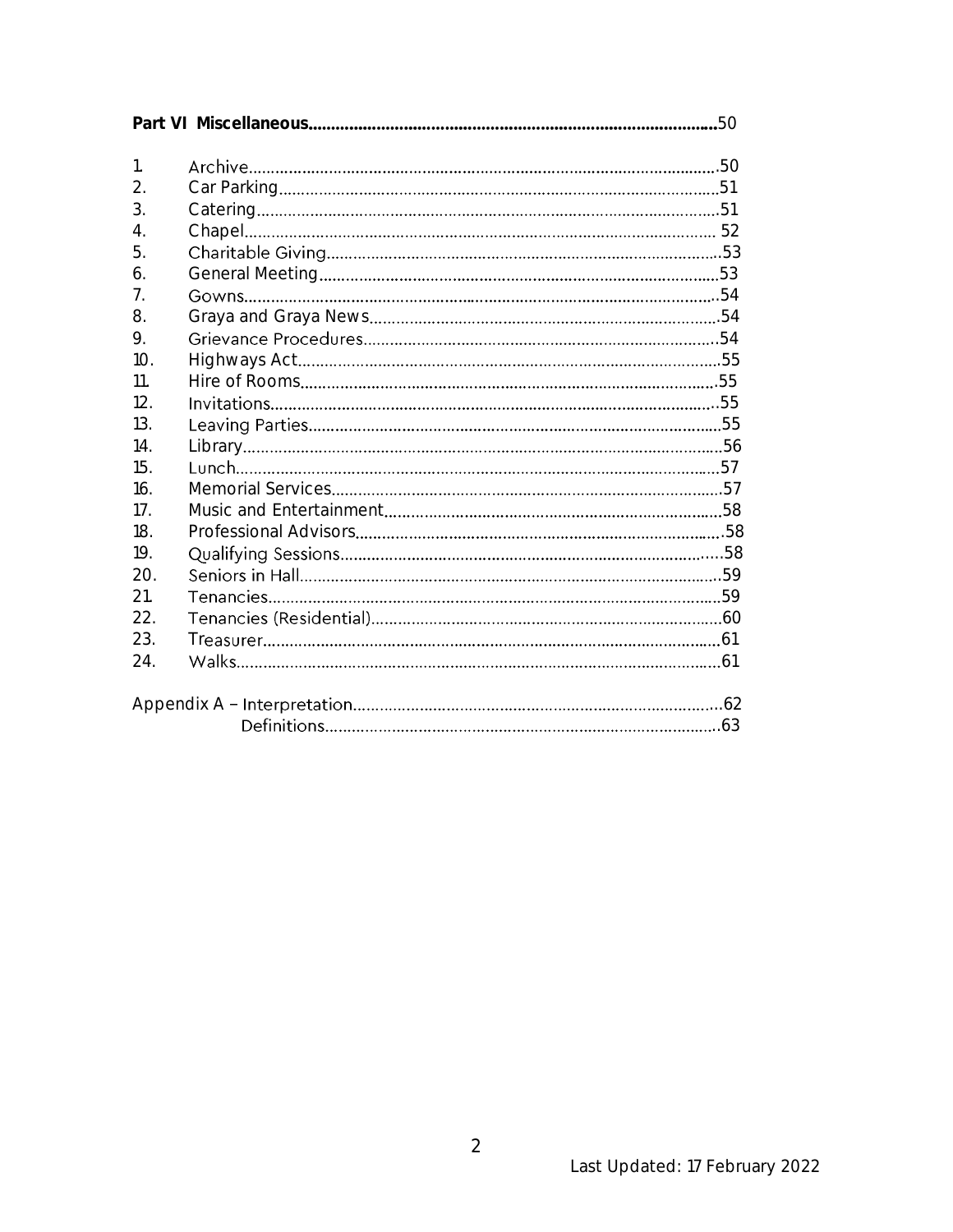**Part VI Miscellaneous..........................................................................................50**

1. Archive..........................................................................................................50
2. Car Parking...................................................................................................51
3. Catering.........................................................................................................51
4. Chapel........................................................................................................... 52
5. Charitable Giving..........................................................................................53
6. General Meeting............................................................................................53
7. Gowns............................................................................................................54
8. Graya and Graya News................................................................................54
9. Grievance Procedures..................................................................................54
10. Highways Act................................................................................................55
11. Hire of Rooms...............................................................................................55
12. Invitations.....................................................................................................55
13. Leaving Parties..............................................................................................55
14. Library............................................................................................................56
15. Lunch.............................................................................................................57
16. Memorial Services........................................................................................57
17. Music and Entertainment............................................................................58
18. Professional Advisors...................................................................................58
19. Qualifying Sessions......................................................................................58
20. Seniors in Hall...............................................................................................59
21. Tenancies......................................................................................................59
22. Tenancies (Residential)................................................................................60
23. Treasurer.......................................................................................................61
24. Walks.............................................................................................................61

Appendix A – Interpretation...................................................................................62
Definitions.........................................................................................63

Last Updated: 17 February 2022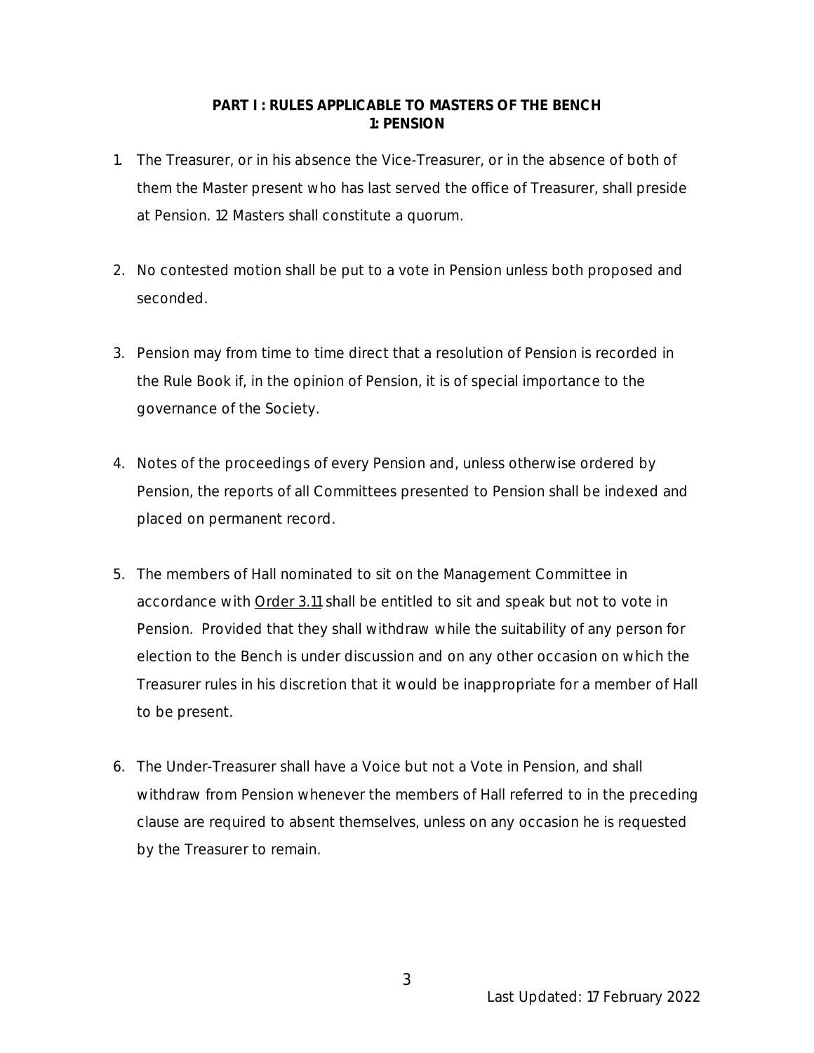## PART I : RULES APPLICABLE TO MASTERS OF THE BENCH
### 1: PENSION

1. The Treasurer, or in his absence the Vice-Treasurer, or in the absence of both of them the Master present who has last served the office of Treasurer, shall preside at Pension. 12 Masters shall constitute a quorum.

2. No contested motion shall be put to a vote in Pension unless both proposed and seconded.

3. Pension may from time to time direct that a resolution of Pension is recorded in the Rule Book if, in the opinion of Pension, it is of special importance to the governance of the Society.

4. Notes of the proceedings of every Pension and, unless otherwise ordered by Pension, the reports of all Committees presented to Pension shall be indexed and placed on permanent record.

5. The members of Hall nominated to sit on the Management Committee in accordance with Order 3.11 shall be entitled to sit and speak but not to vote in Pension. Provided that they shall withdraw while the suitability of any person for election to the Bench is under discussion and on any other occasion on which the Treasurer rules in his discretion that it would be inappropriate for a member of Hall to be present.

6. The Under-Treasurer shall have a Voice but not a Vote in Pension, and shall withdraw from Pension whenever the members of Hall referred to in the preceding clause are required to absent themselves, unless on any occasion he is requested by the Treasurer to remain.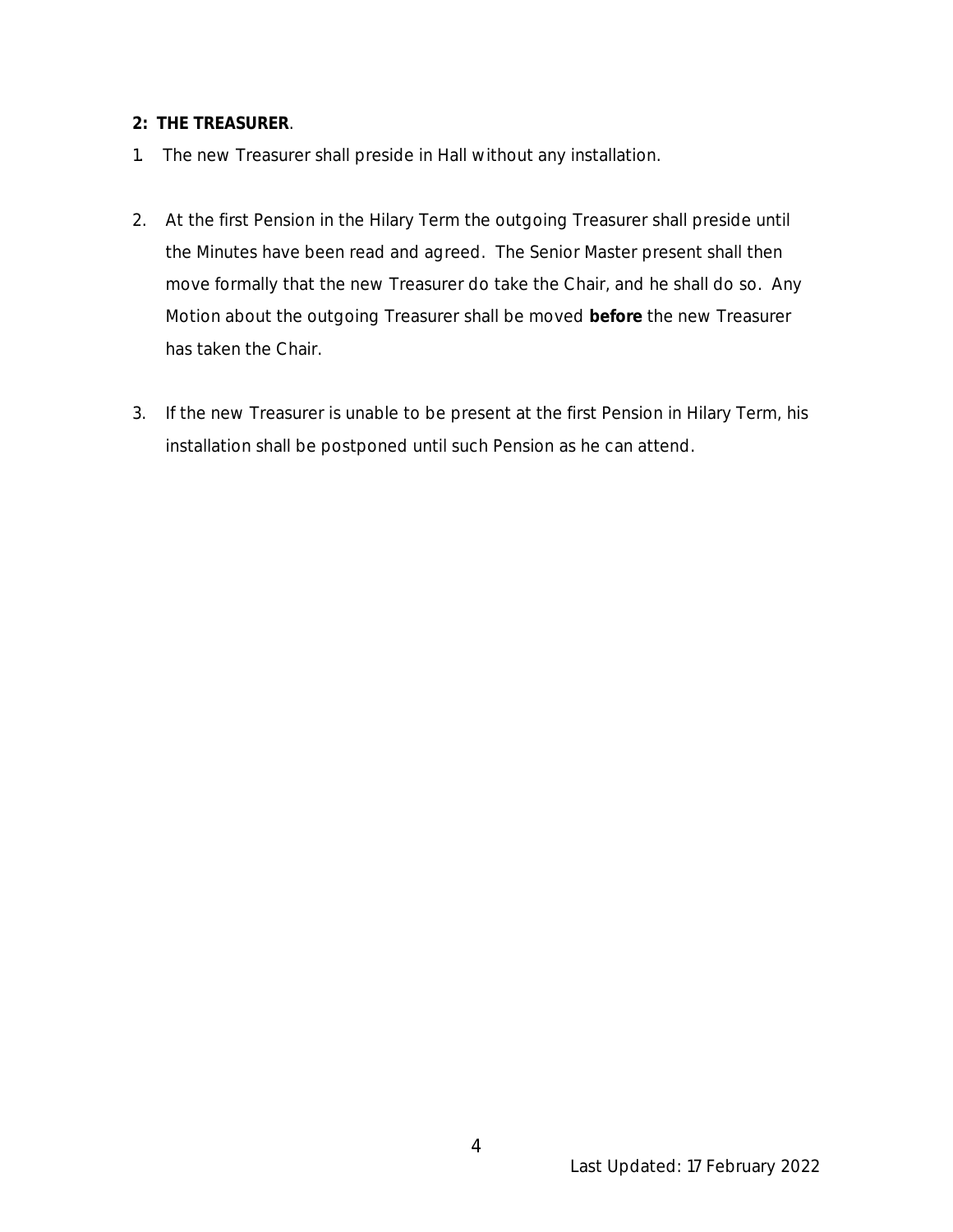**2: THE TREASURER**.

1. The new Treasurer shall preside in Hall without any installation.

2. At the first Pension in the Hilary Term the outgoing Treasurer shall preside until the Minutes have been read and agreed. The Senior Master present shall then move formally that the new Treasurer do take the Chair, and he shall do so. Any Motion about the outgoing Treasurer shall be moved **before** the new Treasurer has taken the Chair.

3. If the new Treasurer is unable to be present at the first Pension in Hilary Term, his installation shall be postponed until such Pension as he can attend.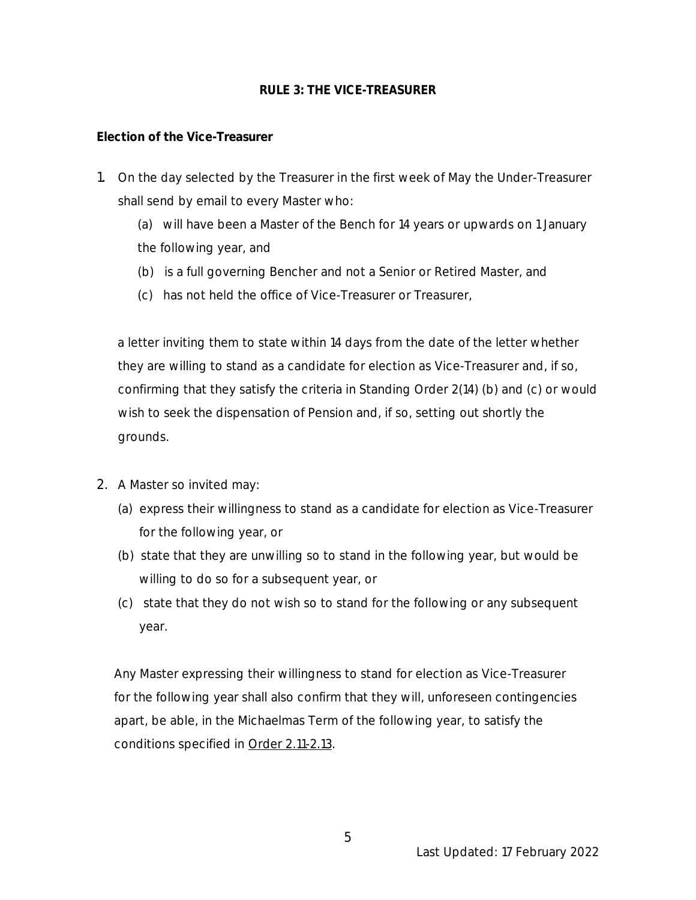## RULE 3: THE VICE-TREASURER

### Election of the Vice-Treasurer

1. On the day selected by the Treasurer in the first week of May the Under-Treasurer shall send by email to every Master who:

   (a) will have been a Master of the Bench for 14 years or upwards on 1 January the following year, and

   (b) is a full governing Bencher and not a Senior or Retired Master, and

   (c) has not held the office of Vice-Treasurer or Treasurer,

   a letter inviting them to state within 14 days from the date of the letter whether they are willing to stand as a candidate for election as Vice-Treasurer and, if so, confirming that they satisfy the criteria in Standing Order 2(14) (b) and (c) or would wish to seek the dispensation of Pension and, if so, setting out shortly the grounds.

2. A Master so invited may:

   (a) express their willingness to stand as a candidate for election as Vice-Treasurer for the following year, or

   (b) state that they are unwilling so to stand in the following year, but would be willing to do so for a subsequent year, or

   (c) state that they do not wish so to stand for the following or any subsequent year.

   Any Master expressing their willingness to stand for election as Vice-Treasurer for the following year shall also confirm that they will, unforeseen contingencies apart, be able, in the Michaelmas Term of the following year, to satisfy the conditions specified in Order 2.11-2.13.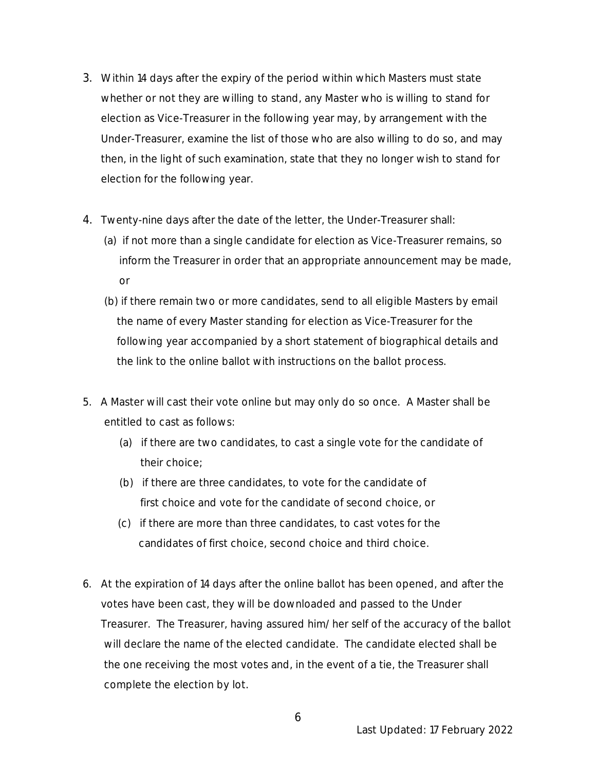3. Within 14 days after the expiry of the period within which Masters must state whether or not they are willing to stand, any Master who is willing to stand for election as Vice-Treasurer in the following year may, by arrangement with the Under-Treasurer, examine the list of those who are also willing to do so, and may then, in the light of such examination, state that they no longer wish to stand for election for the following year.

4. Twenty-nine days after the date of the letter, the Under-Treasurer shall:
   (a) if not more than a single candidate for election as Vice-Treasurer remains, so inform the Treasurer in order that an appropriate announcement may be made, or
   (b) if there remain two or more candidates, send to all eligible Masters by email the name of every Master standing for election as Vice-Treasurer for the following year accompanied by a short statement of biographical details and the link to the online ballot with instructions on the ballot process.

5. A Master will cast their vote online but may only do so once. A Master shall be entitled to cast as follows:
   (a) if there are two candidates, to cast a single vote for the candidate of their choice;
   (b) if there are three candidates, to vote for the candidate of first choice and vote for the candidate of second choice, or
   (c) if there are more than three candidates, to cast votes for the candidates of first choice, second choice and third choice.

6. At the expiration of 14 days after the online ballot has been opened, and after the votes have been cast, they will be downloaded and passed to the Under Treasurer. The Treasurer, having assured him/her self of the accuracy of the ballot will declare the name of the elected candidate. The candidate elected shall be the one receiving the most votes and, in the event of a tie, the Treasurer shall complete the election by lot.

Last Updated: 17 February 2022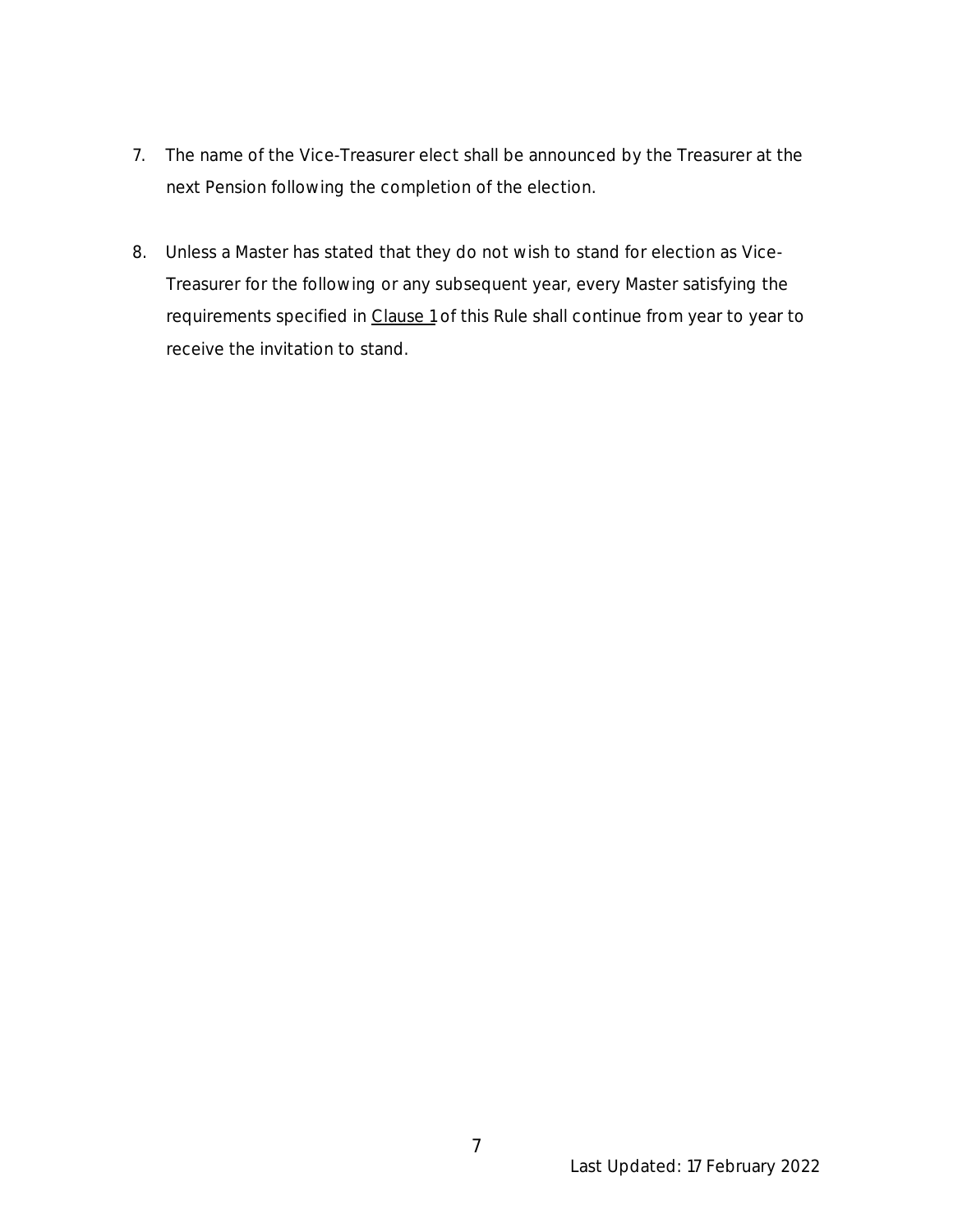7. The name of the Vice-Treasurer elect shall be announced by the Treasurer at the next Pension following the completion of the election.

8. Unless a Master has stated that they do not wish to stand for election as Vice-Treasurer for the following or any subsequent year, every Master satisfying the requirements specified in Clause 1 of this Rule shall continue from year to year to receive the invitation to stand.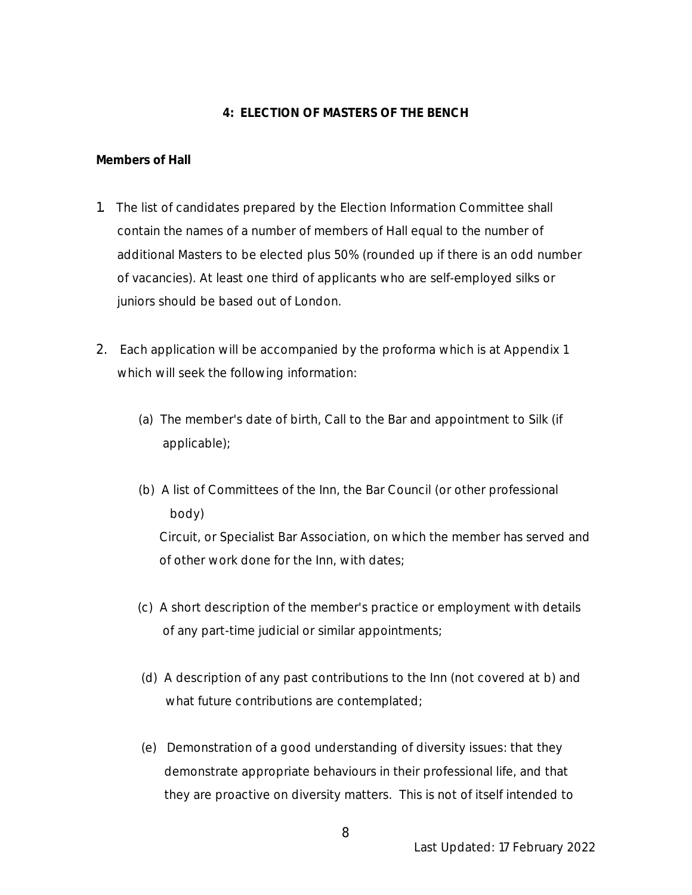## 4: ELECTION OF MASTERS OF THE BENCH

**Members of Hall**

1. The list of candidates prepared by the Election Information Committee shall contain the names of a number of members of Hall equal to the number of additional Masters to be elected plus 50% (rounded up if there is an odd number of vacancies). At least one third of applicants who are self-employed silks or juniors should be based out of London.

2. Each application will be accompanied by the proforma which is at Appendix 1 which will seek the following information:

   (a) The member's date of birth, Call to the Bar and appointment to Silk (if applicable);

   (b) A list of Committees of the Inn, the Bar Council (or other professional body)
   Circuit, or Specialist Bar Association, on which the member has served and of other work done for the Inn, with dates;

   (c) A short description of the member's practice or employment with details of any part-time judicial or similar appointments;

   (d) A description of any past contributions to the Inn (not covered at b) and what future contributions are contemplated;

   (e) Demonstration of a good understanding of diversity issues: that they demonstrate appropriate behaviours in their professional life, and that they are proactive on diversity matters. This is not of itself intended to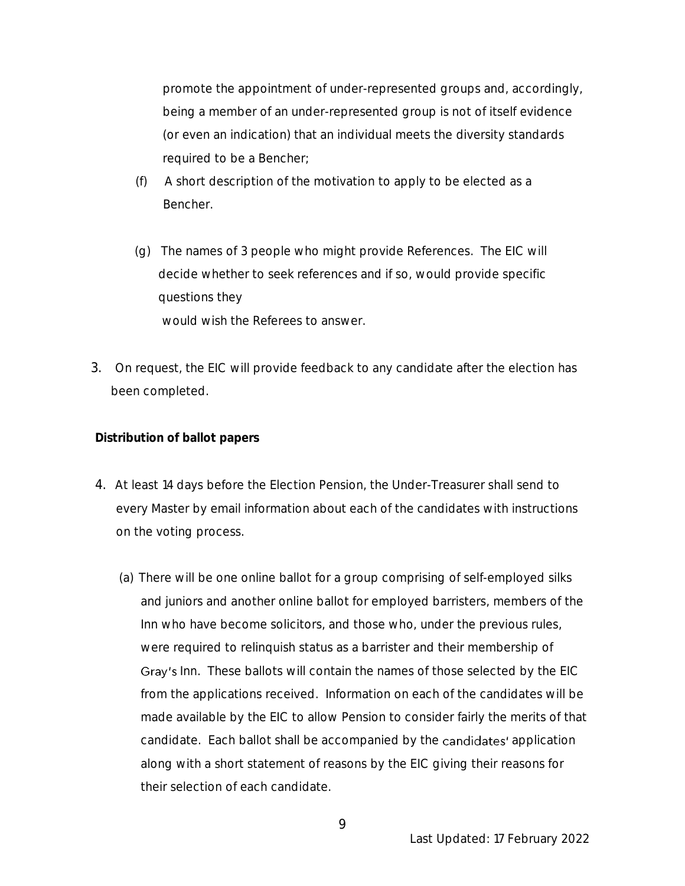promote the appointment of under-represented groups and, accordingly, being a member of an under-represented group is not of itself evidence (or even an indication) that an individual meets the diversity standards required to be a Bencher;

(f) A short description of the motivation to apply to be elected as a Bencher.

(g) The names of 3 people who might provide References. The EIC will decide whether to seek references and if so, would provide specific questions they would wish the Referees to answer.

3. On request, the EIC will provide feedback to any candidate after the election has been completed.

**Distribution of ballot papers**

4. At least 14 days before the Election Pension, the Under-Treasurer shall send to every Master by email information about each of the candidates with instructions on the voting process.

   (a) There will be one online ballot for a group comprising of self-employed silks and juniors and another online ballot for employed barristers, members of the Inn who have become solicitors, and those who, under the previous rules, were required to relinquish status as a barrister and their membership of Gray's Inn. These ballots will contain the names of those selected by the EIC from the applications received. Information on each of the candidates will be made available by the EIC to allow Pension to consider fairly the merits of that candidate. Each ballot shall be accompanied by the candidates' application along with a short statement of reasons by the EIC giving their reasons for their selection of each candidate.

Last Updated: 17 February 2022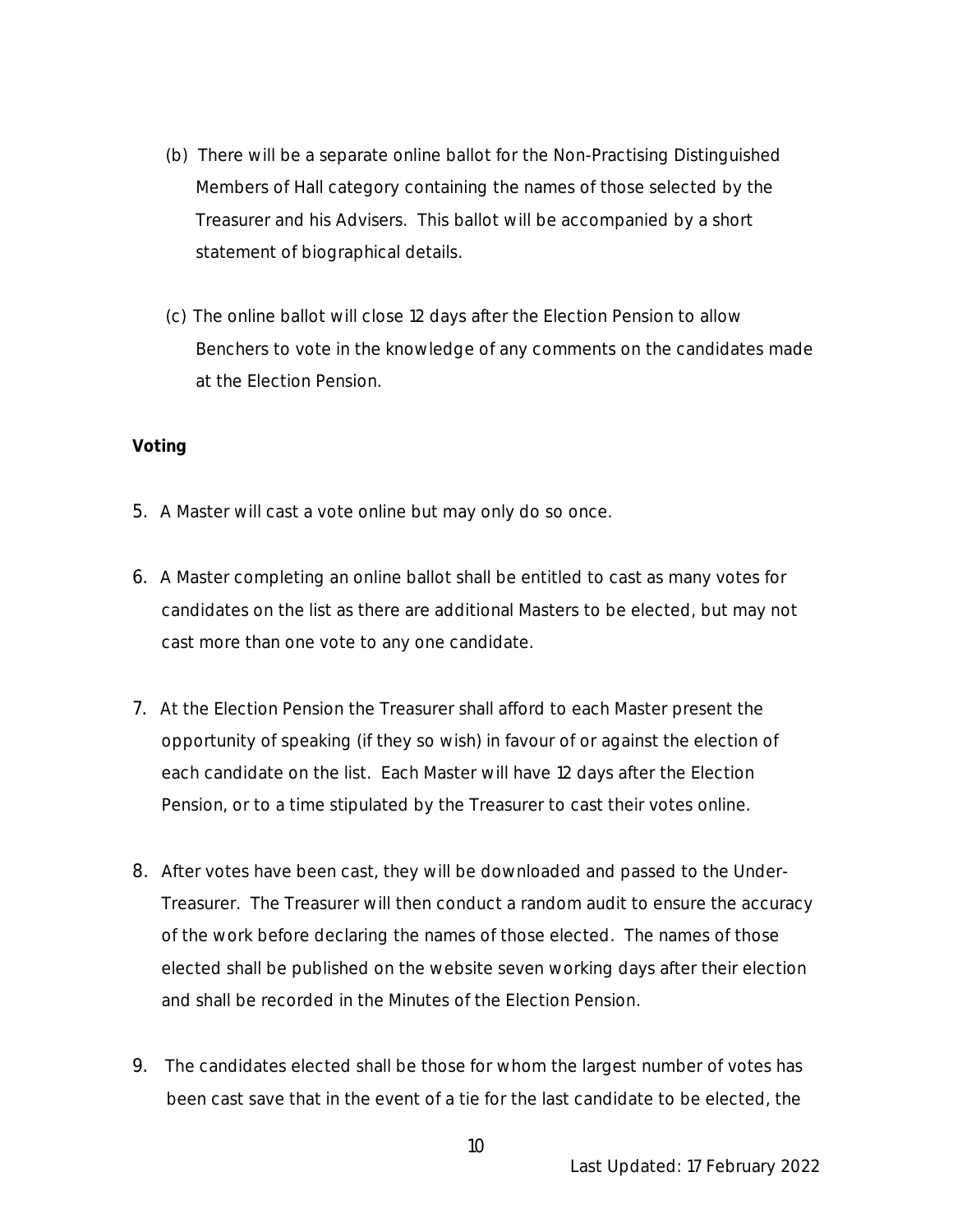(b) There will be a separate online ballot for the Non-Practising Distinguished Members of Hall category containing the names of those selected by the Treasurer and his Advisers. This ballot will be accompanied by a short statement of biographical details.

(c) The online ballot will close 12 days after the Election Pension to allow Benchers to vote in the knowledge of any comments on the candidates made at the Election Pension.

**Voting**

5. A Master will cast a vote online but may only do so once.

6. A Master completing an online ballot shall be entitled to cast as many votes for candidates on the list as there are additional Masters to be elected, but may not cast more than one vote to any one candidate.

7. At the Election Pension the Treasurer shall afford to each Master present the opportunity of speaking (if they so wish) in favour of or against the election of each candidate on the list. Each Master will have 12 days after the Election Pension, or to a time stipulated by the Treasurer to cast their votes online.

8. After votes have been cast, they will be downloaded and passed to the Under-Treasurer. The Treasurer will then conduct a random audit to ensure the accuracy of the work before declaring the names of those elected. The names of those elected shall be published on the website seven working days after their election and shall be recorded in the Minutes of the Election Pension.

9. The candidates elected shall be those for whom the largest number of votes has been cast save that in the event of a tie for the last candidate to be elected, the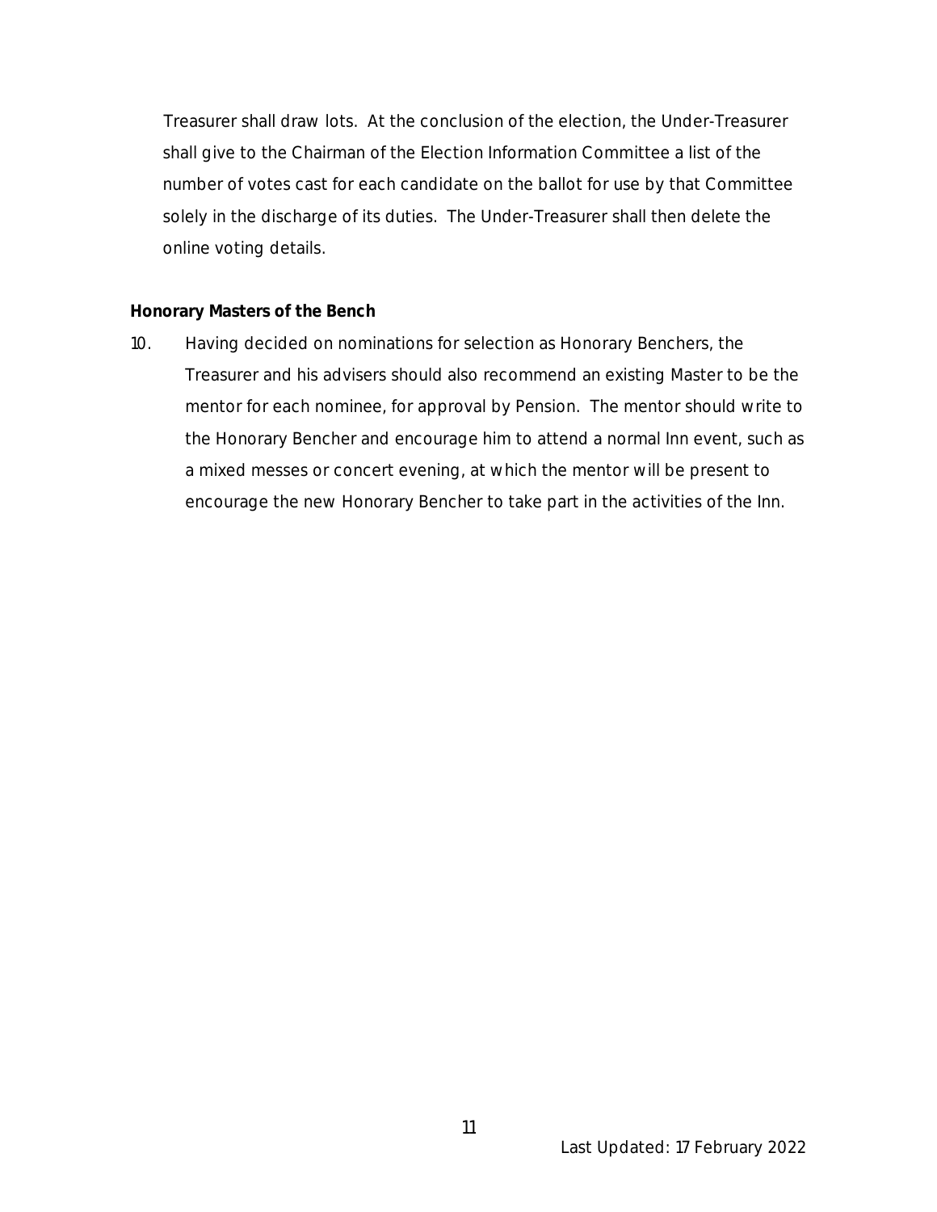Treasurer shall draw lots. At the conclusion of the election, the Under-Treasurer shall give to the Chairman of the Election Information Committee a list of the number of votes cast for each candidate on the ballot for use by that Committee solely in the discharge of its duties. The Under-Treasurer shall then delete the online voting details.

**Honorary Masters of the Bench**

10. Having decided on nominations for selection as Honorary Benchers, the Treasurer and his advisers should also recommend an existing Master to be the mentor for each nominee, for approval by Pension. The mentor should write to the Honorary Bencher and encourage him to attend a normal Inn event, such as a mixed messes or concert evening, at which the mentor will be present to encourage the new Honorary Bencher to take part in the activities of the Inn.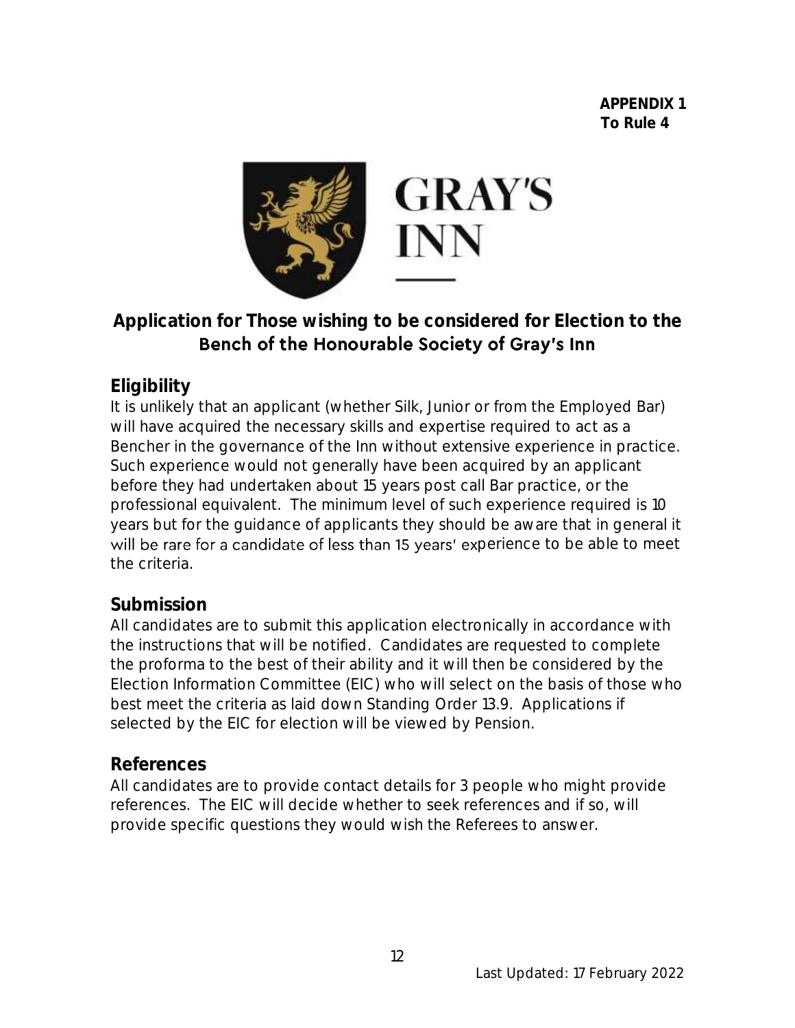**APPENDIX 1**
**To Rule 4**

# Application for Those wishing to be considered for Election to the Bench of the Honourable Society of Gray's Inn

## Eligibility

It is unlikely that an applicant (whether Silk, Junior or from the Employed Bar) will have acquired the necessary skills and expertise required to act as a Bencher in the governance of the Inn without extensive experience in practice. Such experience would not generally have been acquired by an applicant before they had undertaken about 15 years post call Bar practice, or the professional equivalent. The minimum level of such experience required is 10 years but for the guidance of applicants they should be aware that in general it will be rare for a candidate of less than 15 years' experience to be able to meet the criteria.

## Submission

All candidates are to submit this application electronically in accordance with the instructions that will be notified. Candidates are requested to complete the proforma to the best of their ability and it will then be considered by the Election Information Committee (EIC) who will select on the basis of those who best meet the criteria as laid down Standing Order 13.9. Applications if selected by the EIC for election will be viewed by Pension.

## References

All candidates are to provide contact details for 3 people who might provide references. The EIC will decide whether to seek references and if so, will provide specific questions they would wish the Referees to answer.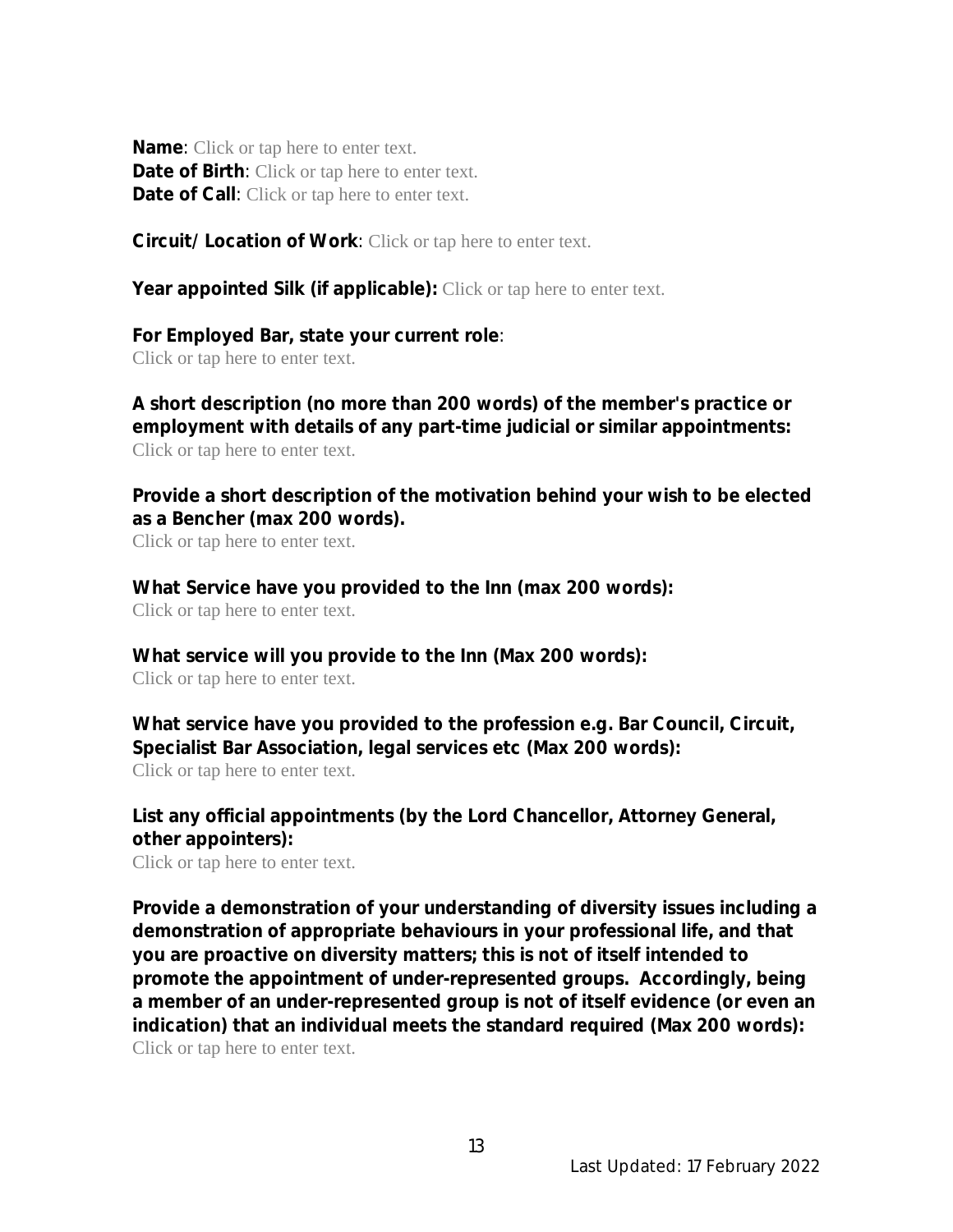**Name**: Click or tap here to enter text.
**Date of Birth**: Click or tap here to enter text.
**Date of Call**: Click or tap here to enter text.

**Circuit/ Location of Work**: Click or tap here to enter text.

**Year appointed Silk (if applicable):** Click or tap here to enter text.

**For Employed Bar, state your current role**:
Click or tap here to enter text.

**A short description (no more than 200 words) of the member's practice or employment with details of any part-time judicial or similar appointments:**
Click or tap here to enter text.

**Provide a short description of the motivation behind your wish to be elected as a Bencher (max 200 words).**
Click or tap here to enter text.

**What Service have you provided to the Inn (max 200 words):**
Click or tap here to enter text.

**What service will you provide to the Inn (Max 200 words):**
Click or tap here to enter text.

**What service have you provided to the profession e.g. Bar Council, Circuit, Specialist Bar Association, legal services etc (Max 200 words):**
Click or tap here to enter text.

**List any official appointments (by the Lord Chancellor, Attorney General, other appointers):**
Click or tap here to enter text.

**Provide a demonstration of your understanding of diversity issues including a demonstration of appropriate behaviours in your professional life, and that you are proactive on diversity matters; this is not of itself intended to promote the appointment of under-represented groups. Accordingly, being a member of an under-represented group is not of itself evidence (or even an indication) that an individual meets the standard required (Max 200 words):**
Click or tap here to enter text.

Last Updated: 17 February 2022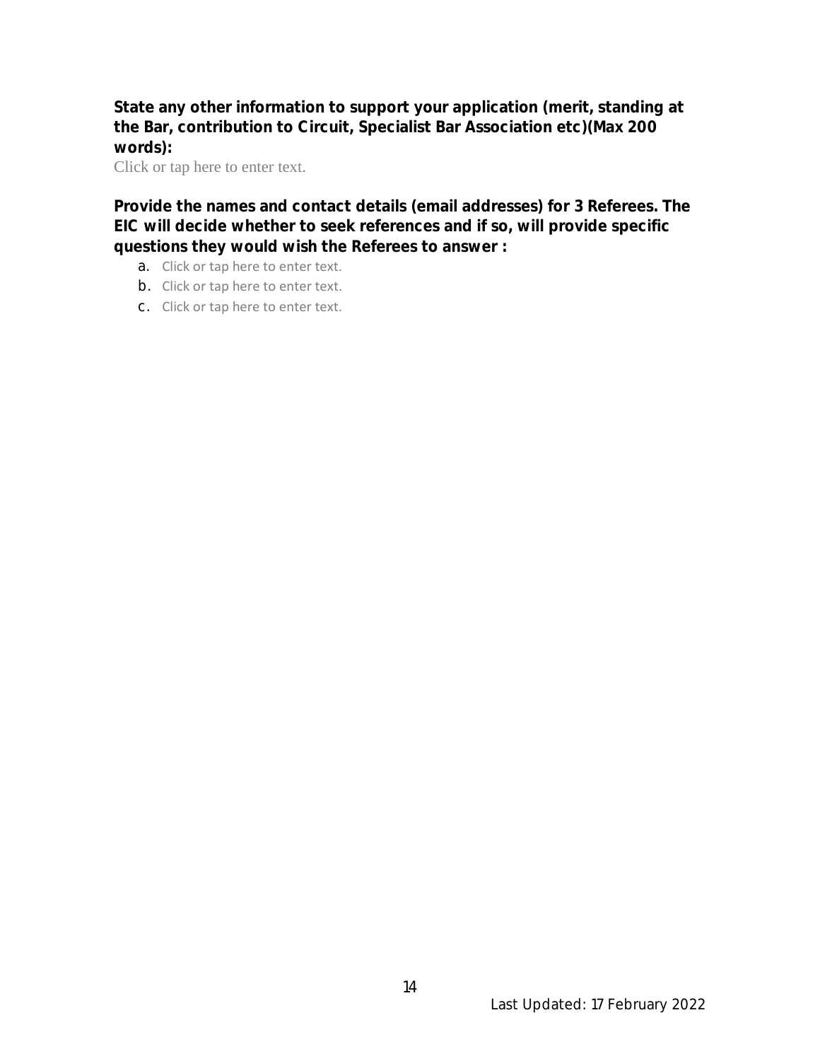**State any other information to support your application (merit, standing at the Bar, contribution to Circuit, Specialist Bar Association etc)(Max 200 words):**

Click or tap here to enter text.

**Provide the names and contact details (email addresses) for 3 Referees. The EIC will decide whether to seek references and if so, will provide specific questions they would wish the Referees to answer :**

a. Click or tap here to enter text.
b. Click or tap here to enter text.
c. Click or tap here to enter text.

Last Updated: 17 February 2022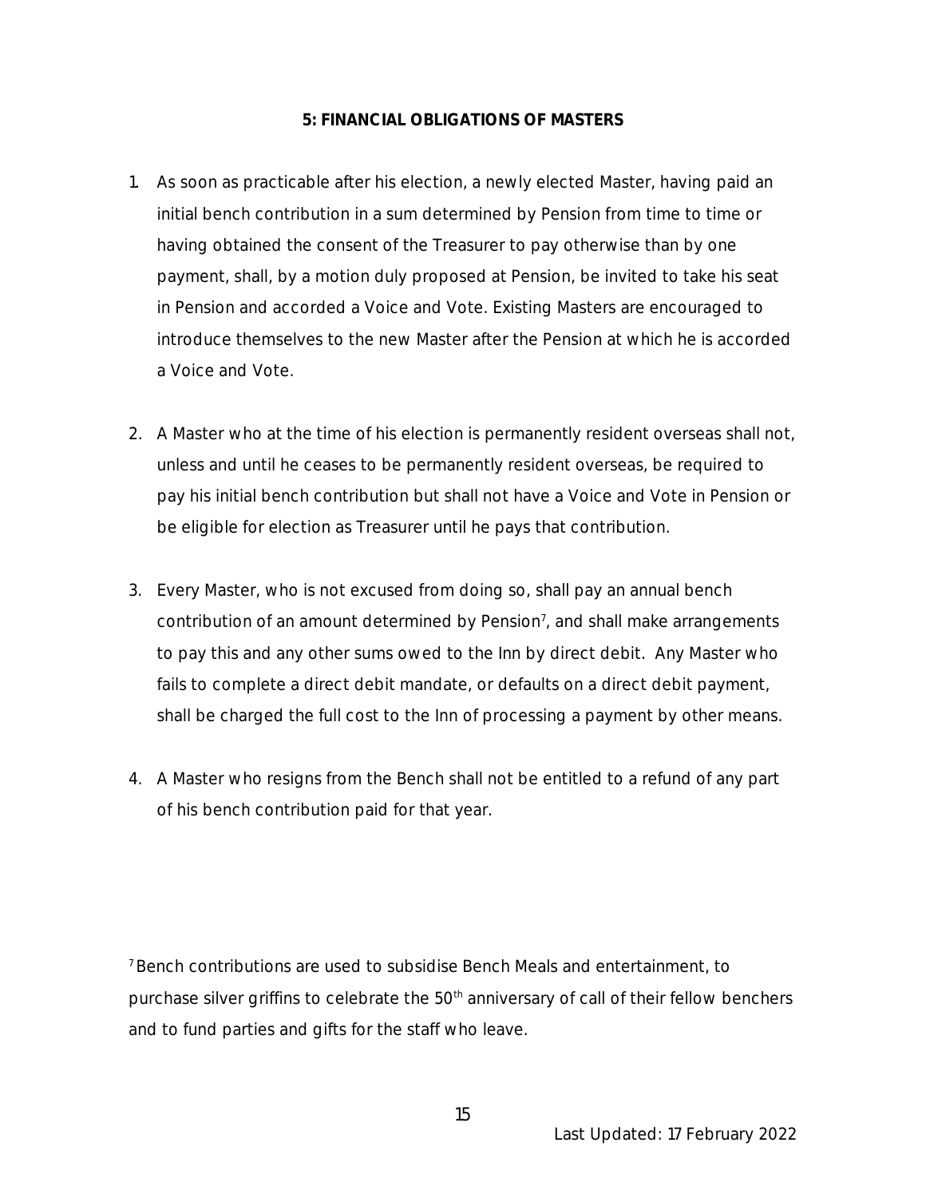## 5: FINANCIAL OBLIGATIONS OF MASTERS

1. As soon as practicable after his election, a newly elected Master, having paid an initial bench contribution in a sum determined by Pension from time to time or having obtained the consent of the Treasurer to pay otherwise than by one payment, shall, by a motion duly proposed at Pension, be invited to take his seat in Pension and accorded a Voice and Vote. Existing Masters are encouraged to introduce themselves to the new Master after the Pension at which he is accorded a Voice and Vote.

2. A Master who at the time of his election is permanently resident overseas shall not, unless and until he ceases to be permanently resident overseas, be required to pay his initial bench contribution but shall not have a Voice and Vote in Pension or be eligible for election as Treasurer until he pays that contribution.

3. Every Master, who is not excused from doing so, shall pay an annual bench contribution of an amount determined by Pension[7], and shall make arrangements to pay this and any other sums owed to the Inn by direct debit. Any Master who fails to complete a direct debit mandate, or defaults on a direct debit payment, shall be charged the full cost to the Inn of processing a payment by other means.

4. A Master who resigns from the Bench shall not be entitled to a refund of any part of his bench contribution paid for that year.

[7] Bench contributions are used to subsidise Bench Meals and entertainment, to purchase silver griffins to celebrate the 50th anniversary of call of their fellow benchers and to fund parties and gifts for the staff who leave.

Last Updated: 17 February 2022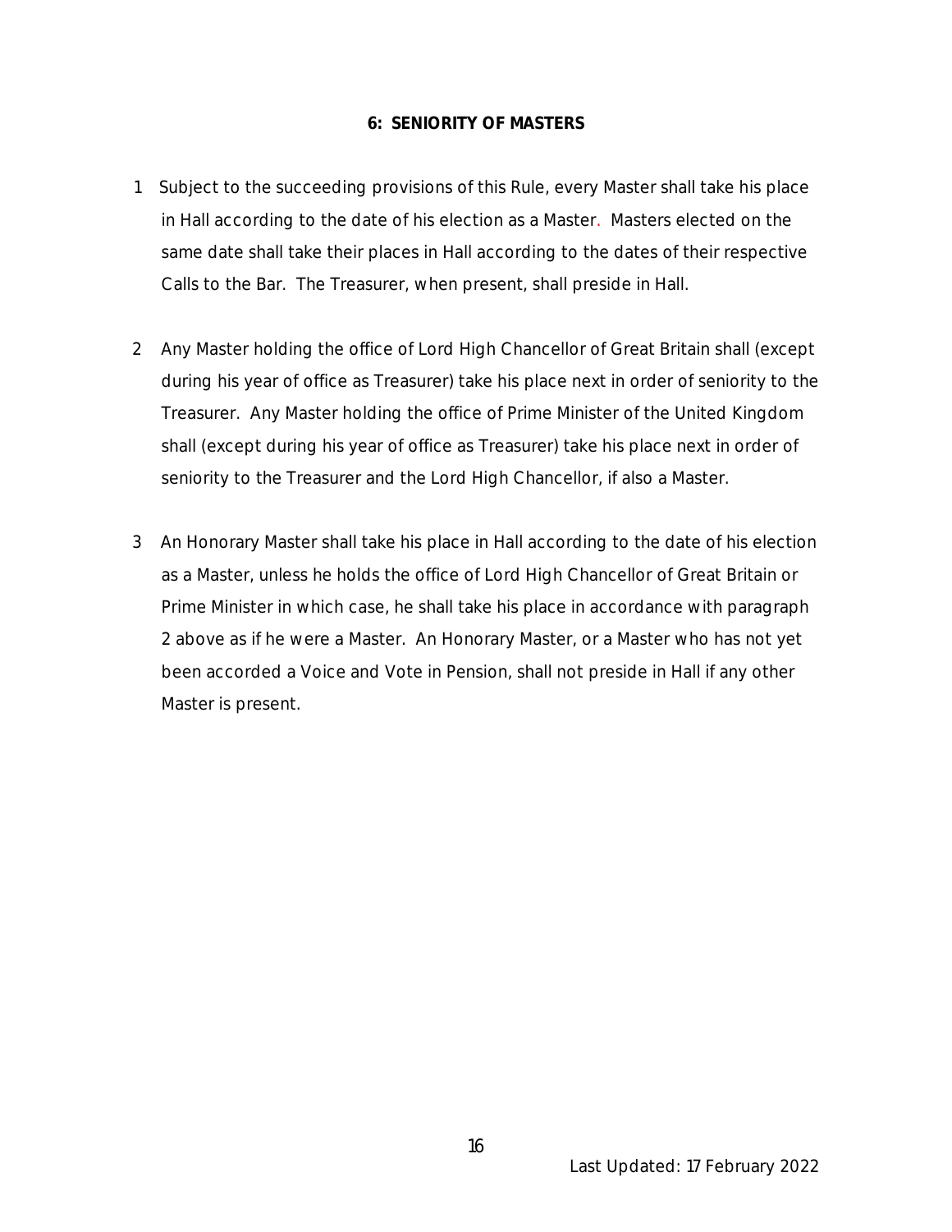## 6: SENIORITY OF MASTERS

1. Subject to the succeeding provisions of this Rule, every Master shall take his place in Hall according to the date of his election as a Master. Masters elected on the same date shall take their places in Hall according to the dates of their respective Calls to the Bar. The Treasurer, when present, shall preside in Hall.

2. Any Master holding the office of Lord High Chancellor of Great Britain shall (except during his year of office as Treasurer) take his place next in order of seniority to the Treasurer. Any Master holding the office of Prime Minister of the United Kingdom shall (except during his year of office as Treasurer) take his place next in order of seniority to the Treasurer and the Lord High Chancellor, if also a Master.

3. An Honorary Master shall take his place in Hall according to the date of his election as a Master, unless he holds the office of Lord High Chancellor of Great Britain or Prime Minister in which case, he shall take his place in accordance with paragraph 2 above as if he were a Master. An Honorary Master, or a Master who has not yet been accorded a Voice and Vote in Pension, shall not preside in Hall if any other Master is present.

Last Updated: 17 February 2022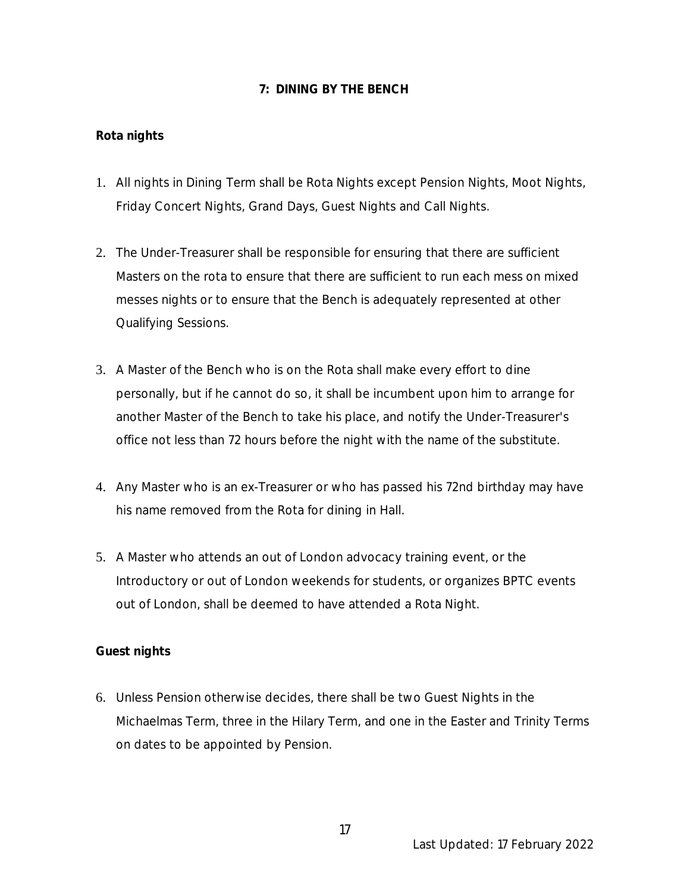## 7: DINING BY THE BENCH

**Rota nights**

1. All nights in Dining Term shall be Rota Nights except Pension Nights, Moot Nights, Friday Concert Nights, Grand Days, Guest Nights and Call Nights.

2. The Under-Treasurer shall be responsible for ensuring that there are sufficient Masters on the rota to ensure that there are sufficient to run each mess on mixed messes nights or to ensure that the Bench is adequately represented at other Qualifying Sessions.

3. A Master of the Bench who is on the Rota shall make every effort to dine personally, but if he cannot do so, it shall be incumbent upon him to arrange for another Master of the Bench to take his place, and notify the Under-Treasurer's office not less than 72 hours before the night with the name of the substitute.

4. Any Master who is an ex-Treasurer or who has passed his 72nd birthday may have his name removed from the Rota for dining in Hall.

5. A Master who attends an out of London advocacy training event, or the Introductory or out of London weekends for students, or organizes BPTC events out of London, shall be deemed to have attended a Rota Night.

**Guest nights**

6. Unless Pension otherwise decides, there shall be two Guest Nights in the Michaelmas Term, three in the Hilary Term, and one in the Easter and Trinity Terms on dates to be appointed by Pension.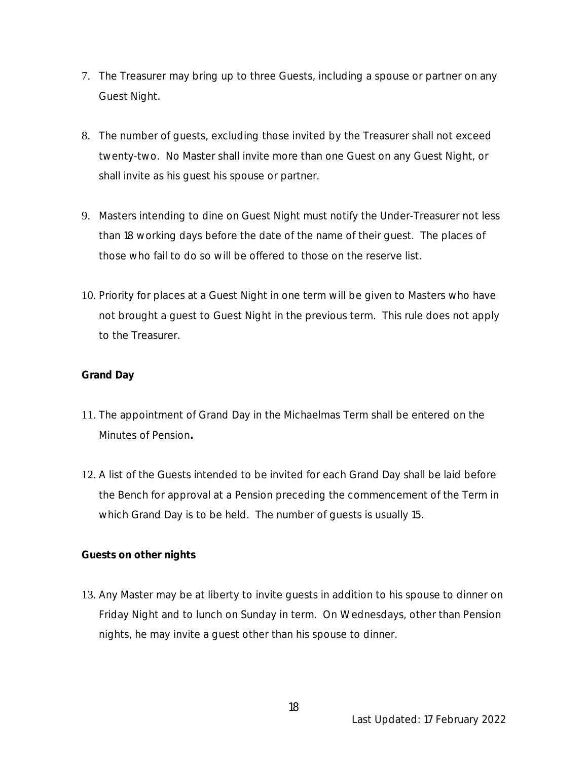7. The Treasurer may bring up to three Guests, including a spouse or partner on any Guest Night.

8. The number of guests, excluding those invited by the Treasurer shall not exceed twenty-two. No Master shall invite more than one Guest on any Guest Night, or shall invite as his guest his spouse or partner.

9. Masters intending to dine on Guest Night must notify the Under-Treasurer not less than 18 working days before the date of the name of their guest. The places of those who fail to do so will be offered to those on the reserve list.

10. Priority for places at a Guest Night in one term will be given to Masters who have not brought a guest to Guest Night in the previous term. This rule does not apply to the Treasurer.

**Grand Day**

11. The appointment of Grand Day in the Michaelmas Term shall be entered on the Minutes of Pension**.**

12. A list of the Guests intended to be invited for each Grand Day shall be laid before the Bench for approval at a Pension preceding the commencement of the Term in which Grand Day is to be held. The number of guests is usually 15.

**Guests on other nights**

13. Any Master may be at liberty to invite guests in addition to his spouse to dinner on Friday Night and to lunch on Sunday in term. On Wednesdays, other than Pension nights, he may invite a guest other than his spouse to dinner.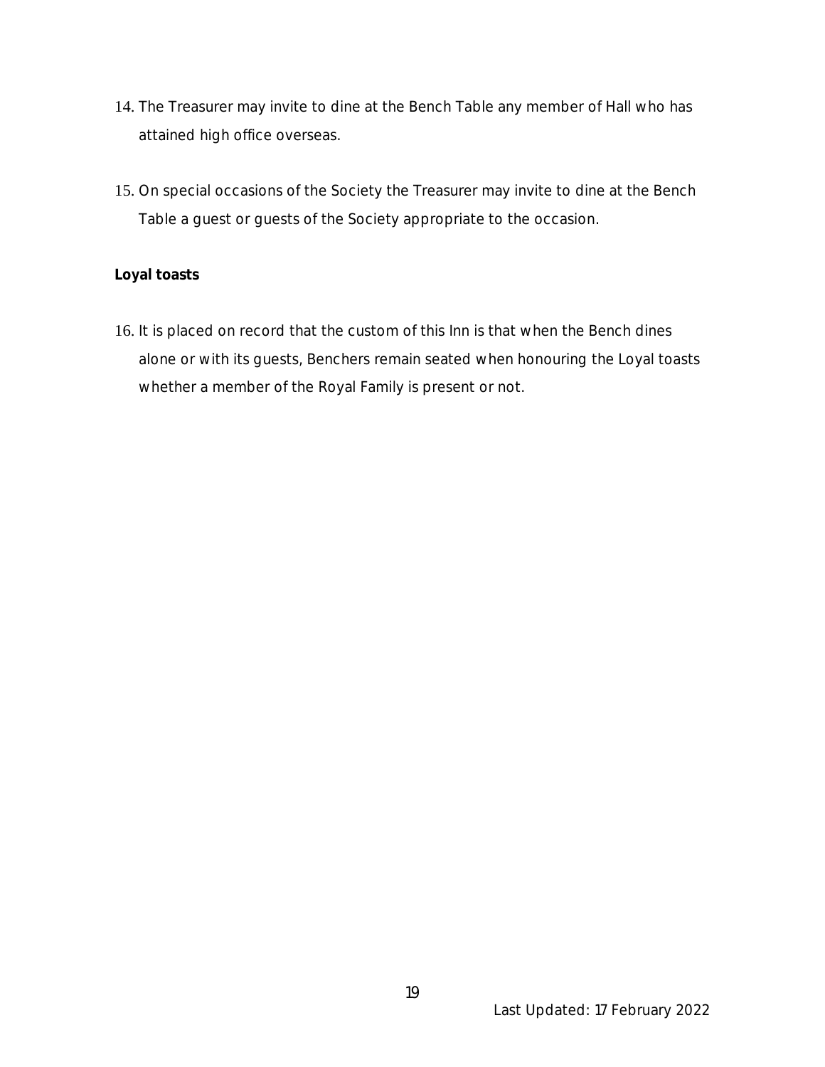14. The Treasurer may invite to dine at the Bench Table any member of Hall who has attained high office overseas.

15. On special occasions of the Society the Treasurer may invite to dine at the Bench Table a guest or guests of the Society appropriate to the occasion.

**Loyal toasts**

16. It is placed on record that the custom of this Inn is that when the Bench dines alone or with its guests, Benchers remain seated when honouring the Loyal toasts whether a member of the Royal Family is present or not.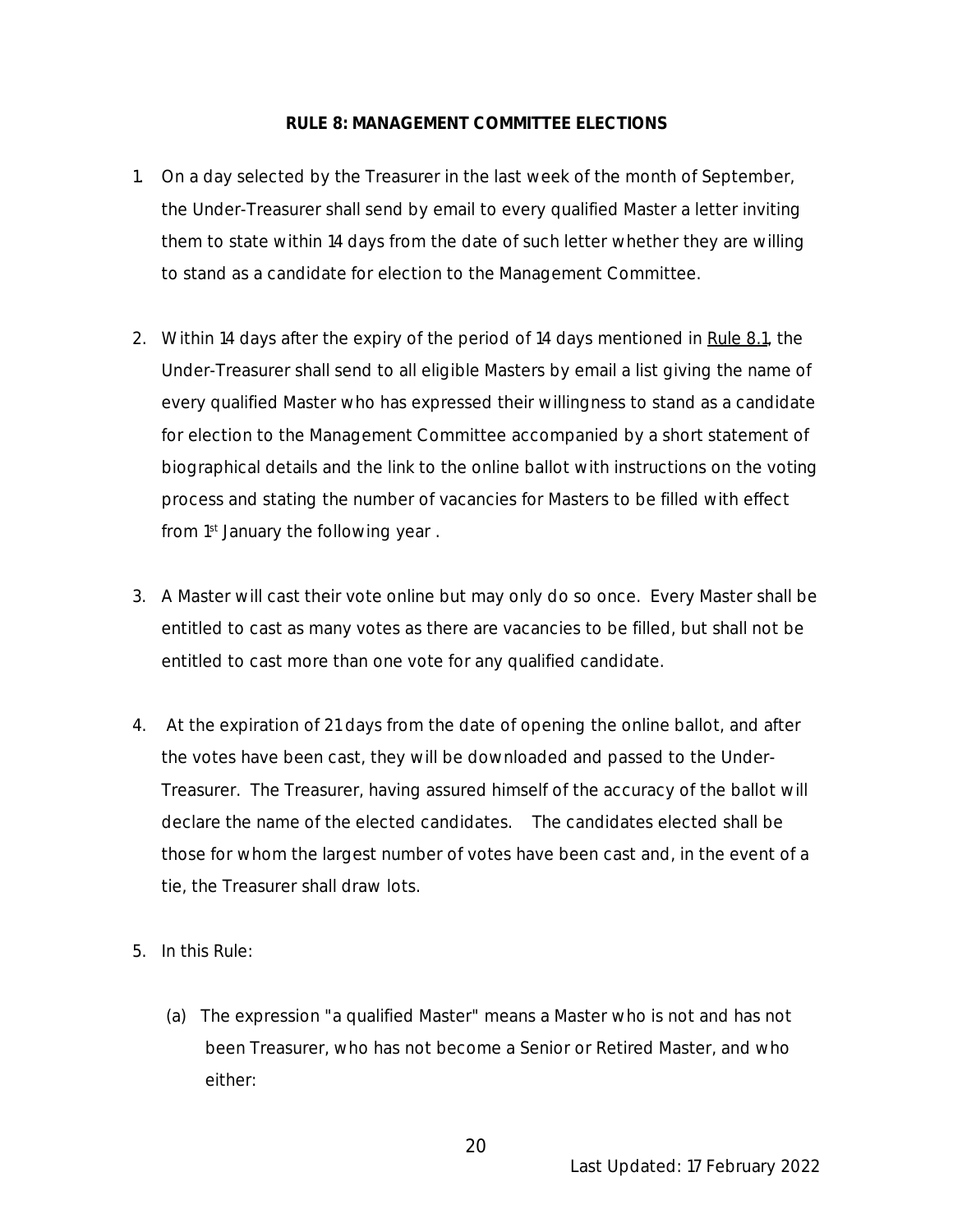**RULE 8: MANAGEMENT COMMITTEE ELECTIONS**

1. On a day selected by the Treasurer in the last week of the month of September, the Under-Treasurer shall send by email to every qualified Master a letter inviting them to state within 14 days from the date of such letter whether they are willing to stand as a candidate for election to the Management Committee.

2. Within 14 days after the expiry of the period of 14 days mentioned in Rule 8.1, the Under-Treasurer shall send to all eligible Masters by email a list giving the name of every qualified Master who has expressed their willingness to stand as a candidate for election to the Management Committee accompanied by a short statement of biographical details and the link to the online ballot with instructions on the voting process and stating the number of vacancies for Masters to be filled with effect from 1st January the following year .

3. A Master will cast their vote online but may only do so once. Every Master shall be entitled to cast as many votes as there are vacancies to be filled, but shall not be entitled to cast more than one vote for any qualified candidate.

4. At the expiration of 21 days from the date of opening the online ballot, and after the votes have been cast, they will be downloaded and passed to the Under-Treasurer. The Treasurer, having assured himself of the accuracy of the ballot will declare the name of the elected candidates. The candidates elected shall be those for whom the largest number of votes have been cast and, in the event of a tie, the Treasurer shall draw lots.

5. In this Rule:

   (a) The expression "a qualified Master" means a Master who is not and has not been Treasurer, who has not become a Senior or Retired Master, and who either: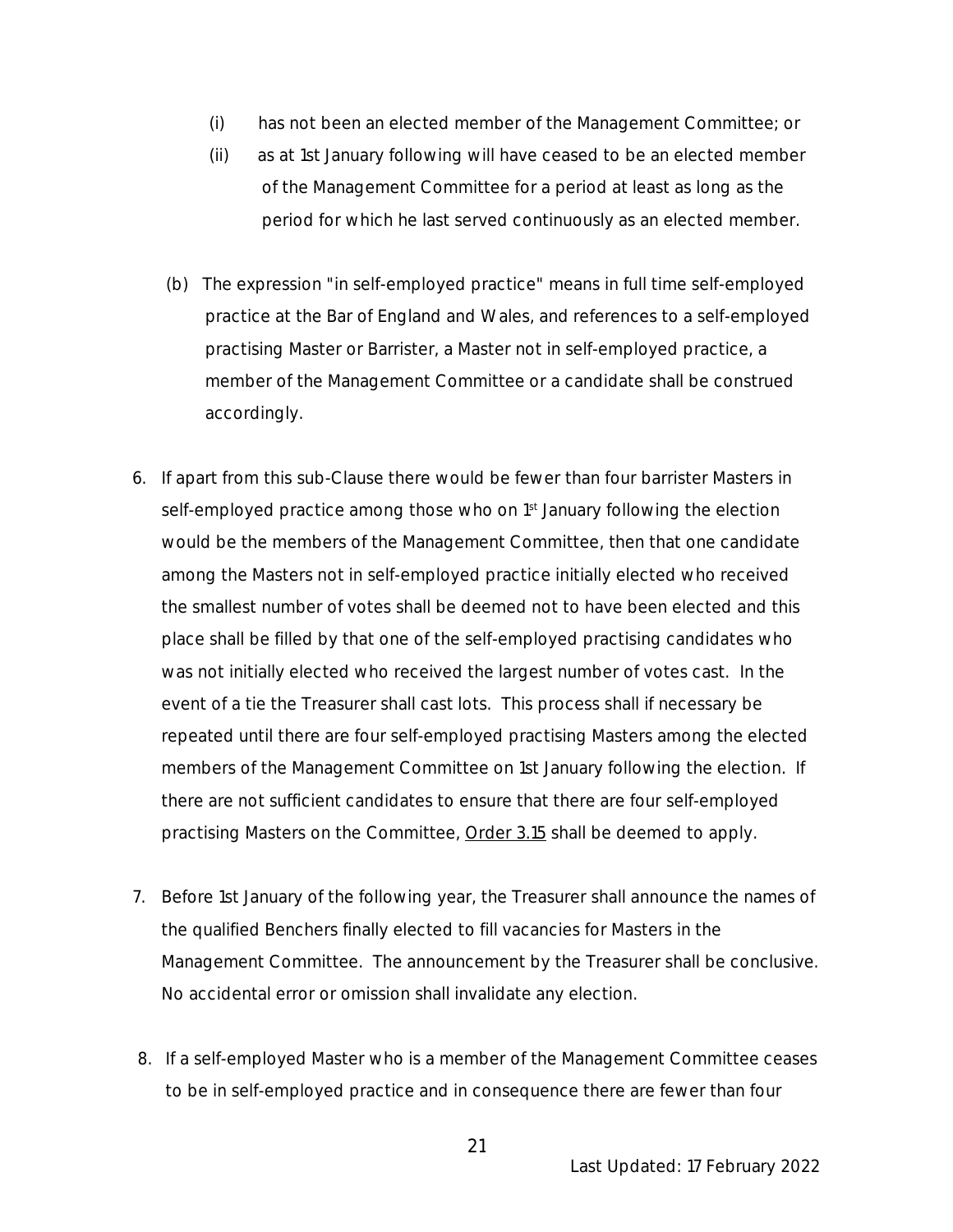(i) has not been an elected member of the Management Committee; or

(ii) as at 1st January following will have ceased to be an elected member of the Management Committee for a period at least as long as the period for which he last served continuously as an elected member.

(b) The expression "in self-employed practice" means in full time self-employed practice at the Bar of England and Wales, and references to a self-employed practising Master or Barrister, a Master not in self-employed practice, a member of the Management Committee or a candidate shall be construed accordingly.

6. If apart from this sub-Clause there would be fewer than four barrister Masters in self-employed practice among those who on 1st January following the election would be the members of the Management Committee, then that one candidate among the Masters not in self-employed practice initially elected who received the smallest number of votes shall be deemed not to have been elected and this place shall be filled by that one of the self-employed practising candidates who was not initially elected who received the largest number of votes cast. In the event of a tie the Treasurer shall cast lots. This process shall if necessary be repeated until there are four self-employed practising Masters among the elected members of the Management Committee on 1st January following the election. If there are not sufficient candidates to ensure that there are four self-employed practising Masters on the Committee, Order 3.15 shall be deemed to apply.

7. Before 1st January of the following year, the Treasurer shall announce the names of the qualified Benchers finally elected to fill vacancies for Masters in the Management Committee. The announcement by the Treasurer shall be conclusive. No accidental error or omission shall invalidate any election.

8. If a self-employed Master who is a member of the Management Committee ceases to be in self-employed practice and in consequence there are fewer than four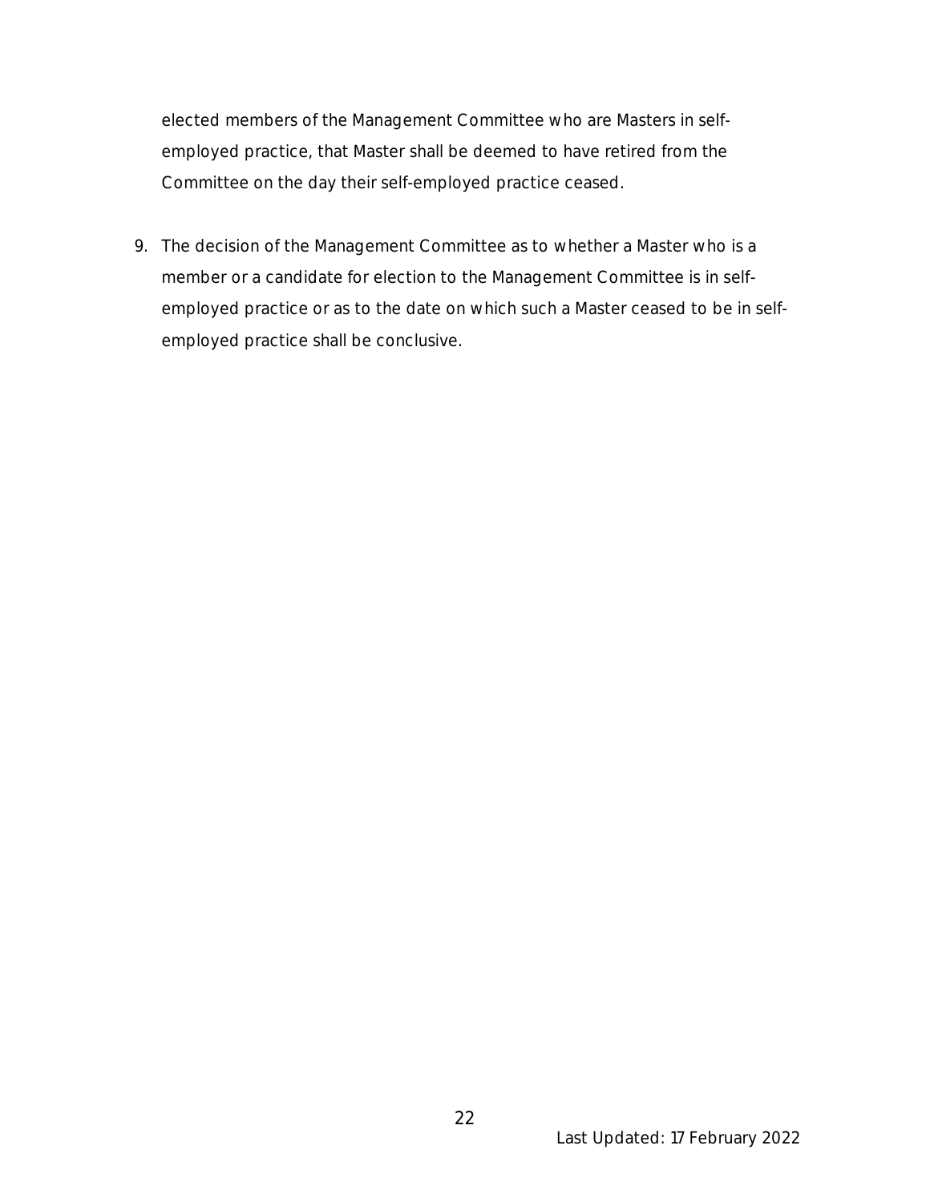elected members of the Management Committee who are Masters in self-employed practice, that Master shall be deemed to have retired from the Committee on the day their self-employed practice ceased.

9. The decision of the Management Committee as to whether a Master who is a member or a candidate for election to the Management Committee is in self-employed practice or as to the date on which such a Master ceased to be in self-employed practice shall be conclusive.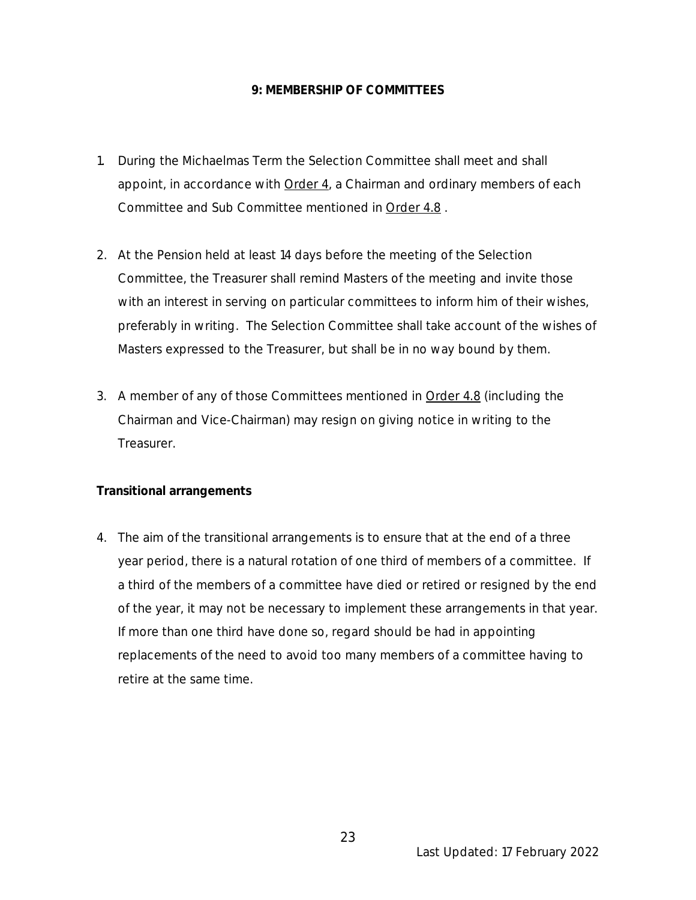## 9: MEMBERSHIP OF COMMITTEES

1. During the Michaelmas Term the Selection Committee shall meet and shall appoint, in accordance with Order 4, a Chairman and ordinary members of each Committee and Sub Committee mentioned in Order 4.8 .

2. At the Pension held at least 14 days before the meeting of the Selection Committee, the Treasurer shall remind Masters of the meeting and invite those with an interest in serving on particular committees to inform him of their wishes, preferably in writing. The Selection Committee shall take account of the wishes of Masters expressed to the Treasurer, but shall be in no way bound by them.

3. A member of any of those Committees mentioned in Order 4.8 (including the Chairman and Vice-Chairman) may resign on giving notice in writing to the Treasurer.

**Transitional arrangements**

4. The aim of the transitional arrangements is to ensure that at the end of a three year period, there is a natural rotation of one third of members of a committee. If a third of the members of a committee have died or retired or resigned by the end of the year, it may not be necessary to implement these arrangements in that year. If more than one third have done so, regard should be had in appointing replacements of the need to avoid too many members of a committee having to retire at the same time.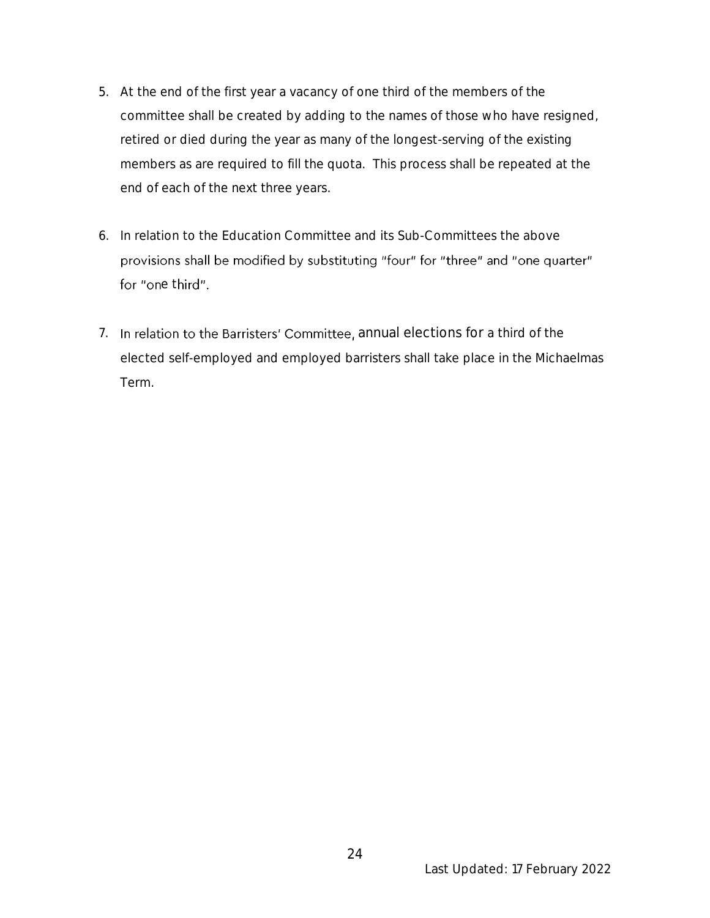5. At the end of the first year a vacancy of one third of the members of the committee shall be created by adding to the names of those who have resigned, retired or died during the year as many of the longest-serving of the existing members as are required to fill the quota. This process shall be repeated at the end of each of the next three years.

6. In relation to the Education Committee and its Sub-Committees the above provisions shall be modified by substituting "four" for "three" and "one quarter" for "one third".

7. In relation to the Barristers' Committee, annual elections for a third of the elected self-employed and employed barristers shall take place in the Michaelmas Term.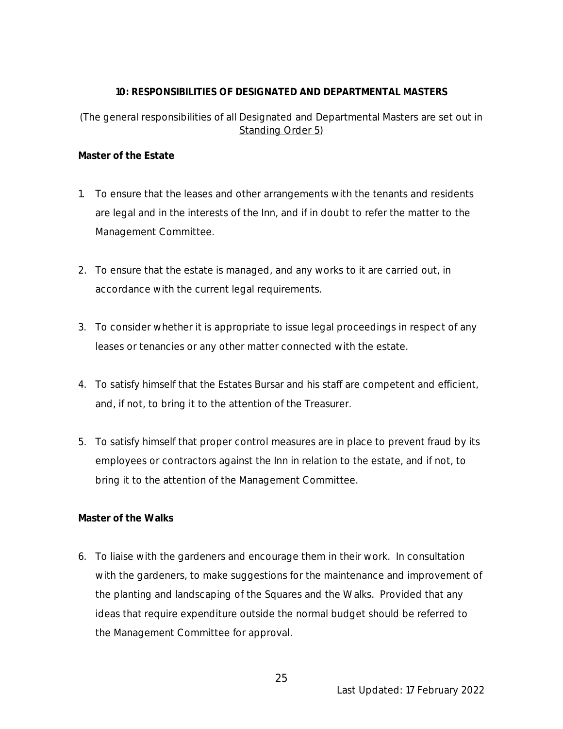## 10: RESPONSIBILITIES OF DESIGNATED AND DEPARTMENTAL MASTERS

(The general responsibilities of all Designated and Departmental Masters are set out in Standing Order 5)

**Master of the Estate**

1. To ensure that the leases and other arrangements with the tenants and residents are legal and in the interests of the Inn, and if in doubt to refer the matter to the Management Committee.

2. To ensure that the estate is managed, and any works to it are carried out, in accordance with the current legal requirements.

3. To consider whether it is appropriate to issue legal proceedings in respect of any leases or tenancies or any other matter connected with the estate.

4. To satisfy himself that the Estates Bursar and his staff are competent and efficient, and, if not, to bring it to the attention of the Treasurer.

5. To satisfy himself that proper control measures are in place to prevent fraud by its employees or contractors against the Inn in relation to the estate, and if not, to bring it to the attention of the Management Committee.

**Master of the Walks**

6. To liaise with the gardeners and encourage them in their work. In consultation with the gardeners, to make suggestions for the maintenance and improvement of the planting and landscaping of the Squares and the Walks. Provided that any ideas that require expenditure outside the normal budget should be referred to the Management Committee for approval.

Last Updated: 17 February 2022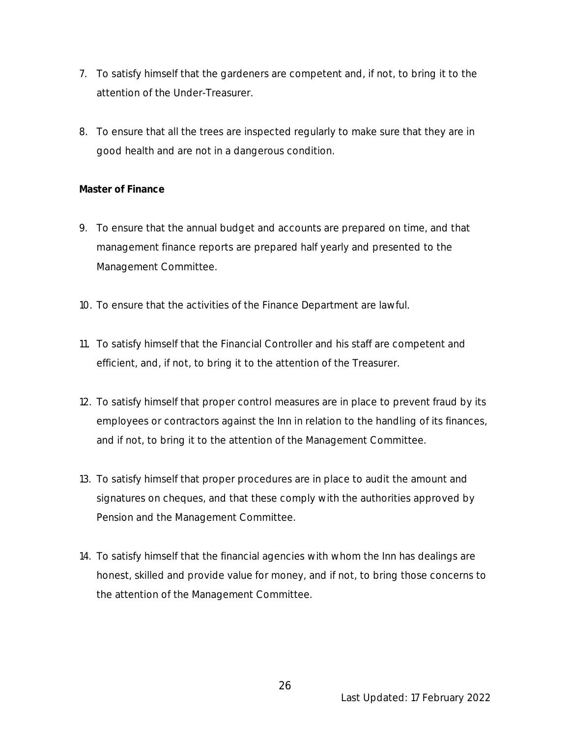7. To satisfy himself that the gardeners are competent and, if not, to bring it to the attention of the Under-Treasurer.

8. To ensure that all the trees are inspected regularly to make sure that they are in good health and are not in a dangerous condition.

**Master of Finance**

9. To ensure that the annual budget and accounts are prepared on time, and that management finance reports are prepared half yearly and presented to the Management Committee.

10. To ensure that the activities of the Finance Department are lawful.

11. To satisfy himself that the Financial Controller and his staff are competent and efficient, and, if not, to bring it to the attention of the Treasurer.

12. To satisfy himself that proper control measures are in place to prevent fraud by its employees or contractors against the Inn in relation to the handling of its finances, and if not, to bring it to the attention of the Management Committee.

13. To satisfy himself that proper procedures are in place to audit the amount and signatures on cheques, and that these comply with the authorities approved by Pension and the Management Committee.

14. To satisfy himself that the financial agencies with whom the Inn has dealings are honest, skilled and provide value for money, and if not, to bring those concerns to the attention of the Management Committee.

Last Updated: 17 February 2022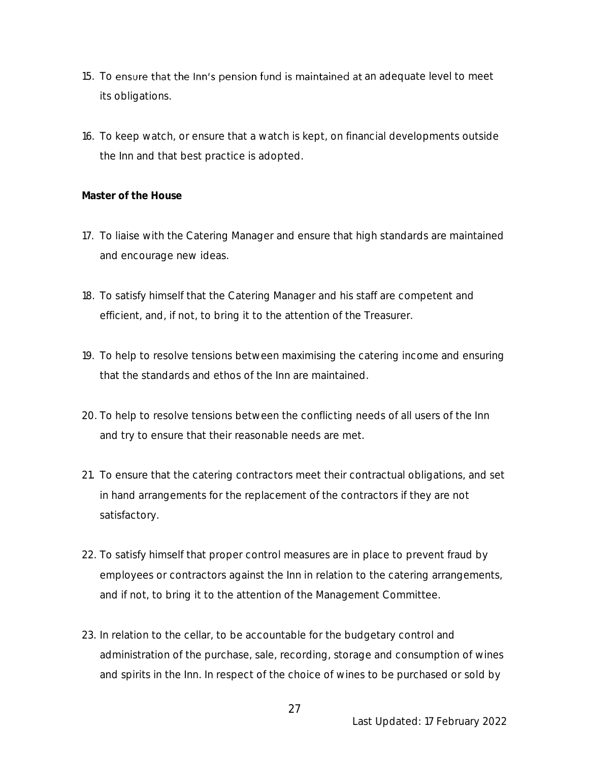15. To ensure that the Inn's pension fund is maintained at an adequate level to meet its obligations.

16. To keep watch, or ensure that a watch is kept, on financial developments outside the Inn and that best practice is adopted.

**Master of the House**

17. To liaise with the Catering Manager and ensure that high standards are maintained and encourage new ideas.

18. To satisfy himself that the Catering Manager and his staff are competent and efficient, and, if not, to bring it to the attention of the Treasurer.

19. To help to resolve tensions between maximising the catering income and ensuring that the standards and ethos of the Inn are maintained.

20. To help to resolve tensions between the conflicting needs of all users of the Inn and try to ensure that their reasonable needs are met.

21. To ensure that the catering contractors meet their contractual obligations, and set in hand arrangements for the replacement of the contractors if they are not satisfactory.

22. To satisfy himself that proper control measures are in place to prevent fraud by employees or contractors against the Inn in relation to the catering arrangements, and if not, to bring it to the attention of the Management Committee.

23. In relation to the cellar, to be accountable for the budgetary control and administration of the purchase, sale, recording, storage and consumption of wines and spirits in the Inn. In respect of the choice of wines to be purchased or sold by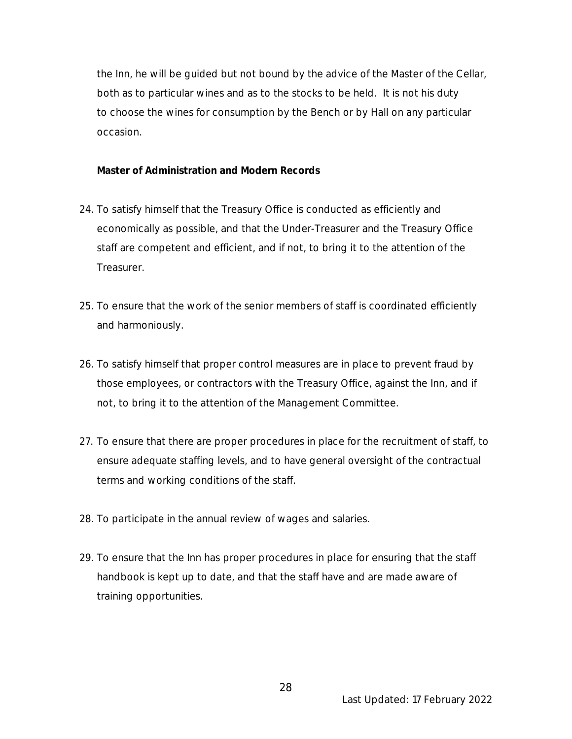the Inn, he will be guided but not bound by the advice of the Master of the Cellar, both as to particular wines and as to the stocks to be held. It is not his duty to choose the wines for consumption by the Bench or by Hall on any particular occasion.

**Master of Administration and Modern Records**

24. To satisfy himself that the Treasury Office is conducted as efficiently and economically as possible, and that the Under-Treasurer and the Treasury Office staff are competent and efficient, and if not, to bring it to the attention of the Treasurer.

25. To ensure that the work of the senior members of staff is coordinated efficiently and harmoniously.

26. To satisfy himself that proper control measures are in place to prevent fraud by those employees, or contractors with the Treasury Office, against the Inn, and if not, to bring it to the attention of the Management Committee.

27. To ensure that there are proper procedures in place for the recruitment of staff, to ensure adequate staffing levels, and to have general oversight of the contractual terms and working conditions of the staff.

28. To participate in the annual review of wages and salaries.

29. To ensure that the Inn has proper procedures in place for ensuring that the staff handbook is kept up to date, and that the staff have and are made aware of training opportunities.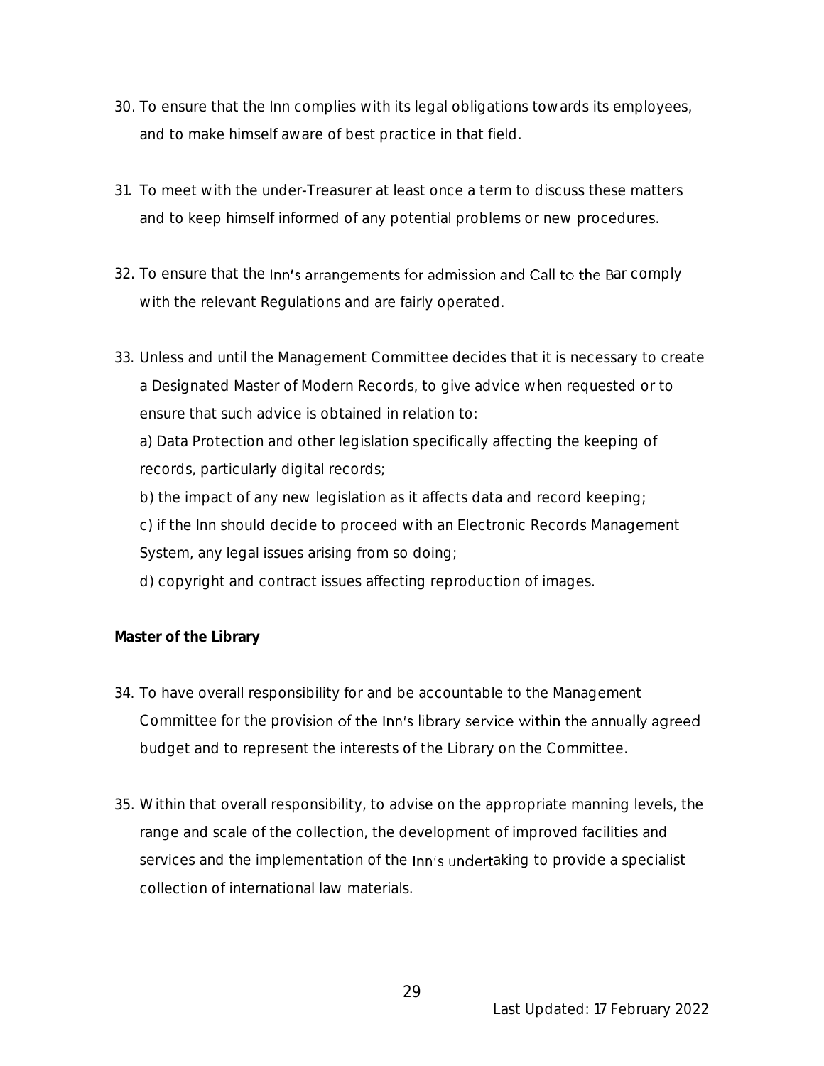30. To ensure that the Inn complies with its legal obligations towards its employees, and to make himself aware of best practice in that field.

31. To meet with the under-Treasurer at least once a term to discuss these matters and to keep himself informed of any potential problems or new procedures.

32. To ensure that the Inn's arrangements for admission and Call to the Bar comply with the relevant Regulations and are fairly operated.

33. Unless and until the Management Committee decides that it is necessary to create a Designated Master of Modern Records, to give advice when requested or to ensure that such advice is obtained in relation to:
    a) Data Protection and other legislation specifically affecting the keeping of records, particularly digital records;
    b) the impact of any new legislation as it affects data and record keeping;
    c) if the Inn should decide to proceed with an Electronic Records Management System, any legal issues arising from so doing;
    d) copyright and contract issues affecting reproduction of images.

**Master of the Library**

34. To have overall responsibility for and be accountable to the Management Committee for the provision of the Inn's library service within the annually agreed budget and to represent the interests of the Library on the Committee.

35. Within that overall responsibility, to advise on the appropriate manning levels, the range and scale of the collection, the development of improved facilities and services and the implementation of the Inn's undertaking to provide a specialist collection of international law materials.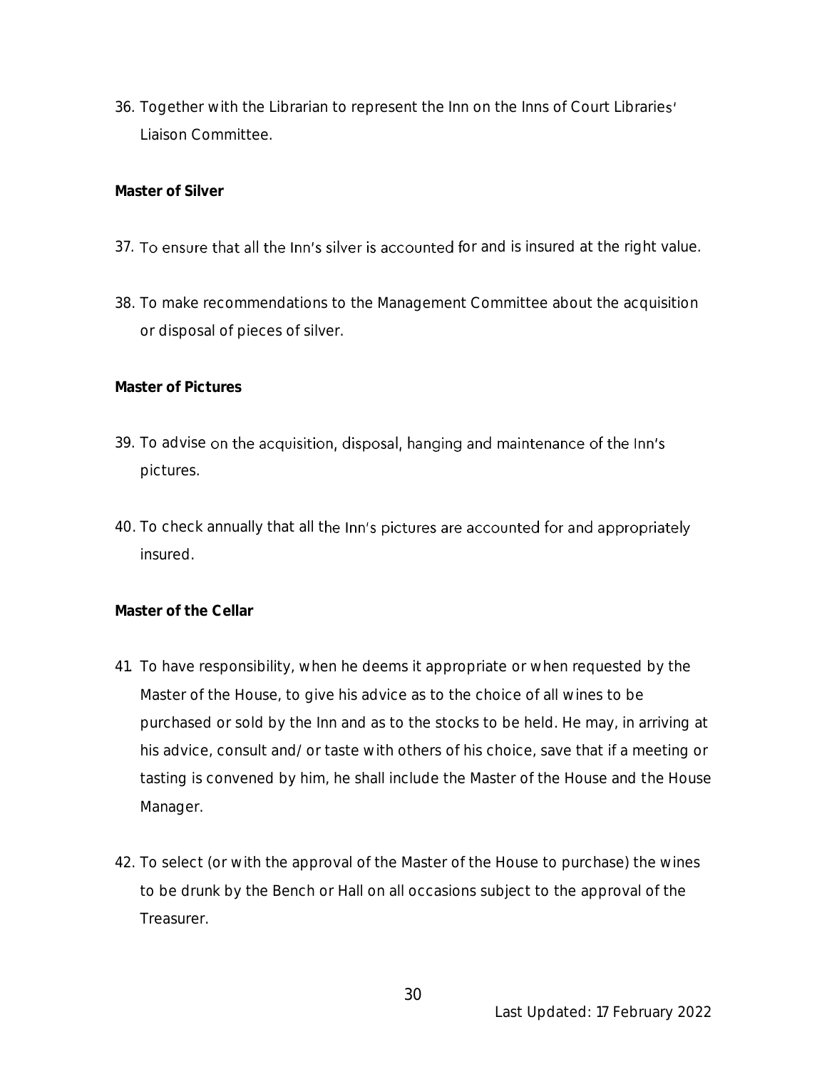36. Together with the Librarian to represent the Inn on the Inns of Court Libraries' Liaison Committee.

**Master of Silver**

37. To ensure that all the Inn's silver is accounted for and is insured at the right value.

38. To make recommendations to the Management Committee about the acquisition or disposal of pieces of silver.

**Master of Pictures**

39. To advise on the acquisition, disposal, hanging and maintenance of the Inn's pictures.

40. To check annually that all the Inn's pictures are accounted for and appropriately insured.

**Master of the Cellar**

41. To have responsibility, when he deems it appropriate or when requested by the Master of the House, to give his advice as to the choice of all wines to be purchased or sold by the Inn and as to the stocks to be held. He may, in arriving at his advice, consult and/or taste with others of his choice, save that if a meeting or tasting is convened by him, he shall include the Master of the House and the House Manager.

42. To select (or with the approval of the Master of the House to purchase) the wines to be drunk by the Bench or Hall on all occasions subject to the approval of the Treasurer.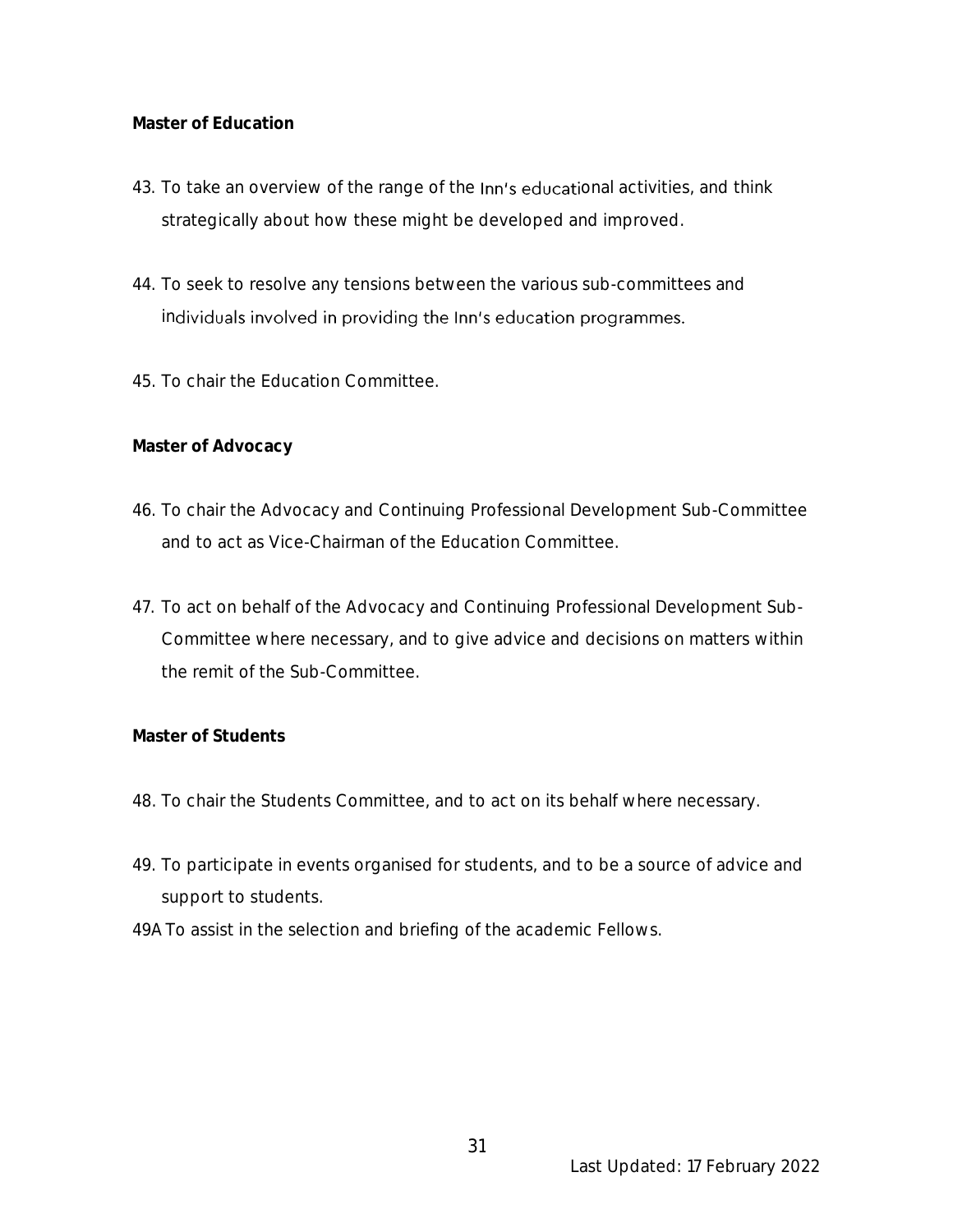**Master of Education**

43. To take an overview of the range of the Inn's educational activities, and think strategically about how these might be developed and improved.

44. To seek to resolve any tensions between the various sub-committees and individuals involved in providing the Inn's education programmes.

45. To chair the Education Committee.

**Master of Advocacy**

46. To chair the Advocacy and Continuing Professional Development Sub-Committee and to act as Vice-Chairman of the Education Committee.

47. To act on behalf of the Advocacy and Continuing Professional Development Sub-Committee where necessary, and to give advice and decisions on matters within the remit of the Sub-Committee.

**Master of Students**

48. To chair the Students Committee, and to act on its behalf where necessary.

49. To participate in events organised for students, and to be a source of advice and support to students.

49A To assist in the selection and briefing of the academic Fellows.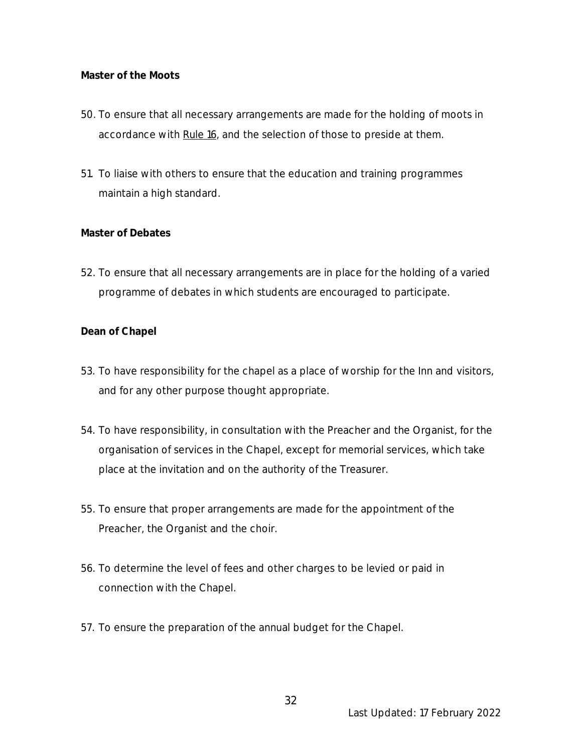**Master of the Moots**

50. To ensure that all necessary arrangements are made for the holding of moots in accordance with Rule 16, and the selection of those to preside at them.

51. To liaise with others to ensure that the education and training programmes maintain a high standard.

**Master of Debates**

52. To ensure that all necessary arrangements are in place for the holding of a varied programme of debates in which students are encouraged to participate.

**Dean of Chapel**

53. To have responsibility for the chapel as a place of worship for the Inn and visitors, and for any other purpose thought appropriate.

54. To have responsibility, in consultation with the Preacher and the Organist, for the organisation of services in the Chapel, except for memorial services, which take place at the invitation and on the authority of the Treasurer.

55. To ensure that proper arrangements are made for the appointment of the Preacher, the Organist and the choir.

56. To determine the level of fees and other charges to be levied or paid in connection with the Chapel.

57. To ensure the preparation of the annual budget for the Chapel.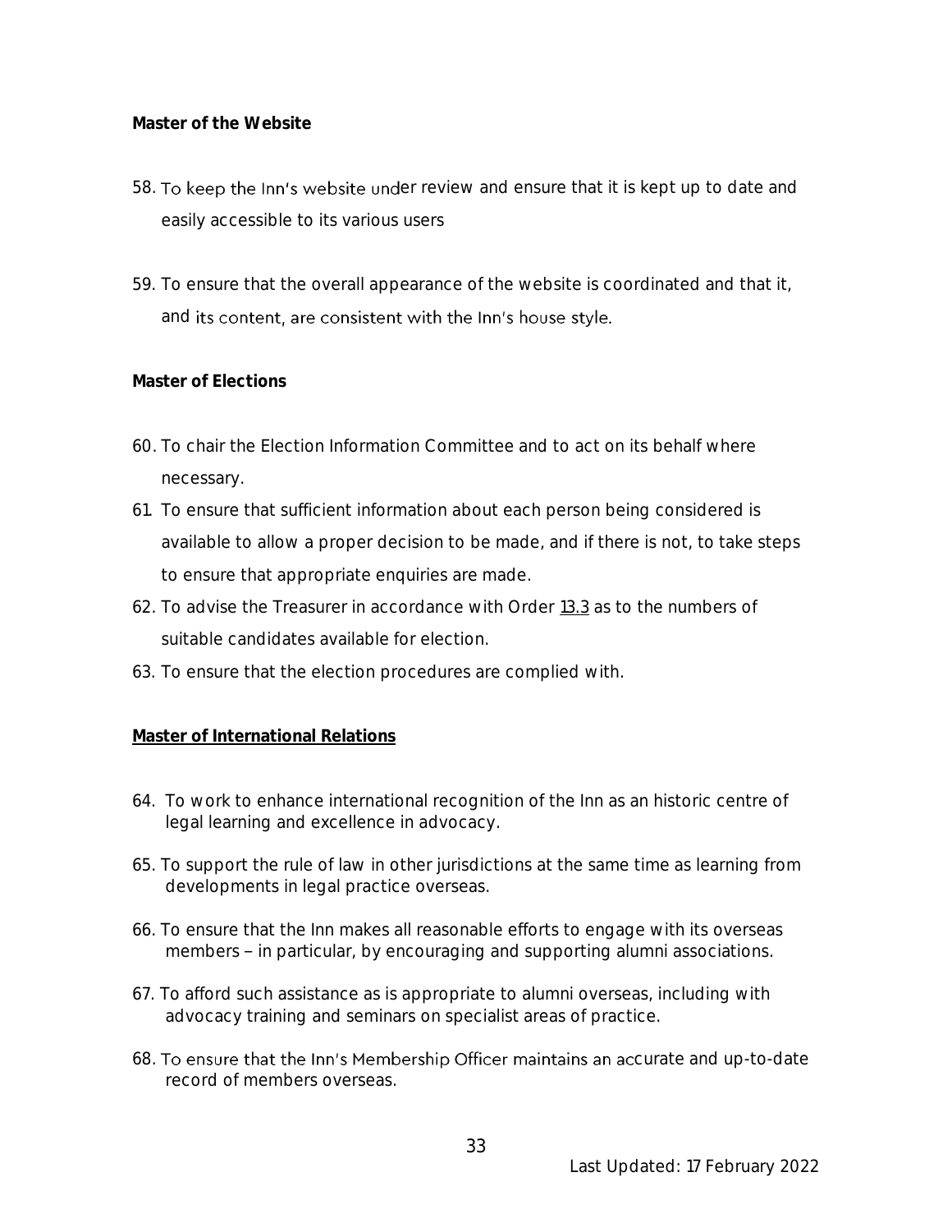**Master of the Website**

58. To keep the Inn's website under review and ensure that it is kept up to date and easily accessible to its various users

59. To ensure that the overall appearance of the website is coordinated and that it, and its content, are consistent with the Inn's house style.

**Master of Elections**

60. To chair the Election Information Committee and to act on its behalf where necessary.
61. To ensure that sufficient information about each person being considered is available to allow a proper decision to be made, and if there is not, to take steps to ensure that appropriate enquiries are made.
62. To advise the Treasurer in accordance with Order 13.3 as to the numbers of suitable candidates available for election.
63. To ensure that the election procedures are complied with.

**Master of International Relations**

64. To work to enhance international recognition of the Inn as an historic centre of legal learning and excellence in advocacy.

65. To support the rule of law in other jurisdictions at the same time as learning from developments in legal practice overseas.

66. To ensure that the Inn makes all reasonable efforts to engage with its overseas members – in particular, by encouraging and supporting alumni associations.

67. To afford such assistance as is appropriate to alumni overseas, including with advocacy training and seminars on specialist areas of practice.

68. To ensure that the Inn's Membership Officer maintains an accurate and up-to-date record of members overseas.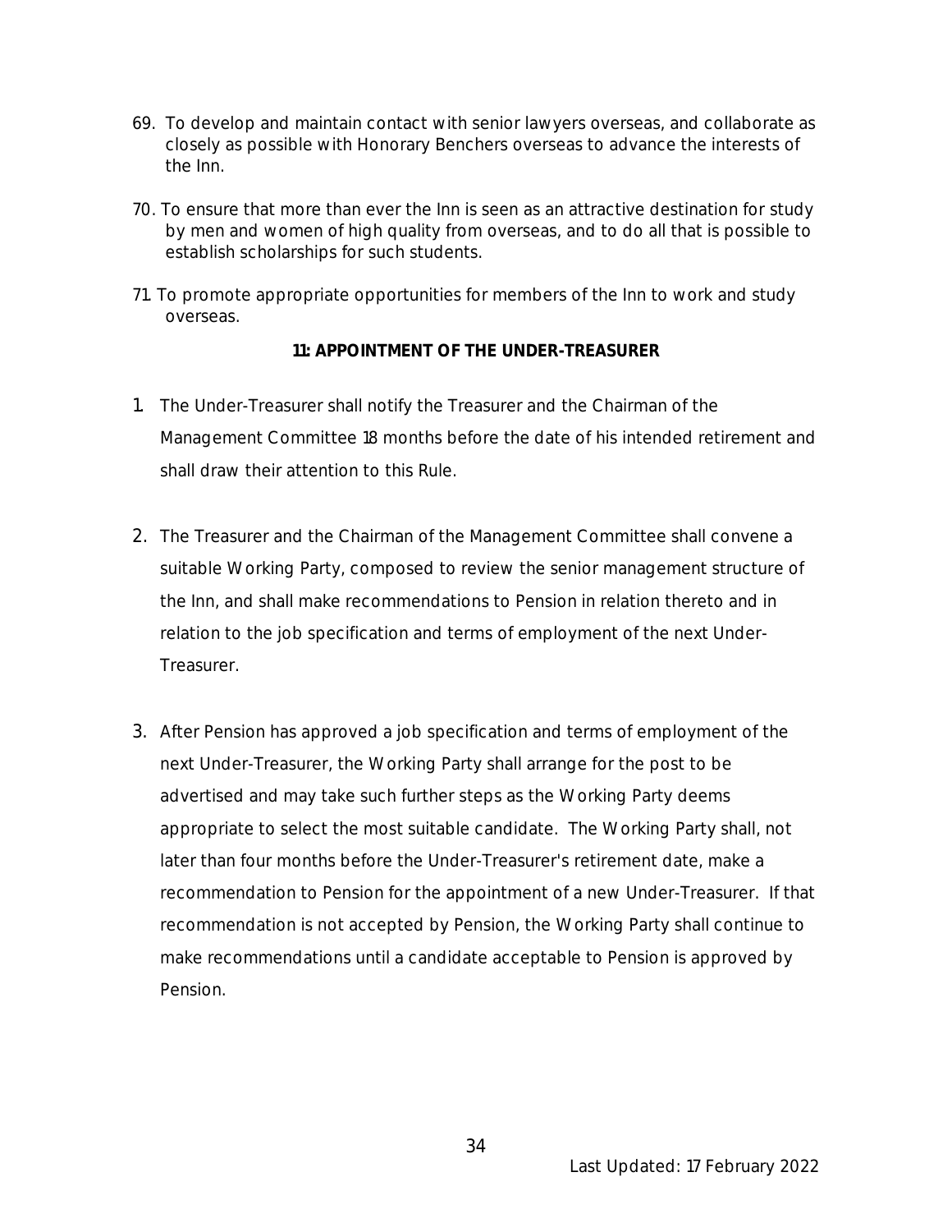69. To develop and maintain contact with senior lawyers overseas, and collaborate as closely as possible with Honorary Benchers overseas to advance the interests of the Inn.

70. To ensure that more than ever the Inn is seen as an attractive destination for study by men and women of high quality from overseas, and to do all that is possible to establish scholarships for such students.

71. To promote appropriate opportunities for members of the Inn to work and study overseas.

## 11: APPOINTMENT OF THE UNDER-TREASURER

1. The Under-Treasurer shall notify the Treasurer and the Chairman of the Management Committee 18 months before the date of his intended retirement and shall draw their attention to this Rule.

2. The Treasurer and the Chairman of the Management Committee shall convene a suitable Working Party, composed to review the senior management structure of the Inn, and shall make recommendations to Pension in relation thereto and in relation to the job specification and terms of employment of the next Under-Treasurer.

3. After Pension has approved a job specification and terms of employment of the next Under-Treasurer, the Working Party shall arrange for the post to be advertised and may take such further steps as the Working Party deems appropriate to select the most suitable candidate. The Working Party shall, not later than four months before the Under-Treasurer's retirement date, make a recommendation to Pension for the appointment of a new Under-Treasurer. If that recommendation is not accepted by Pension, the Working Party shall continue to make recommendations until a candidate acceptable to Pension is approved by Pension.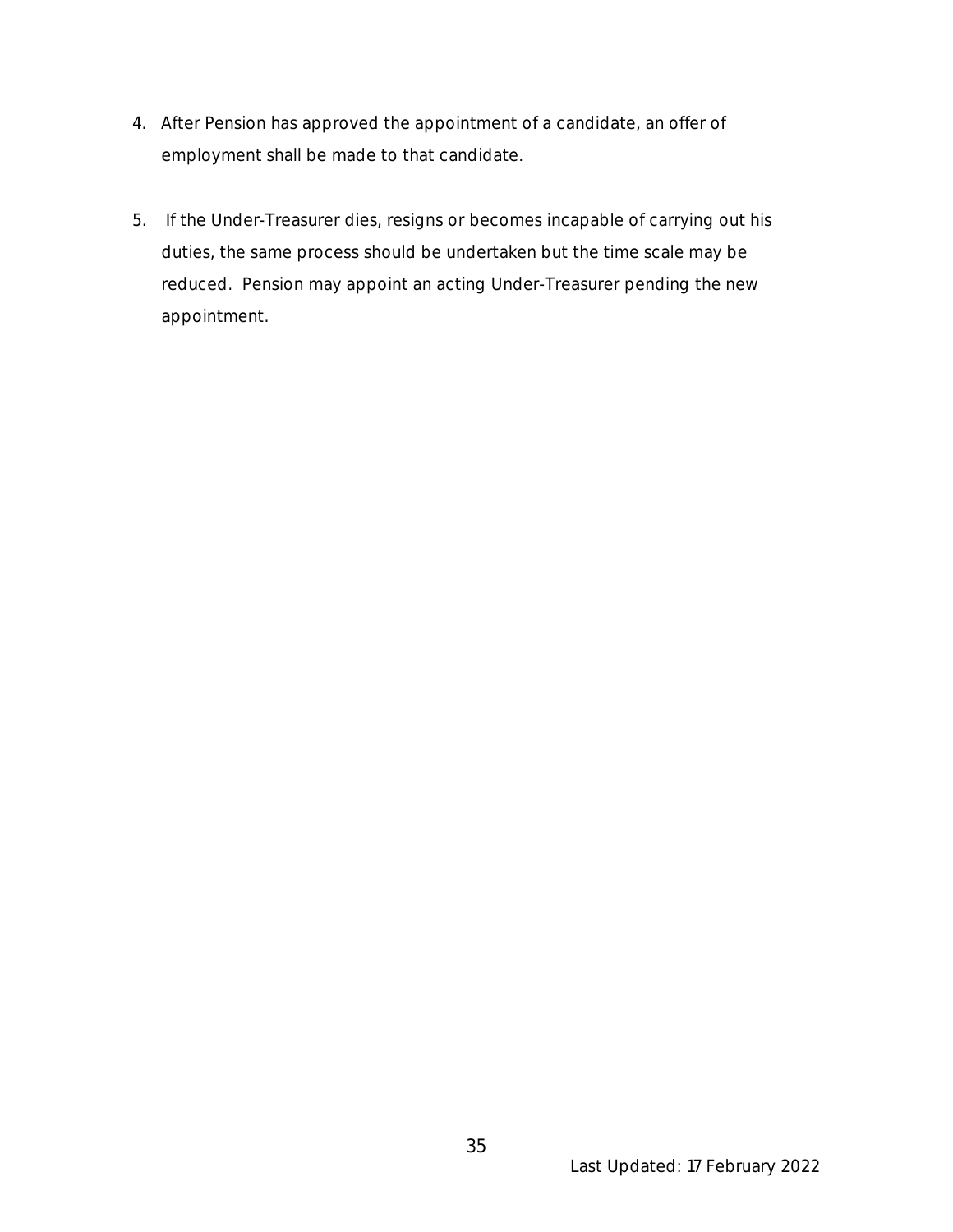4. After Pension has approved the appointment of a candidate, an offer of employment shall be made to that candidate.

5. If the Under-Treasurer dies, resigns or becomes incapable of carrying out his duties, the same process should be undertaken but the time scale may be reduced. Pension may appoint an acting Under-Treasurer pending the new appointment.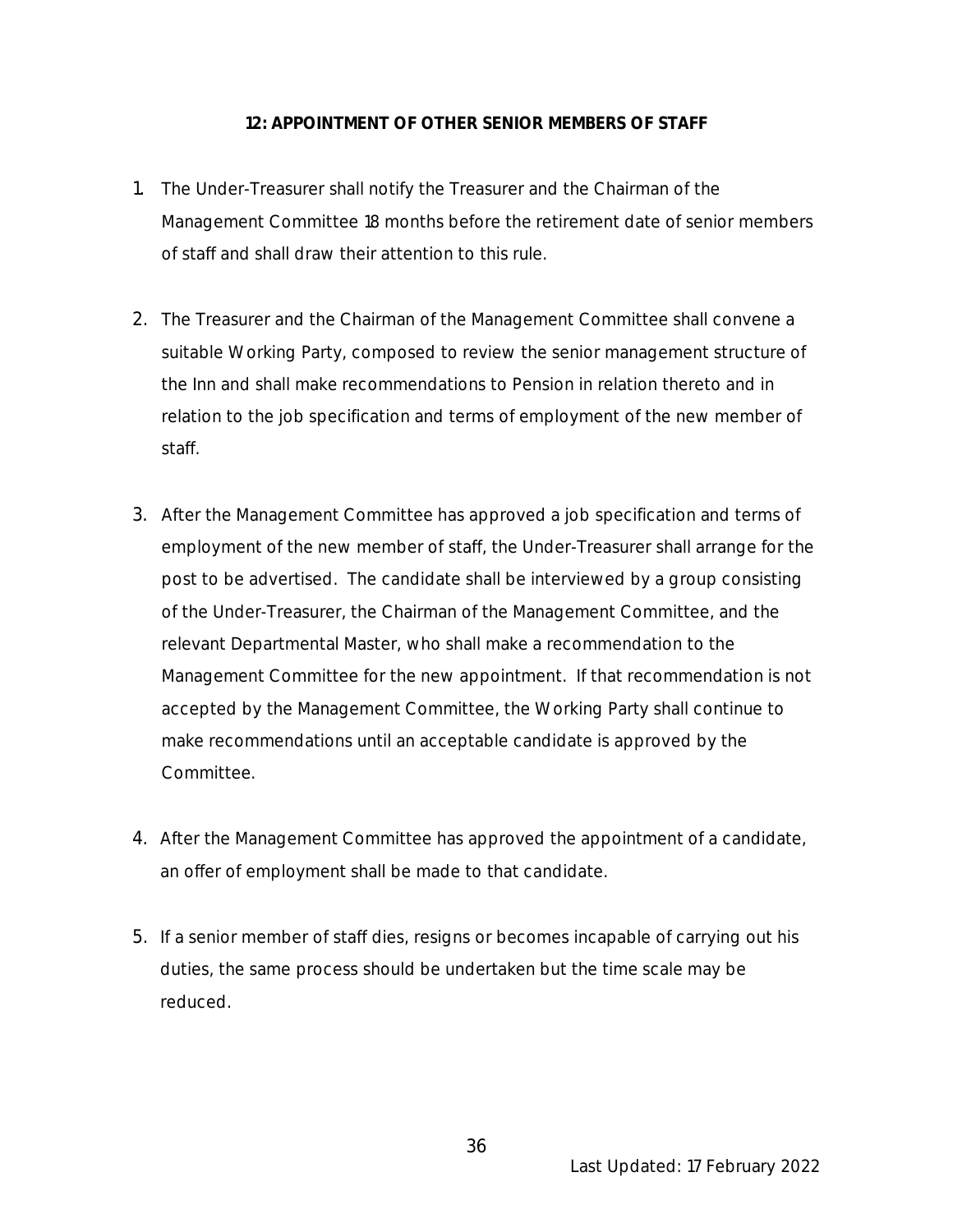## 12: APPOINTMENT OF OTHER SENIOR MEMBERS OF STAFF

1. The Under-Treasurer shall notify the Treasurer and the Chairman of the Management Committee 18 months before the retirement date of senior members of staff and shall draw their attention to this rule.

2. The Treasurer and the Chairman of the Management Committee shall convene a suitable Working Party, composed to review the senior management structure of the Inn and shall make recommendations to Pension in relation thereto and in relation to the job specification and terms of employment of the new member of staff.

3. After the Management Committee has approved a job specification and terms of employment of the new member of staff, the Under-Treasurer shall arrange for the post to be advertised. The candidate shall be interviewed by a group consisting of the Under-Treasurer, the Chairman of the Management Committee, and the relevant Departmental Master, who shall make a recommendation to the Management Committee for the new appointment. If that recommendation is not accepted by the Management Committee, the Working Party shall continue to make recommendations until an acceptable candidate is approved by the Committee.

4. After the Management Committee has approved the appointment of a candidate, an offer of employment shall be made to that candidate.

5. If a senior member of staff dies, resigns or becomes incapable of carrying out his duties, the same process should be undertaken but the time scale may be reduced.

Last Updated: 17 February 2022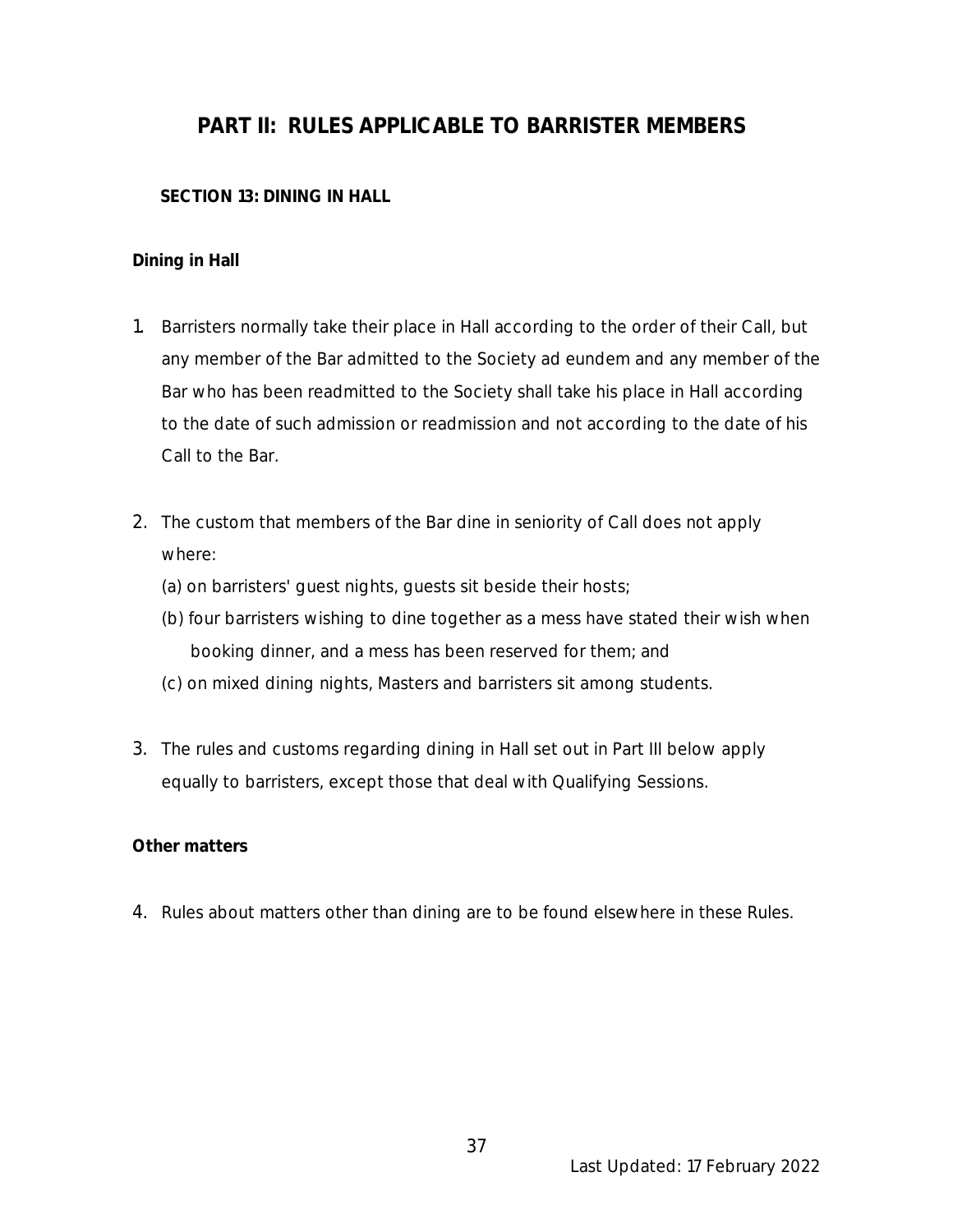# PART II: RULES APPLICABLE TO BARRISTER MEMBERS

## SECTION 13: DINING IN HALL

### Dining in Hall

1. Barristers normally take their place in Hall according to the order of their Call, but any member of the Bar admitted to the Society ad eundem and any member of the Bar who has been readmitted to the Society shall take his place in Hall according to the date of such admission or readmission and not according to the date of his Call to the Bar.

2. The custom that members of the Bar dine in seniority of Call does not apply where:
   (a) on barristers' guest nights, guests sit beside their hosts;
   (b) four barristers wishing to dine together as a mess have stated their wish when booking dinner, and a mess has been reserved for them; and
   (c) on mixed dining nights, Masters and barristers sit among students.

3. The rules and customs regarding dining in Hall set out in Part III below apply equally to barristers, except those that deal with Qualifying Sessions.

### Other matters

4. Rules about matters other than dining are to be found elsewhere in these Rules.

Last Updated: 17 February 2022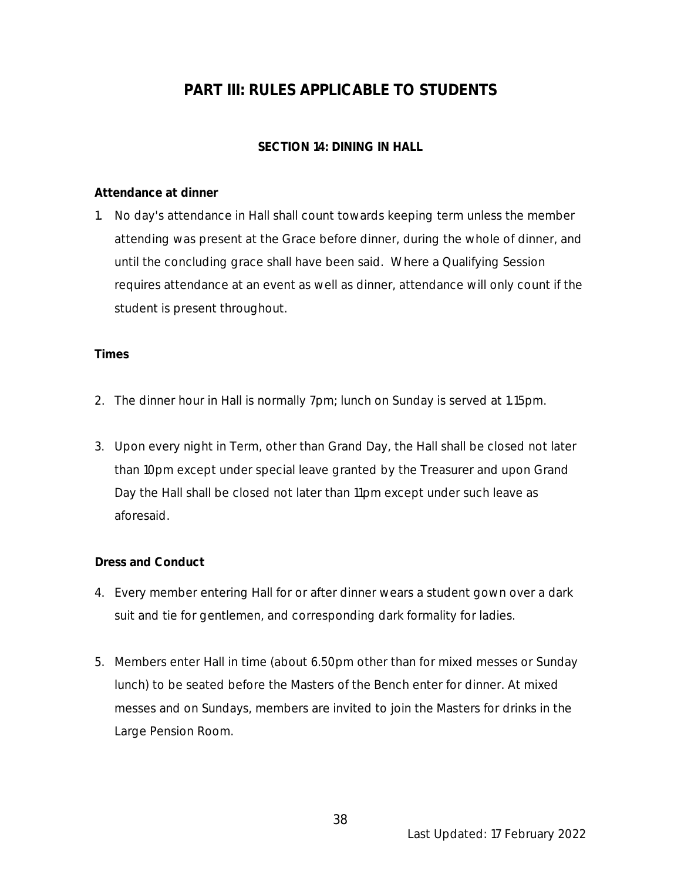# PART III: RULES APPLICABLE TO STUDENTS

## SECTION 14: DINING IN HALL

**Attendance at dinner**

1. No day's attendance in Hall shall count towards keeping term unless the member attending was present at the Grace before dinner, during the whole of dinner, and until the concluding grace shall have been said. Where a Qualifying Session requires attendance at an event as well as dinner, attendance will only count if the student is present throughout.

**Times**

2. The dinner hour in Hall is normally 7pm; lunch on Sunday is served at 1.15pm.

3. Upon every night in Term, other than Grand Day, the Hall shall be closed not later than 10pm except under special leave granted by the Treasurer and upon Grand Day the Hall shall be closed not later than 11pm except under such leave as aforesaid.

**Dress and Conduct**

4. Every member entering Hall for or after dinner wears a student gown over a dark suit and tie for gentlemen, and corresponding dark formality for ladies.

5. Members enter Hall in time (about 6.50pm other than for mixed messes or Sunday lunch) to be seated before the Masters of the Bench enter for dinner. At mixed messes and on Sundays, members are invited to join the Masters for drinks in the Large Pension Room.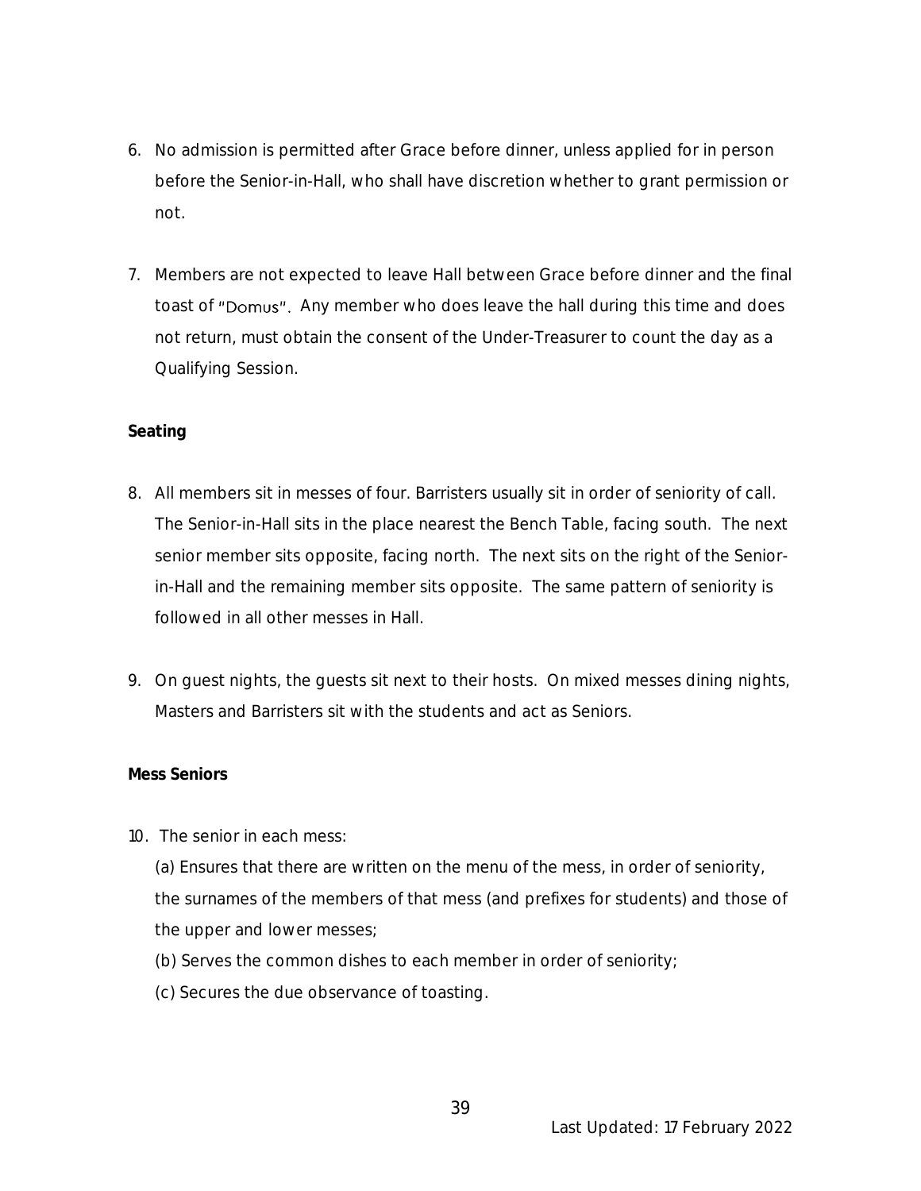6. No admission is permitted after Grace before dinner, unless applied for in person before the Senior-in-Hall, who shall have discretion whether to grant permission or not.

7. Members are not expected to leave Hall between Grace before dinner and the final toast of "Domus". Any member who does leave the hall during this time and does not return, must obtain the consent of the Under-Treasurer to count the day as a Qualifying Session.

**Seating**

8. All members sit in messes of four. Barristers usually sit in order of seniority of call. The Senior-in-Hall sits in the place nearest the Bench Table, facing south. The next senior member sits opposite, facing north. The next sits on the right of the Senior-in-Hall and the remaining member sits opposite. The same pattern of seniority is followed in all other messes in Hall.

9. On guest nights, the guests sit next to their hosts. On mixed messes dining nights, Masters and Barristers sit with the students and act as Seniors.

**Mess Seniors**

10. The senior in each mess:

    (a) Ensures that there are written on the menu of the mess, in order of seniority, the surnames of the members of that mess (and prefixes for students) and those of the upper and lower messes;

    (b) Serves the common dishes to each member in order of seniority;

    (c) Secures the due observance of toasting.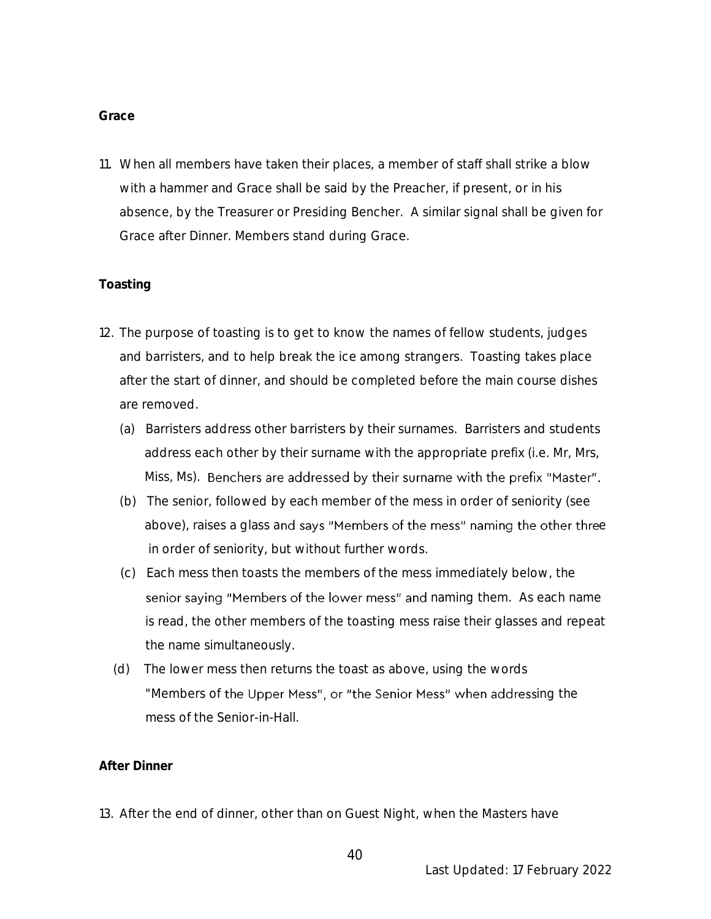**Grace**

11. When all members have taken their places, a member of staff shall strike a blow with a hammer and Grace shall be said by the Preacher, if present, or in his absence, by the Treasurer or Presiding Bencher. A similar signal shall be given for Grace after Dinner. Members stand during Grace.

**Toasting**

12. The purpose of toasting is to get to know the names of fellow students, judges and barristers, and to help break the ice among strangers. Toasting takes place after the start of dinner, and should be completed before the main course dishes are removed.
    (a) Barristers address other barristers by their surnames. Barristers and students address each other by their surname with the appropriate prefix (i.e. Mr, Mrs, Miss, Ms). Benchers are addressed by their surname with the prefix "Master".
    (b) The senior, followed by each member of the mess in order of seniority (see above), raises a glass and says "Members of the mess" naming the other three in order of seniority, but without further words.
    (c) Each mess then toasts the members of the mess immediately below, the senior saying "Members of the lower mess" and naming them. As each name is read, the other members of the toasting mess raise their glasses and repeat the name simultaneously.
    (d) The lower mess then returns the toast as above, using the words "Members of the Upper Mess", or "the Senior Mess" when addressing the mess of the Senior-in-Hall.

**After Dinner**

13. After the end of dinner, other than on Guest Night, when the Masters have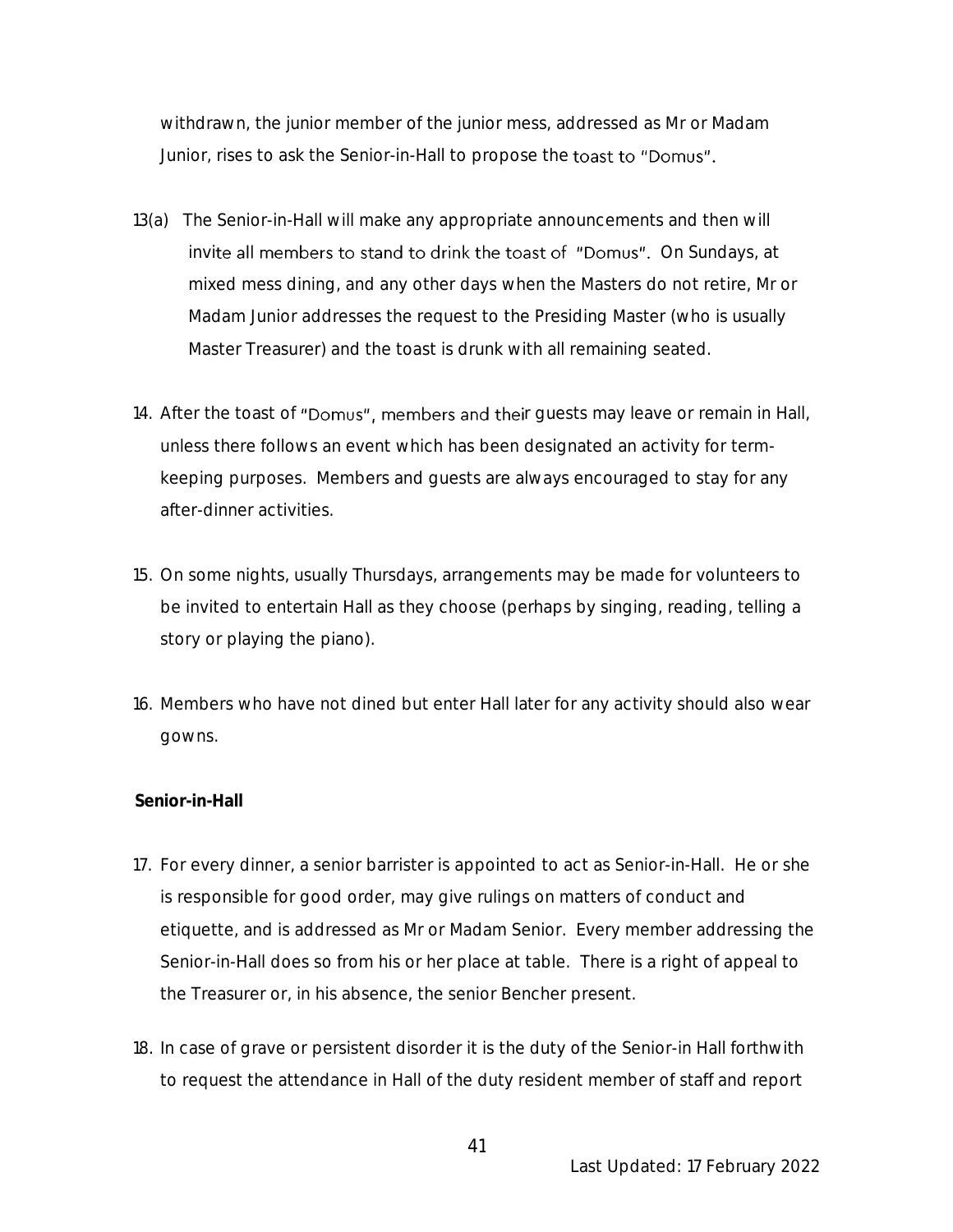withdrawn, the junior member of the junior mess, addressed as Mr or Madam Junior, rises to ask the Senior-in-Hall to propose the toast to "Domus".

13(a) The Senior-in-Hall will make any appropriate announcements and then will invite all members to stand to drink the toast of "Domus". On Sundays, at mixed mess dining, and any other days when the Masters do not retire, Mr or Madam Junior addresses the request to the Presiding Master (who is usually Master Treasurer) and the toast is drunk with all remaining seated.

14. After the toast of "Domus", members and their guests may leave or remain in Hall, unless there follows an event which has been designated an activity for term-keeping purposes. Members and guests are always encouraged to stay for any after-dinner activities.

15. On some nights, usually Thursdays, arrangements may be made for volunteers to be invited to entertain Hall as they choose (perhaps by singing, reading, telling a story or playing the piano).

16. Members who have not dined but enter Hall later for any activity should also wear gowns.

**Senior-in-Hall**

17. For every dinner, a senior barrister is appointed to act as Senior-in-Hall. He or she is responsible for good order, may give rulings on matters of conduct and etiquette, and is addressed as Mr or Madam Senior. Every member addressing the Senior-in-Hall does so from his or her place at table. There is a right of appeal to the Treasurer or, in his absence, the senior Bencher present.

18. In case of grave or persistent disorder it is the duty of the Senior-in Hall forthwith to request the attendance in Hall of the duty resident member of staff and report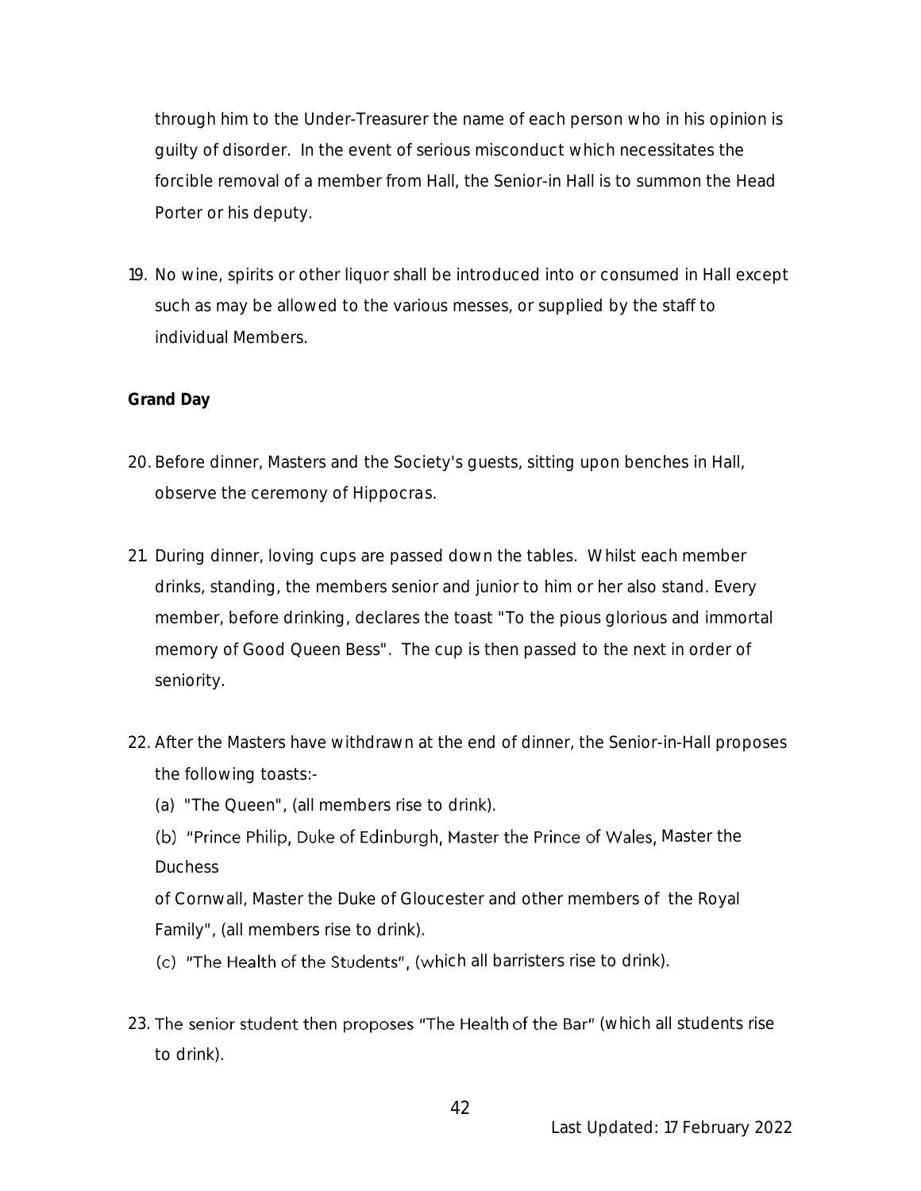through him to the Under-Treasurer the name of each person who in his opinion is guilty of disorder. In the event of serious misconduct which necessitates the forcible removal of a member from Hall, the Senior-in Hall is to summon the Head Porter or his deputy.

19. No wine, spirits or other liquor shall be introduced into or consumed in Hall except such as may be allowed to the various messes, or supplied by the staff to individual Members.

**Grand Day**

20. Before dinner, Masters and the Society's guests, sitting upon benches in Hall, observe the ceremony of Hippocras.

21. During dinner, loving cups are passed down the tables. Whilst each member drinks, standing, the members senior and junior to him or her also stand. Every member, before drinking, declares the toast "To the pious glorious and immortal memory of Good Queen Bess". The cup is then passed to the next in order of seniority.

22. After the Masters have withdrawn at the end of dinner, the Senior-in-Hall proposes the following toasts:-
    (a) "The Queen", (all members rise to drink).
    (b) "Prince Philip, Duke of Edinburgh, Master the Prince of Wales, Master the Duchess of Cornwall, Master the Duke of Gloucester and other members of the Royal Family", (all members rise to drink).
    (c) "The Health of the Students", (which all barristers rise to drink).

23. The senior student then proposes "The Health of the Bar" (which all students rise to drink).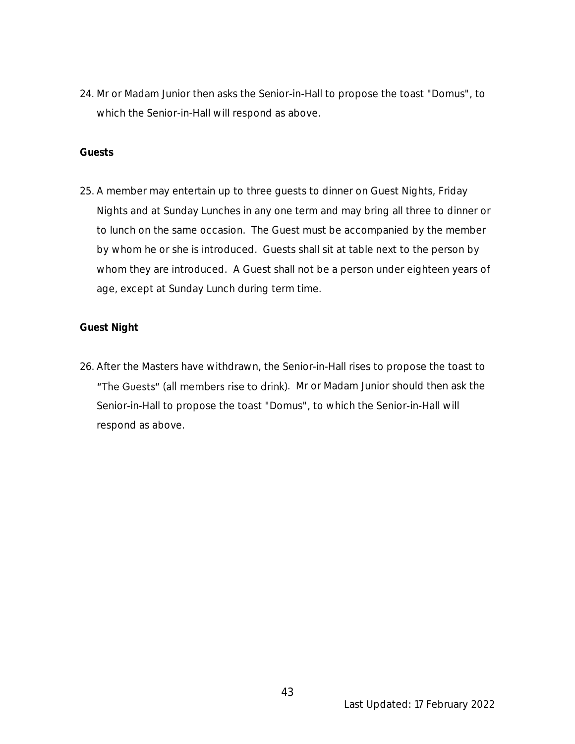24. Mr or Madam Junior then asks the Senior-in-Hall to propose the toast "Domus", to which the Senior-in-Hall will respond as above.

**Guests**

25. A member may entertain up to three guests to dinner on Guest Nights, Friday Nights and at Sunday Lunches in any one term and may bring all three to dinner or to lunch on the same occasion. The Guest must be accompanied by the member by whom he or she is introduced. Guests shall sit at table next to the person by whom they are introduced. A Guest shall not be a person under eighteen years of age, except at Sunday Lunch during term time.

**Guest Night**

26. After the Masters have withdrawn, the Senior-in-Hall rises to propose the toast to "The Guests" (all members rise to drink). Mr or Madam Junior should then ask the Senior-in-Hall to propose the toast "Domus", to which the Senior-in-Hall will respond as above.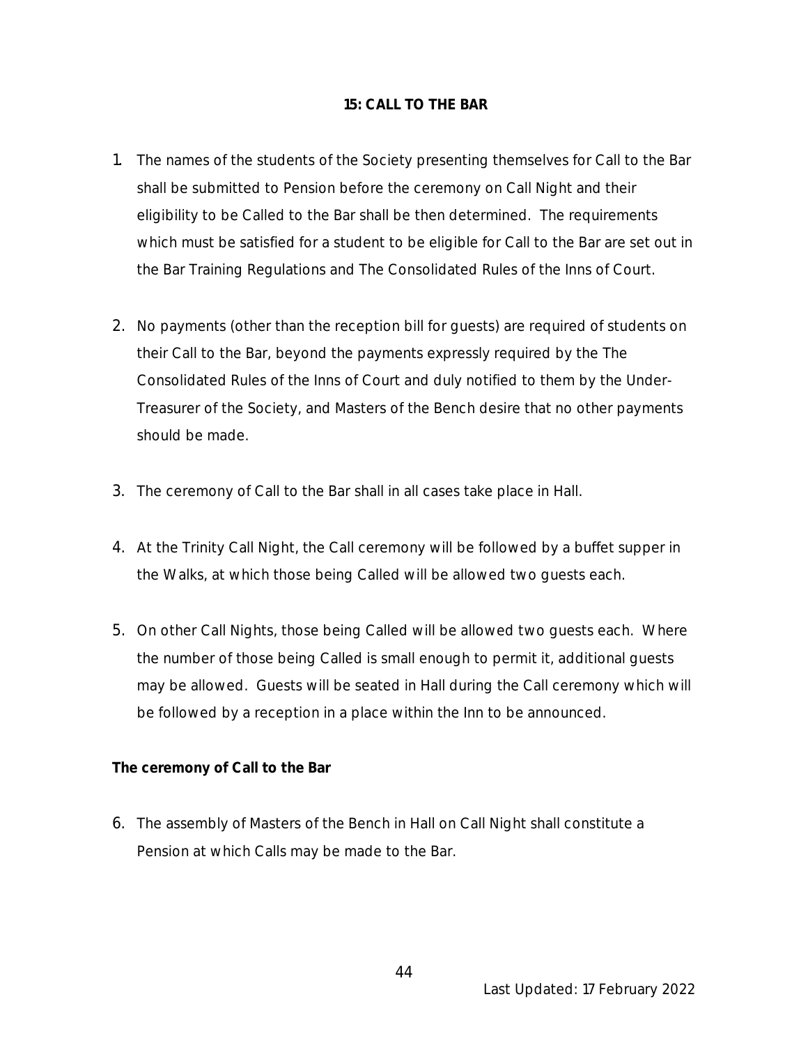## 15: CALL TO THE BAR

1. The names of the students of the Society presenting themselves for Call to the Bar shall be submitted to Pension before the ceremony on Call Night and their eligibility to be Called to the Bar shall be then determined. The requirements which must be satisfied for a student to be eligible for Call to the Bar are set out in the Bar Training Regulations and The Consolidated Rules of the Inns of Court.

2. No payments (other than the reception bill for guests) are required of students on their Call to the Bar, beyond the payments expressly required by the The Consolidated Rules of the Inns of Court and duly notified to them by the Under-Treasurer of the Society, and Masters of the Bench desire that no other payments should be made.

3. The ceremony of Call to the Bar shall in all cases take place in Hall.

4. At the Trinity Call Night, the Call ceremony will be followed by a buffet supper in the Walks, at which those being Called will be allowed two guests each.

5. On other Call Nights, those being Called will be allowed two guests each. Where the number of those being Called is small enough to permit it, additional guests may be allowed. Guests will be seated in Hall during the Call ceremony which will be followed by a reception in a place within the Inn to be announced.

**The ceremony of Call to the Bar**

6. The assembly of Masters of the Bench in Hall on Call Night shall constitute a Pension at which Calls may be made to the Bar.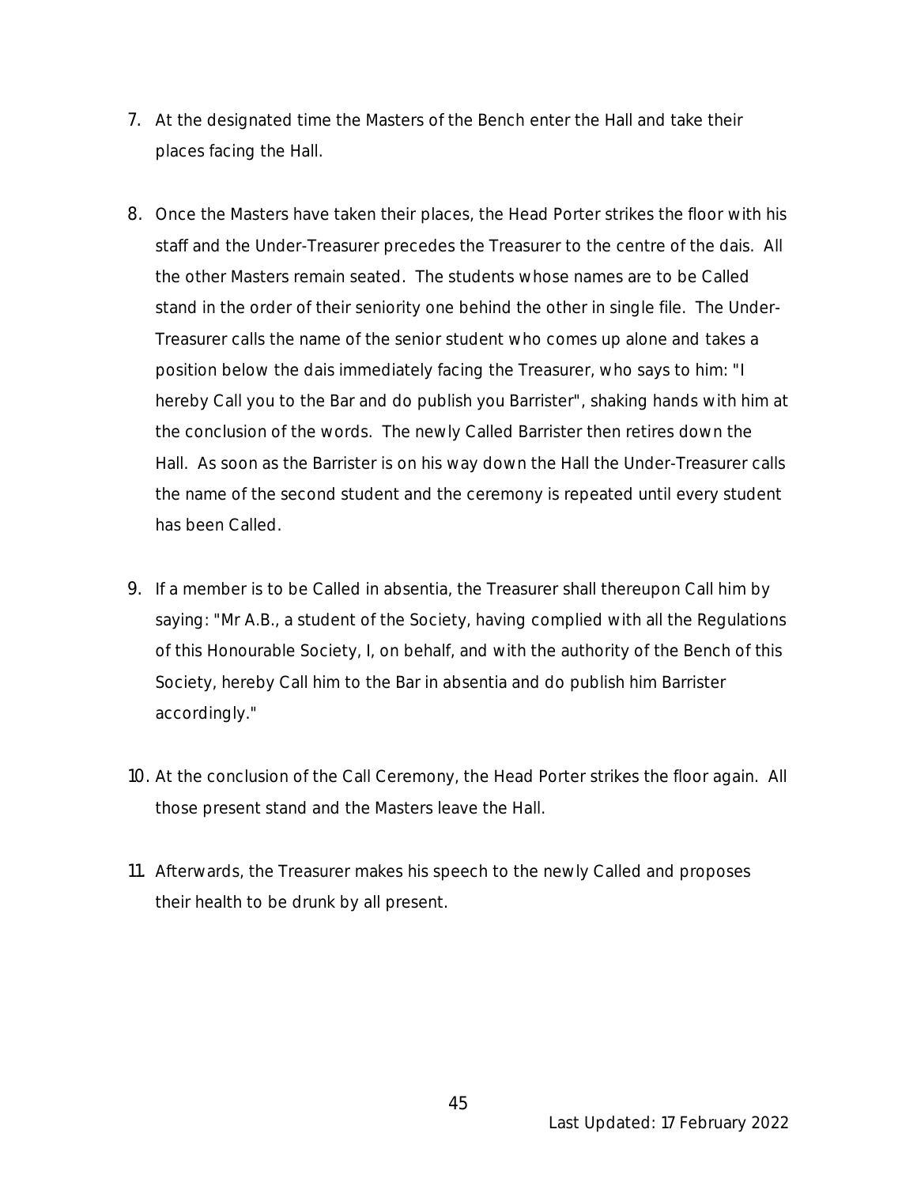7. At the designated time the Masters of the Bench enter the Hall and take their places facing the Hall.

8. Once the Masters have taken their places, the Head Porter strikes the floor with his staff and the Under-Treasurer precedes the Treasurer to the centre of the dais. All the other Masters remain seated. The students whose names are to be Called stand in the order of their seniority one behind the other in single file. The Under-Treasurer calls the name of the senior student who comes up alone and takes a position below the dais immediately facing the Treasurer, who says to him: "I hereby Call you to the Bar and do publish you Barrister", shaking hands with him at the conclusion of the words. The newly Called Barrister then retires down the Hall. As soon as the Barrister is on his way down the Hall the Under-Treasurer calls the name of the second student and the ceremony is repeated until every student has been Called.

9. If a member is to be Called in absentia, the Treasurer shall thereupon Call him by saying: "Mr A.B., a student of the Society, having complied with all the Regulations of this Honourable Society, I, on behalf, and with the authority of the Bench of this Society, hereby Call him to the Bar in absentia and do publish him Barrister accordingly."

10. At the conclusion of the Call Ceremony, the Head Porter strikes the floor again. All those present stand and the Masters leave the Hall.

11. Afterwards, the Treasurer makes his speech to the newly Called and proposes their health to be drunk by all present.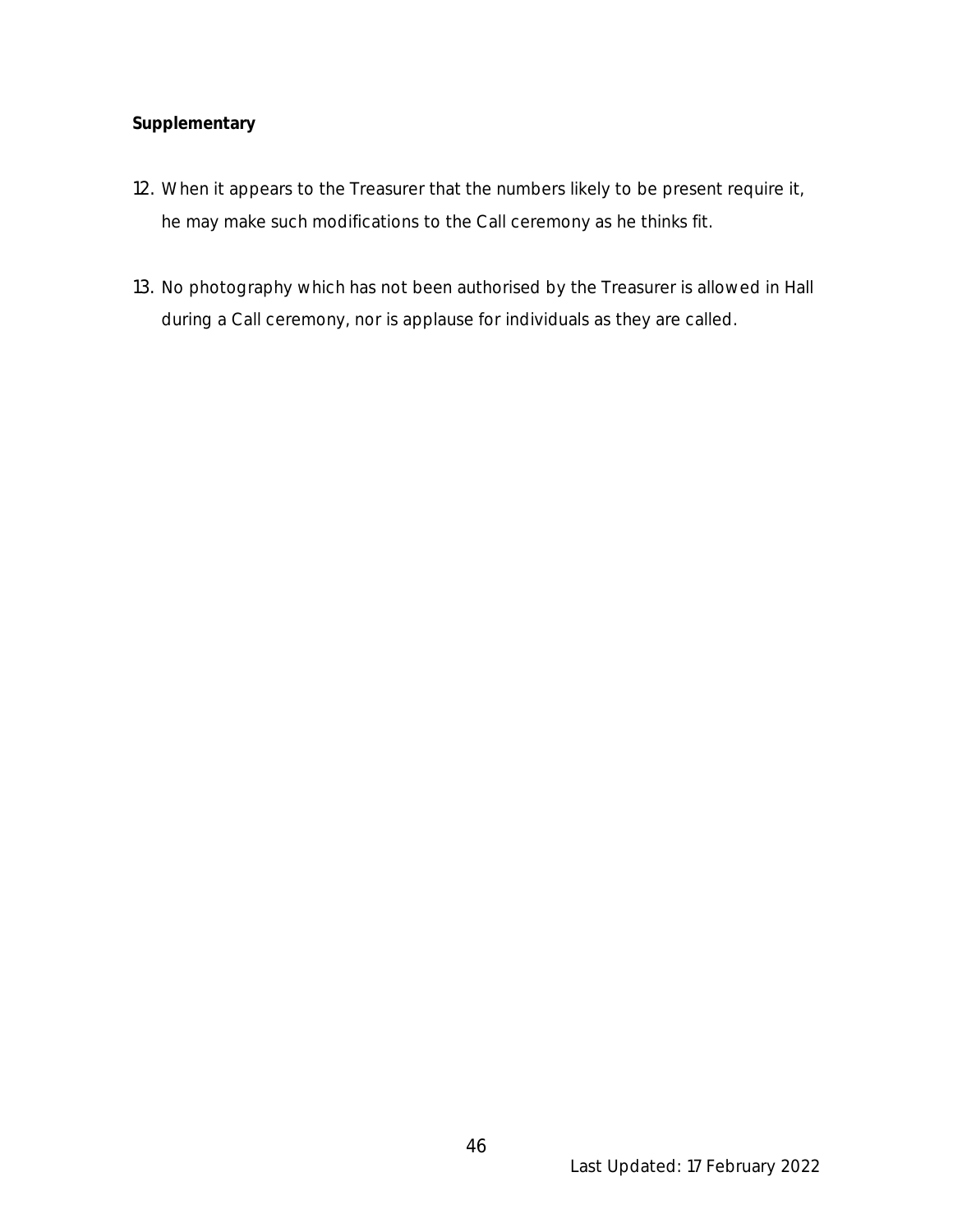**Supplementary**

12. When it appears to the Treasurer that the numbers likely to be present require it, he may make such modifications to the Call ceremony as he thinks fit.

13. No photography which has not been authorised by the Treasurer is allowed in Hall during a Call ceremony, nor is applause for individuals as they are called.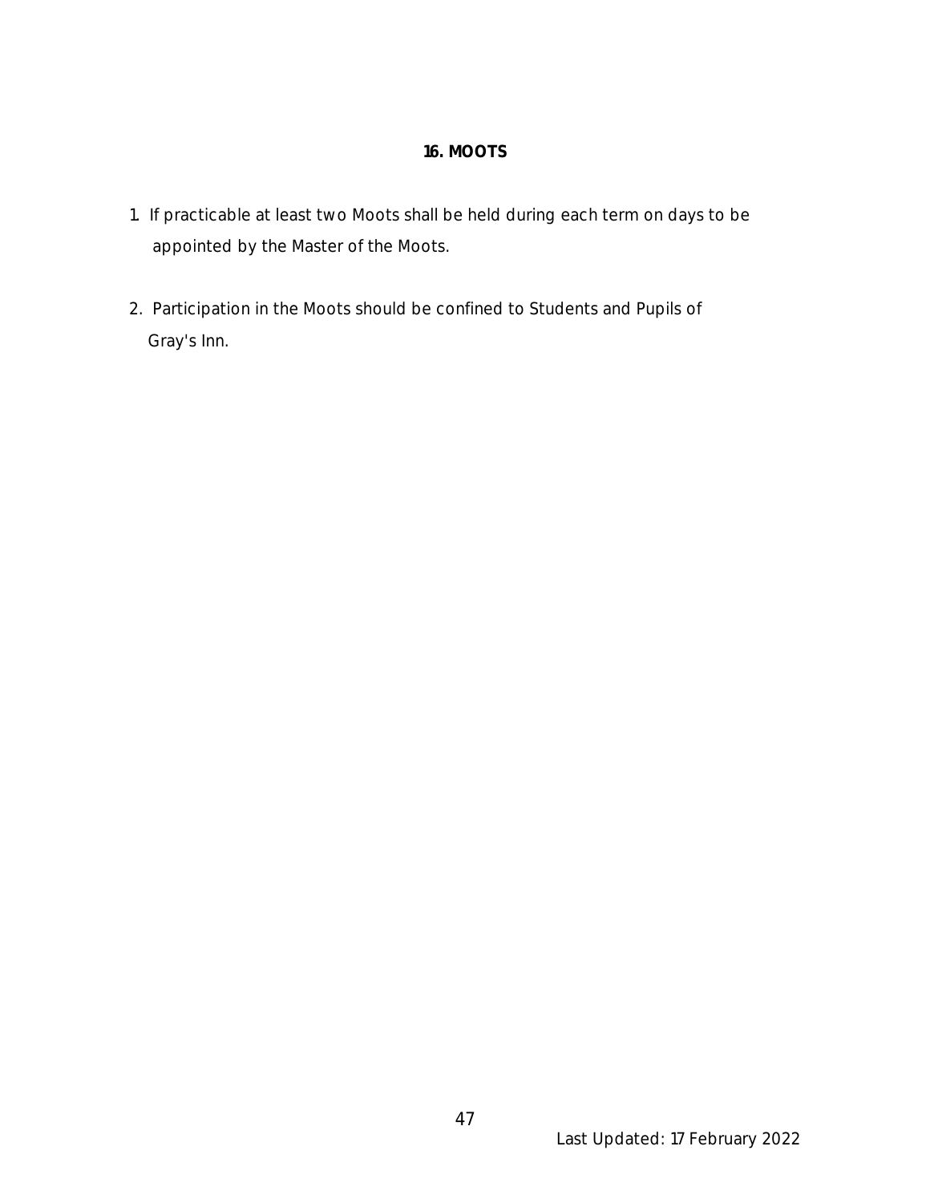## 16. MOOTS

1. If practicable at least two Moots shall be held during each term on days to be appointed by the Master of the Moots.

2. Participation in the Moots should be confined to Students and Pupils of Gray's Inn.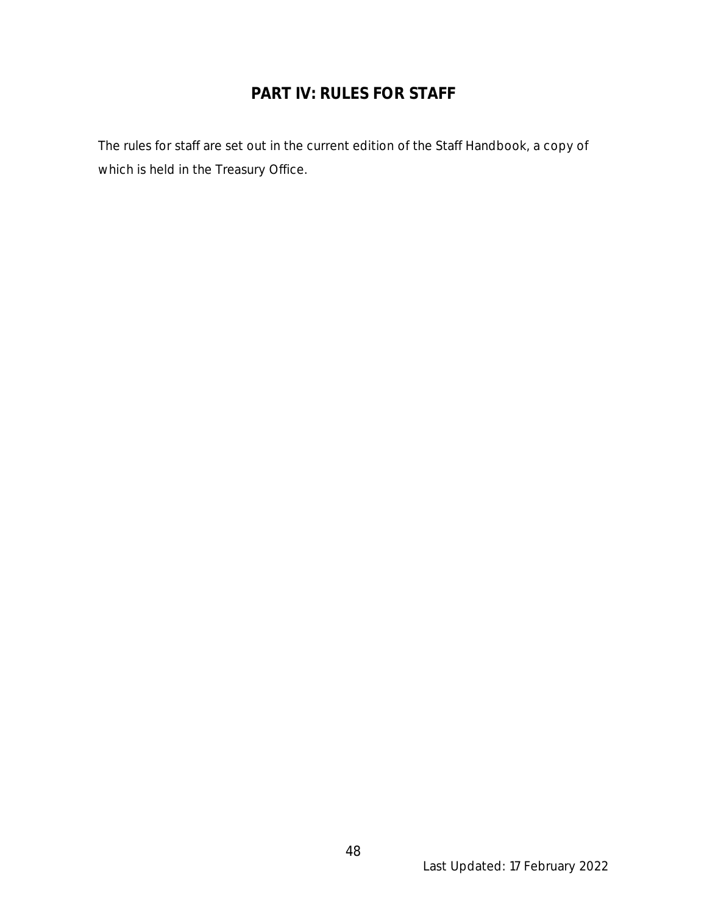# PART IV: RULES FOR STAFF

The rules for staff are set out in the current edition of the Staff Handbook, a copy of which is held in the Treasury Office.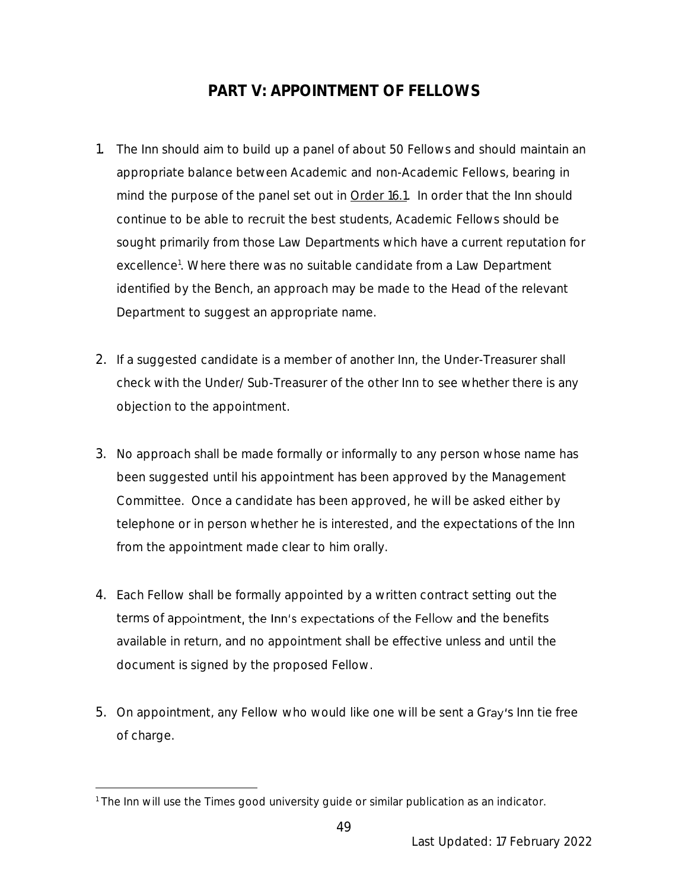# PART V: APPOINTMENT OF FELLOWS

1. The Inn should aim to build up a panel of about 50 Fellows and should maintain an appropriate balance between Academic and non-Academic Fellows, bearing in mind the purpose of the panel set out in Order 16.1. In order that the Inn should continue to be able to recruit the best students, Academic Fellows should be sought primarily from those Law Departments which have a current reputation for excellence[1]. Where there was no suitable candidate from a Law Department identified by the Bench, an approach may be made to the Head of the relevant Department to suggest an appropriate name.

2. If a suggested candidate is a member of another Inn, the Under-Treasurer shall check with the Under/ Sub-Treasurer of the other Inn to see whether there is any objection to the appointment.

3. No approach shall be made formally or informally to any person whose name has been suggested until his appointment has been approved by the Management Committee. Once a candidate has been approved, he will be asked either by telephone or in person whether he is interested, and the expectations of the Inn from the appointment made clear to him orally.

4. Each Fellow shall be formally appointed by a written contract setting out the terms of appointment, the Inn's expectations of the Fellow and the benefits available in return, and no appointment shall be effective unless and until the document is signed by the proposed Fellow.

5. On appointment, any Fellow who would like one will be sent a Gray's Inn tie free of charge.

[1] The Inn will use the Times good university guide or similar publication as an indicator.

Last Updated: 17 February 2022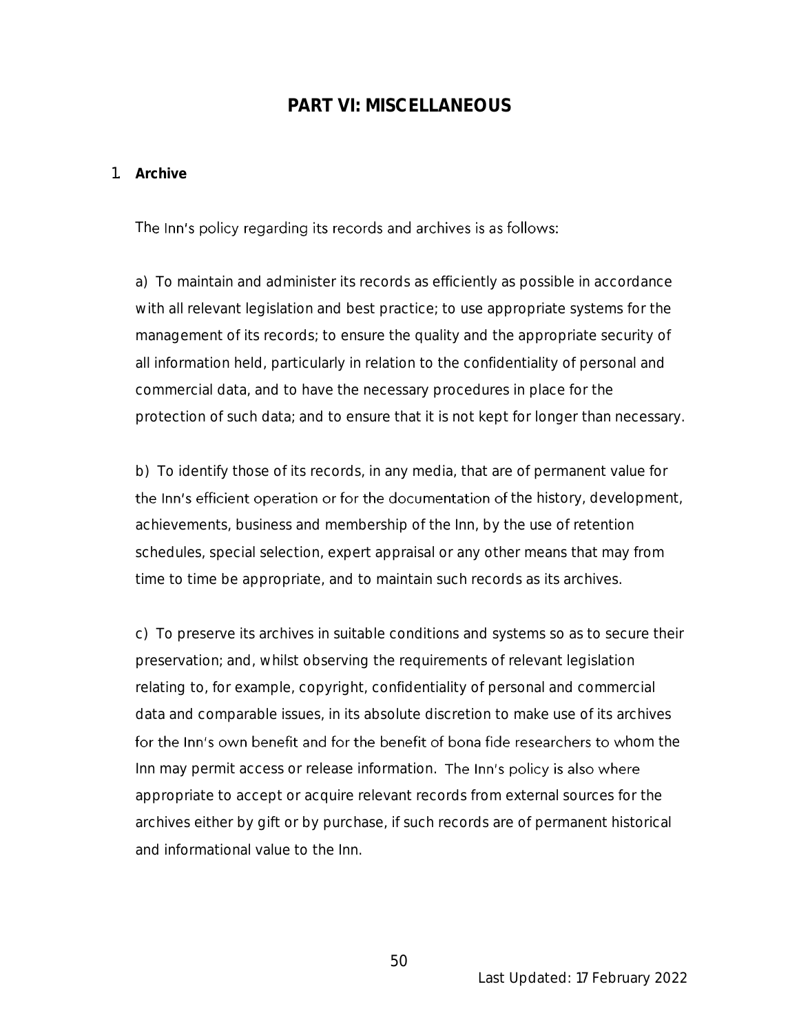## PART VI: MISCELLANEOUS

1. **Archive**

The Inn's policy regarding its records and archives is as follows:

a) To maintain and administer its records as efficiently as possible in accordance with all relevant legislation and best practice; to use appropriate systems for the management of its records; to ensure the quality and the appropriate security of all information held, particularly in relation to the confidentiality of personal and commercial data, and to have the necessary procedures in place for the protection of such data; and to ensure that it is not kept for longer than necessary.

b) To identify those of its records, in any media, that are of permanent value for the Inn's efficient operation or for the documentation of the history, development, achievements, business and membership of the Inn, by the use of retention schedules, special selection, expert appraisal or any other means that may from time to time be appropriate, and to maintain such records as its archives.

c) To preserve its archives in suitable conditions and systems so as to secure their preservation; and, whilst observing the requirements of relevant legislation relating to, for example, copyright, confidentiality of personal and commercial data and comparable issues, in its absolute discretion to make use of its archives for the Inn's own benefit and for the benefit of bona fide researchers to whom the Inn may permit access or release information. The Inn's policy is also where appropriate to accept or acquire relevant records from external sources for the archives either by gift or by purchase, if such records are of permanent historical and informational value to the Inn.

Last Updated: 17 February 2022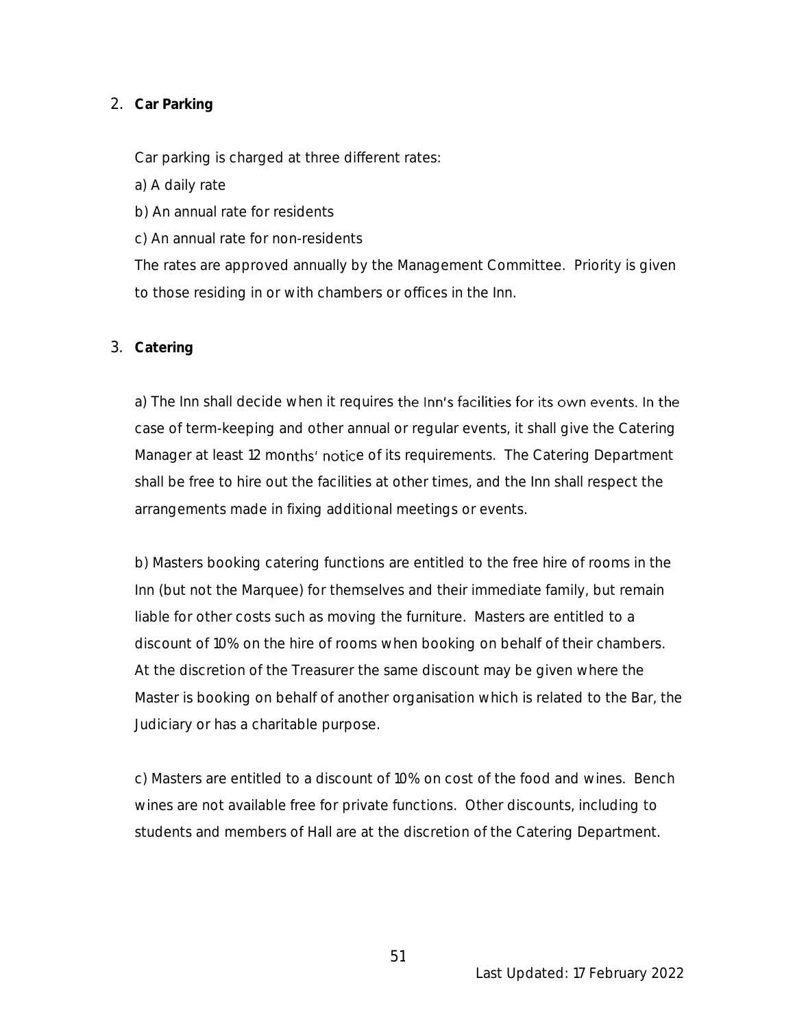2. **Car Parking**

   Car parking is charged at three different rates:

   a) A daily rate

   b) An annual rate for residents

   c) An annual rate for non-residents

   The rates are approved annually by the Management Committee. Priority is given to those residing in or with chambers or offices in the Inn.

3. **Catering**

   a) The Inn shall decide when it requires the Inn's facilities for its own events. In the case of term-keeping and other annual or regular events, it shall give the Catering Manager at least 12 months' notice of its requirements. The Catering Department shall be free to hire out the facilities at other times, and the Inn shall respect the arrangements made in fixing additional meetings or events.

   b) Masters booking catering functions are entitled to the free hire of rooms in the Inn (but not the Marquee) for themselves and their immediate family, but remain liable for other costs such as moving the furniture. Masters are entitled to a discount of 10% on the hire of rooms when booking on behalf of their chambers. At the discretion of the Treasurer the same discount may be given where the Master is booking on behalf of another organisation which is related to the Bar, the Judiciary or has a charitable purpose.

   c) Masters are entitled to a discount of 10% on cost of the food and wines. Bench wines are not available free for private functions. Other discounts, including to students and members of Hall are at the discretion of the Catering Department.

Last Updated: 17 February 2022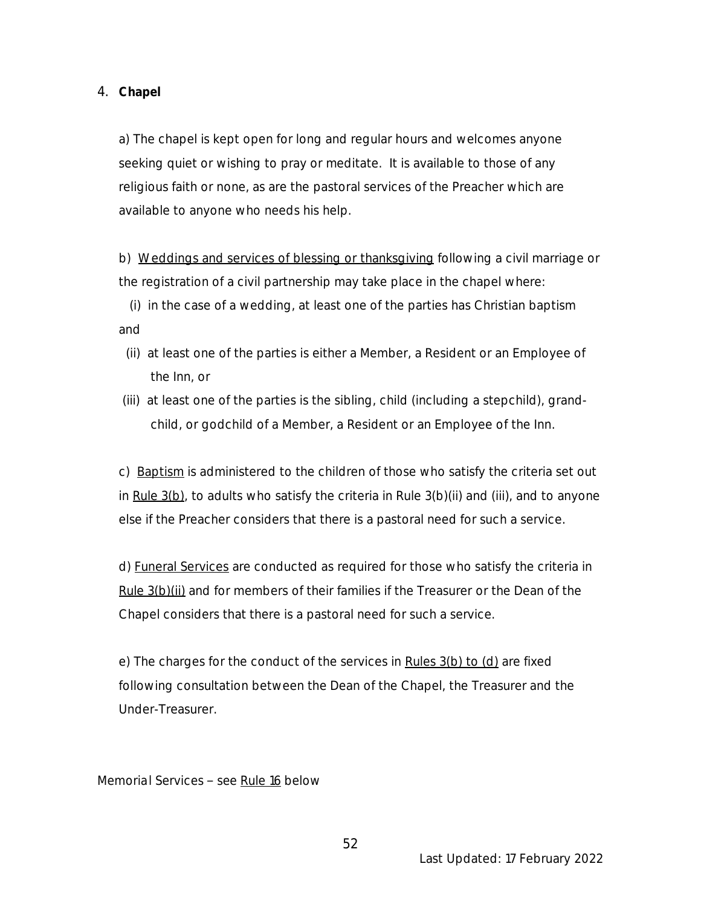## 4. **Chapel**

a) The chapel is kept open for long and regular hours and welcomes anyone seeking quiet or wishing to pray or meditate. It is available to those of any religious faith or none, as are the pastoral services of the Preacher which are available to anyone who needs his help.

b) Weddings and services of blessing or thanksgiving following a civil marriage or the registration of a civil partnership may take place in the chapel where:

(i) in the case of a wedding, at least one of the parties has Christian baptism and

(ii) at least one of the parties is either a Member, a Resident or an Employee of the Inn, or

(iii) at least one of the parties is the sibling, child (including a stepchild), grand-child, or godchild of a Member, a Resident or an Employee of the Inn.

c) Baptism is administered to the children of those who satisfy the criteria set out in Rule 3(b), to adults who satisfy the criteria in Rule 3(b)(ii) and (iii), and to anyone else if the Preacher considers that there is a pastoral need for such a service.

d) Funeral Services are conducted as required for those who satisfy the criteria in Rule 3(b)(ii) and for members of their families if the Treasurer or the Dean of the Chapel considers that there is a pastoral need for such a service.

e) The charges for the conduct of the services in Rules 3(b) to (d) are fixed following consultation between the Dean of the Chapel, the Treasurer and the Under-Treasurer.

Memorial Services – see Rule 16 below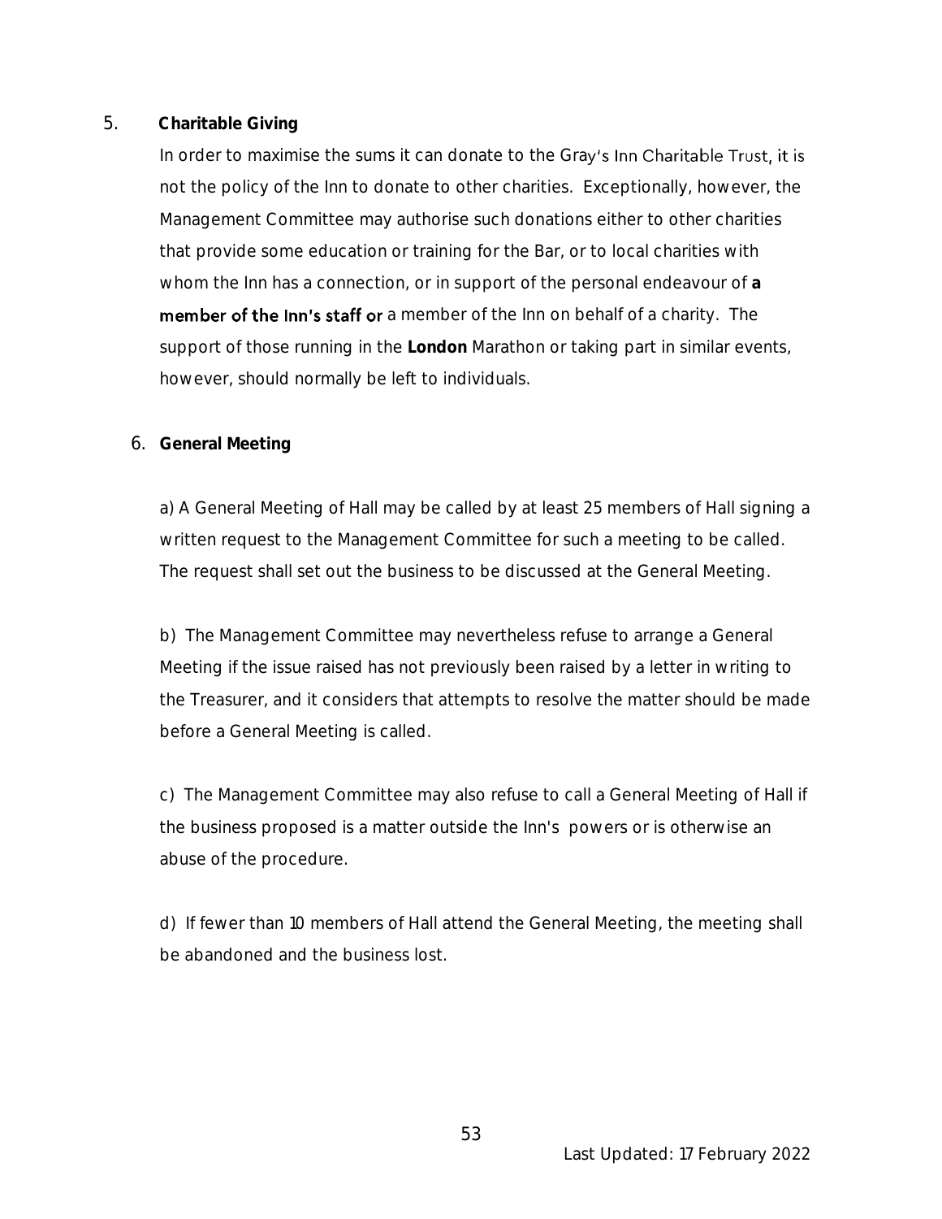## 5. Charitable Giving

In order to maximise the sums it can donate to the Gray's Inn Charitable Trust, it is not the policy of the Inn to donate to other charities. Exceptionally, however, the Management Committee may authorise such donations either to other charities that provide some education or training for the Bar, or to local charities with whom the Inn has a connection, or in support of the personal endeavour of **a member of the Inn's staff or** a member of the Inn on behalf of a charity. The support of those running in the **London** Marathon or taking part in similar events, however, should normally be left to individuals.

## 6. General Meeting

a) A General Meeting of Hall may be called by at least 25 members of Hall signing a written request to the Management Committee for such a meeting to be called. The request shall set out the business to be discussed at the General Meeting.

b) The Management Committee may nevertheless refuse to arrange a General Meeting if the issue raised has not previously been raised by a letter in writing to the Treasurer, and it considers that attempts to resolve the matter should be made before a General Meeting is called.

c) The Management Committee may also refuse to call a General Meeting of Hall if the business proposed is a matter outside the Inn's powers or is otherwise an abuse of the procedure.

d) If fewer than 10 members of Hall attend the General Meeting, the meeting shall be abandoned and the business lost.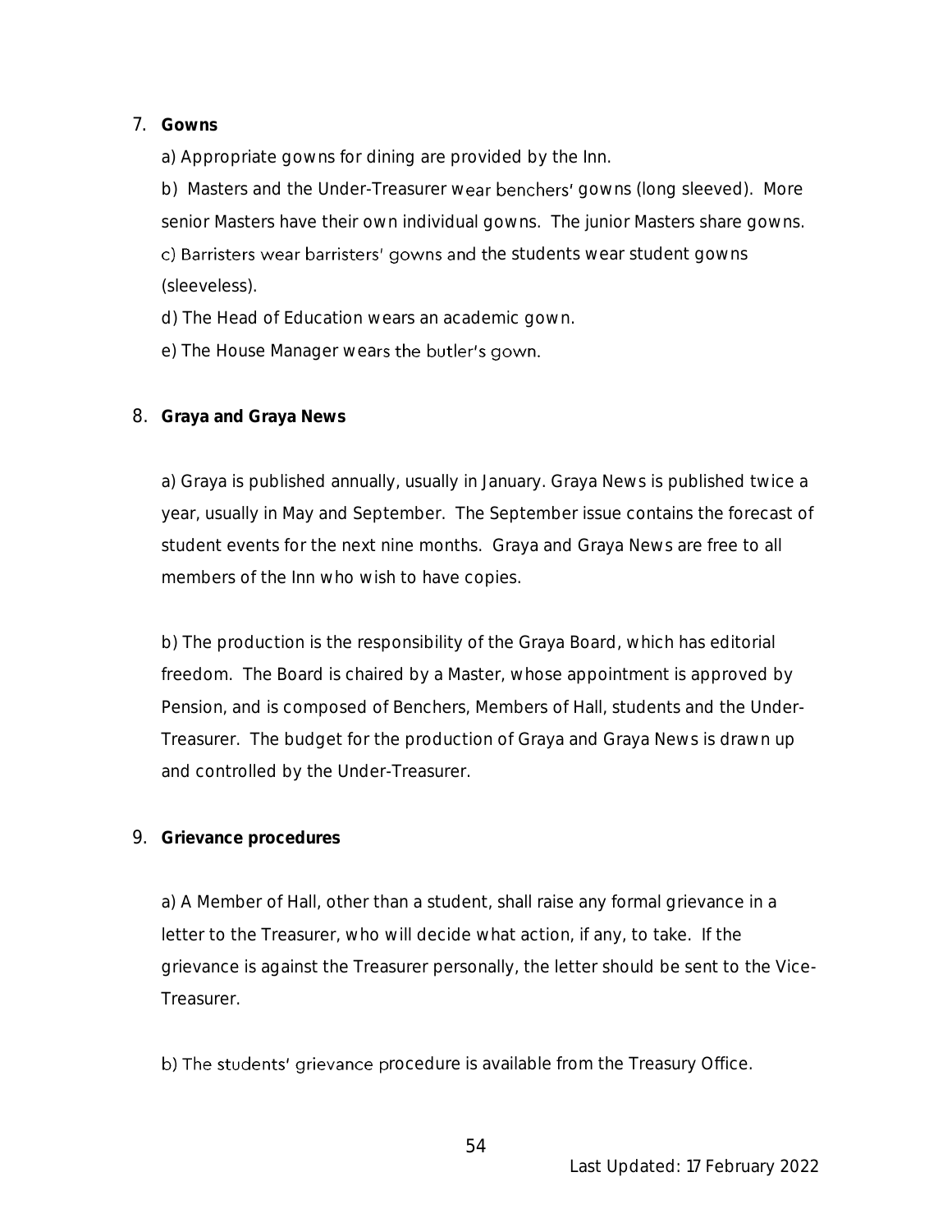7. **Gowns**

   a) Appropriate gowns for dining are provided by the Inn.

   b) Masters and the Under-Treasurer wear benchers' gowns (long sleeved). More senior Masters have their own individual gowns. The junior Masters share gowns.

   c) Barristers wear barristers' gowns and the students wear student gowns (sleeveless).

   d) The Head of Education wears an academic gown.

   e) The House Manager wears the butler's gown.

8. **Graya and Graya News**

   a) Graya is published annually, usually in January. Graya News is published twice a year, usually in May and September. The September issue contains the forecast of student events for the next nine months. Graya and Graya News are free to all members of the Inn who wish to have copies.

   b) The production is the responsibility of the Graya Board, which has editorial freedom. The Board is chaired by a Master, whose appointment is approved by Pension, and is composed of Benchers, Members of Hall, students and the Under-Treasurer. The budget for the production of Graya and Graya News is drawn up and controlled by the Under-Treasurer.

9. **Grievance procedures**

   a) A Member of Hall, other than a student, shall raise any formal grievance in a letter to the Treasurer, who will decide what action, if any, to take. If the grievance is against the Treasurer personally, the letter should be sent to the Vice-Treasurer.

   b) The students' grievance procedure is available from the Treasury Office.

Last Updated: 17 February 2022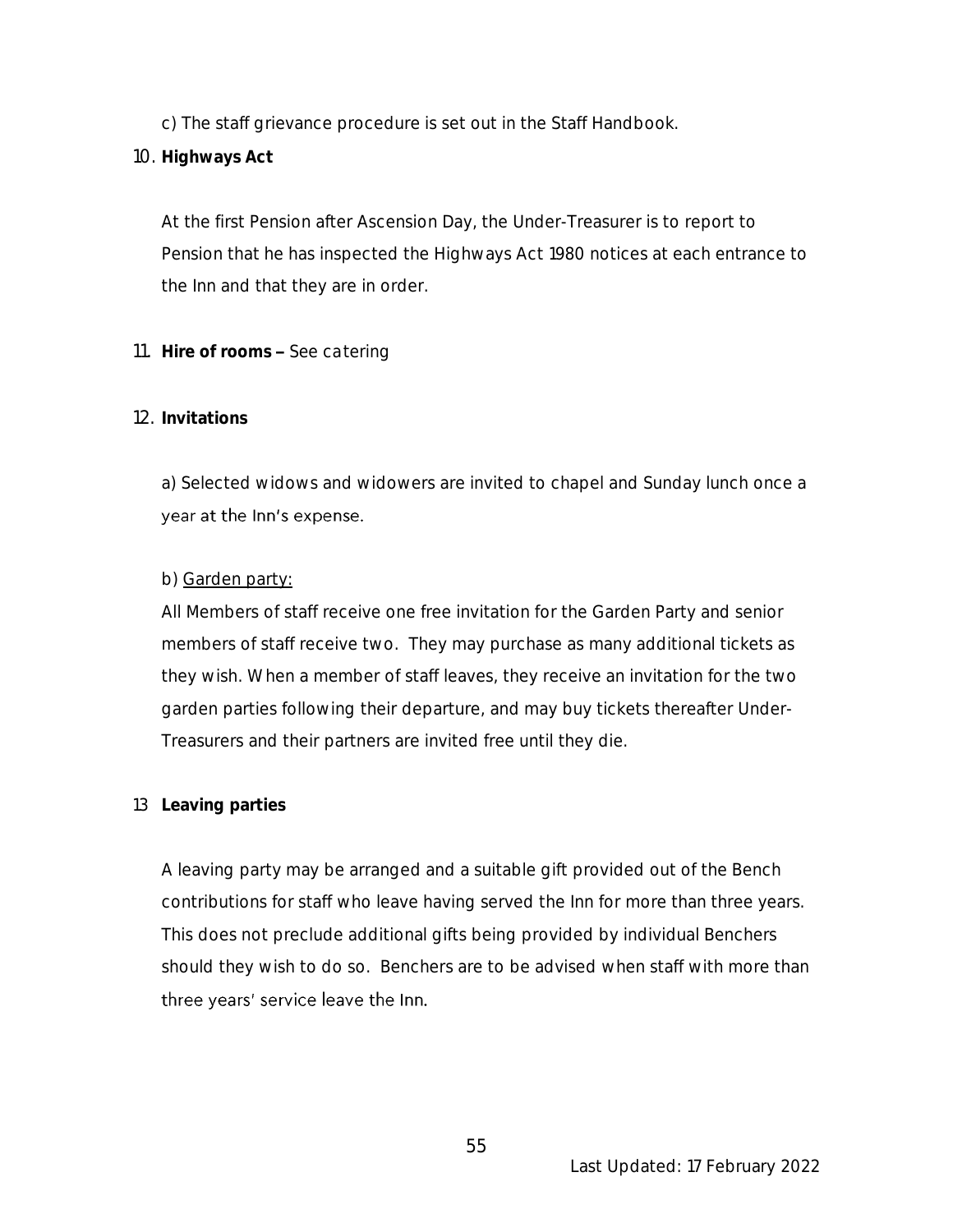c) The staff grievance procedure is set out in the Staff Handbook.

10. **Highways Act**

 At the first Pension after Ascension Day, the Under-Treasurer is to report to Pension that he has inspected the Highways Act 1980 notices at each entrance to the Inn and that they are in order.

11. **Hire of rooms –** See catering

12. **Invitations**

 a) Selected widows and widowers are invited to chapel and Sunday lunch once a year at the Inn's expense.

 b) <u>Garden party:</u>
 All Members of staff receive one free invitation for the Garden Party and senior members of staff receive two. They may purchase as many additional tickets as they wish. When a member of staff leaves, they receive an invitation for the two garden parties following their departure, and may buy tickets thereafter Under-Treasurers and their partners are invited free until they die.

13 **Leaving parties**

 A leaving party may be arranged and a suitable gift provided out of the Bench contributions for staff who leave having served the Inn for more than three years. This does not preclude additional gifts being provided by individual Benchers should they wish to do so. Benchers are to be advised when staff with more than three years' service leave the Inn.

Last Updated: 17 February 2022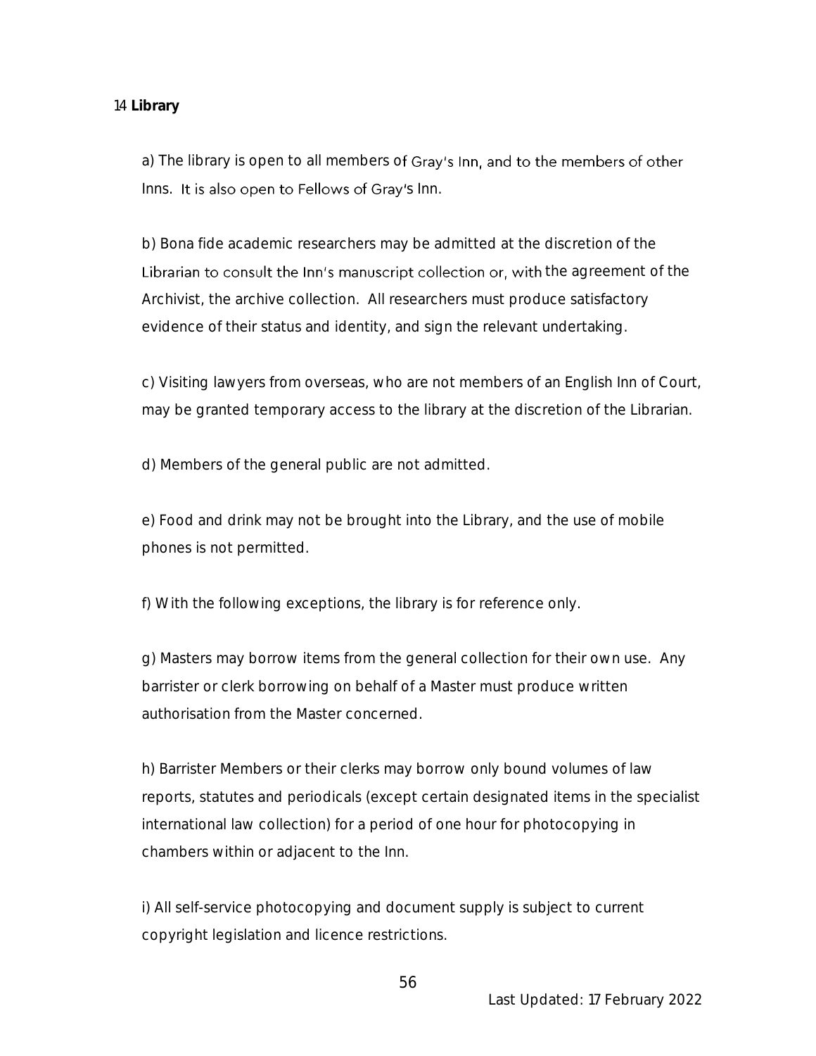## 14 Library

a) The library is open to all members of Gray's Inn, and to the members of other Inns. It is also open to Fellows of Gray's Inn.

b) Bona fide academic researchers may be admitted at the discretion of the Librarian to consult the Inn's manuscript collection or, with the agreement of the Archivist, the archive collection. All researchers must produce satisfactory evidence of their status and identity, and sign the relevant undertaking.

c) Visiting lawyers from overseas, who are not members of an English Inn of Court, may be granted temporary access to the library at the discretion of the Librarian.

d) Members of the general public are not admitted.

e) Food and drink may not be brought into the Library, and the use of mobile phones is not permitted.

f) With the following exceptions, the library is for reference only.

g) Masters may borrow items from the general collection for their own use. Any barrister or clerk borrowing on behalf of a Master must produce written authorisation from the Master concerned.

h) Barrister Members or their clerks may borrow only bound volumes of law reports, statutes and periodicals (except certain designated items in the specialist international law collection) for a period of one hour for photocopying in chambers within or adjacent to the Inn.

i) All self-service photocopying and document supply is subject to current copyright legislation and licence restrictions.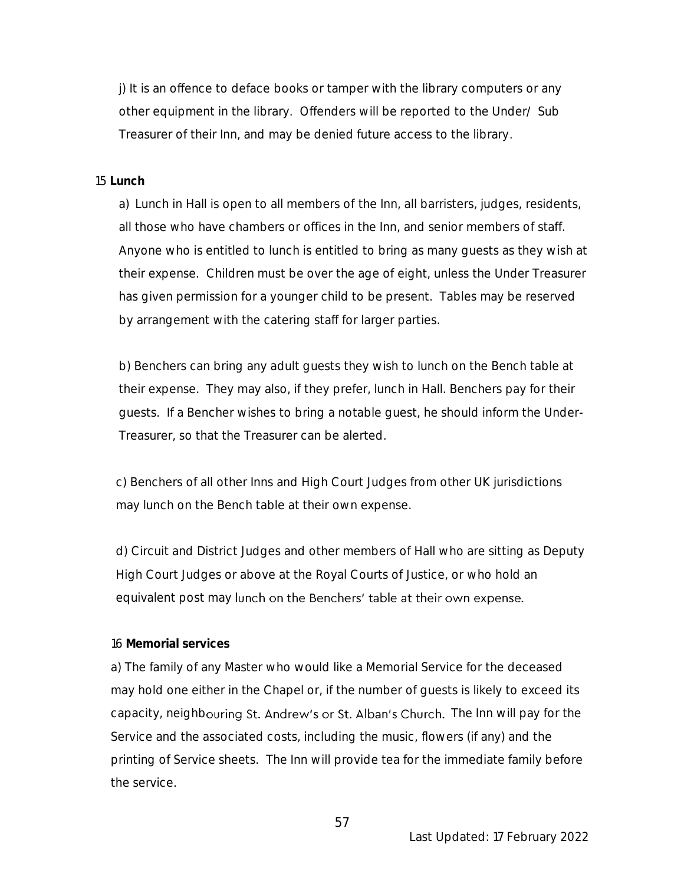j) It is an offence to deface books or tamper with the library computers or any other equipment in the library. Offenders will be reported to the Under/ Sub Treasurer of their Inn, and may be denied future access to the library.

15 **Lunch**

a) Lunch in Hall is open to all members of the Inn, all barristers, judges, residents, all those who have chambers or offices in the Inn, and senior members of staff. Anyone who is entitled to lunch is entitled to bring as many guests as they wish at their expense. Children must be over the age of eight, unless the Under Treasurer has given permission for a younger child to be present. Tables may be reserved by arrangement with the catering staff for larger parties.

b) Benchers can bring any adult guests they wish to lunch on the Bench table at their expense. They may also, if they prefer, lunch in Hall. Benchers pay for their guests. If a Bencher wishes to bring a notable guest, he should inform the Under-Treasurer, so that the Treasurer can be alerted.

c) Benchers of all other Inns and High Court Judges from other UK jurisdictions may lunch on the Bench table at their own expense.

d) Circuit and District Judges and other members of Hall who are sitting as Deputy High Court Judges or above at the Royal Courts of Justice, or who hold an equivalent post may lunch on the Benchers' table at their own expense.

16 **Memorial services**

a) The family of any Master who would like a Memorial Service for the deceased may hold one either in the Chapel or, if the number of guests is likely to exceed its capacity, neighbouring St. Andrew's or St. Alban's Church. The Inn will pay for the Service and the associated costs, including the music, flowers (if any) and the printing of Service sheets. The Inn will provide tea for the immediate family before the service.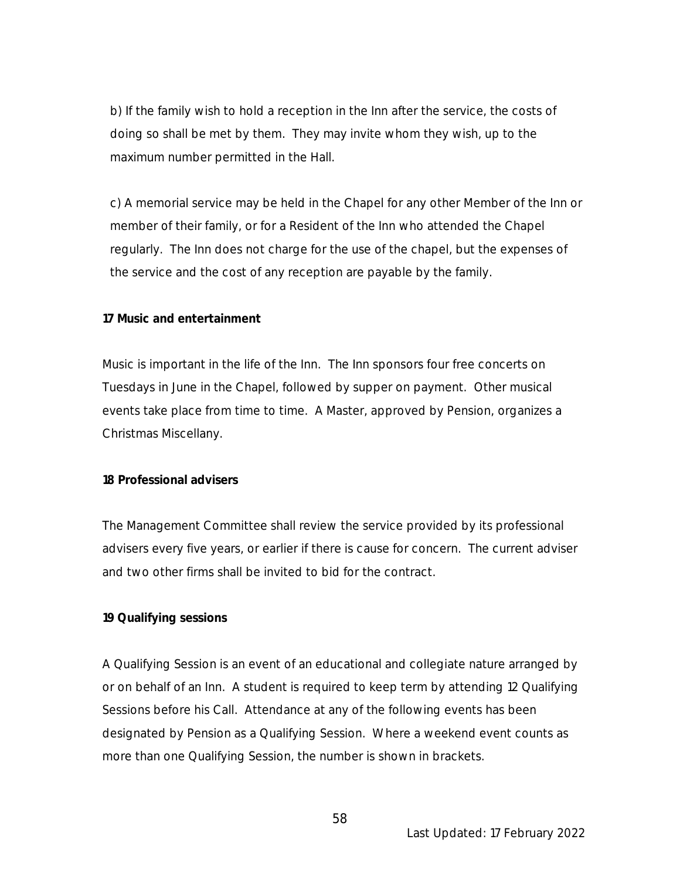b) If the family wish to hold a reception in the Inn after the service, the costs of doing so shall be met by them. They may invite whom they wish, up to the maximum number permitted in the Hall.

c) A memorial service may be held in the Chapel for any other Member of the Inn or member of their family, or for a Resident of the Inn who attended the Chapel regularly. The Inn does not charge for the use of the chapel, but the expenses of the service and the cost of any reception are payable by the family.

**17 Music and entertainment**

Music is important in the life of the Inn. The Inn sponsors four free concerts on Tuesdays in June in the Chapel, followed by supper on payment. Other musical events take place from time to time. A Master, approved by Pension, organizes a Christmas Miscellany.

**18 Professional advisers**

The Management Committee shall review the service provided by its professional advisers every five years, or earlier if there is cause for concern. The current adviser and two other firms shall be invited to bid for the contract.

**19 Qualifying sessions**

A Qualifying Session is an event of an educational and collegiate nature arranged by or on behalf of an Inn. A student is required to keep term by attending 12 Qualifying Sessions before his Call. Attendance at any of the following events has been designated by Pension as a Qualifying Session. Where a weekend event counts as more than one Qualifying Session, the number is shown in brackets.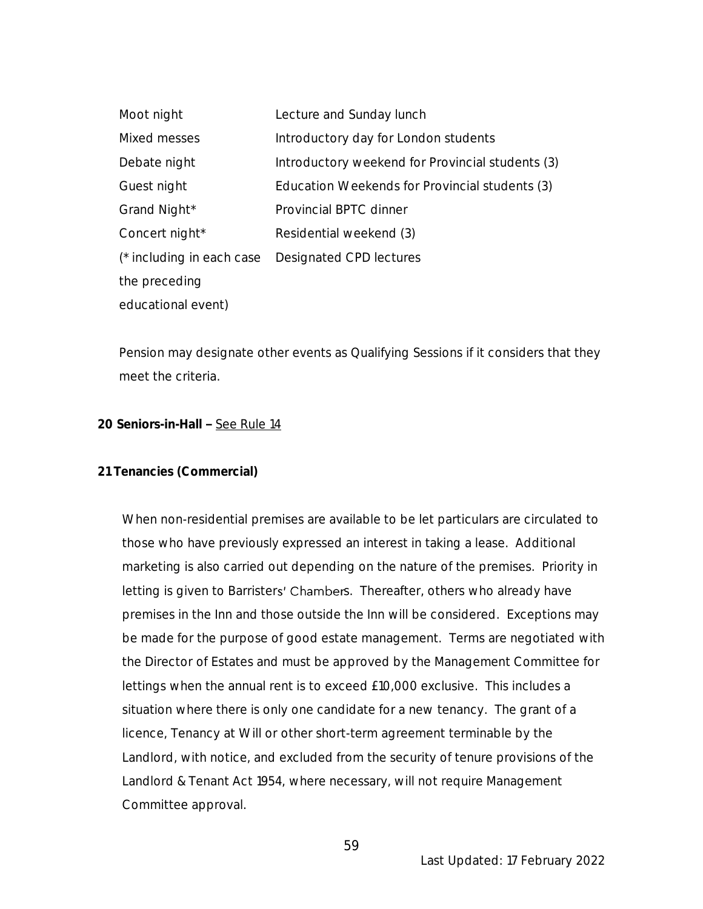| | |
|---|---|
| Moot night | Lecture and Sunday lunch |
| Mixed messes | Introductory day for London students |
| Debate night | Introductory weekend for Provincial students (3) |
| Guest night | Education Weekends for Provincial students (3) |
| Grand Night* | Provincial BPTC dinner |
| Concert night* | Residential weekend (3) |
| (* including in each case the preceding educational event) | Designated CPD lectures |

Pension may designate other events as Qualifying Sessions if it considers that they meet the criteria.

**20 Seniors-in-Hall –** See Rule 14

**21 Tenancies (Commercial)**

When non-residential premises are available to be let particulars are circulated to those who have previously expressed an interest in taking a lease. Additional marketing is also carried out depending on the nature of the premises. Priority in letting is given to Barristers' Chambers. Thereafter, others who already have premises in the Inn and those outside the Inn will be considered. Exceptions may be made for the purpose of good estate management. Terms are negotiated with the Director of Estates and must be approved by the Management Committee for lettings when the annual rent is to exceed £10,000 exclusive. This includes a situation where there is only one candidate for a new tenancy. The grant of a licence, Tenancy at Will or other short-term agreement terminable by the Landlord, with notice, and excluded from the security of tenure provisions of the Landlord & Tenant Act 1954, where necessary, will not require Management Committee approval.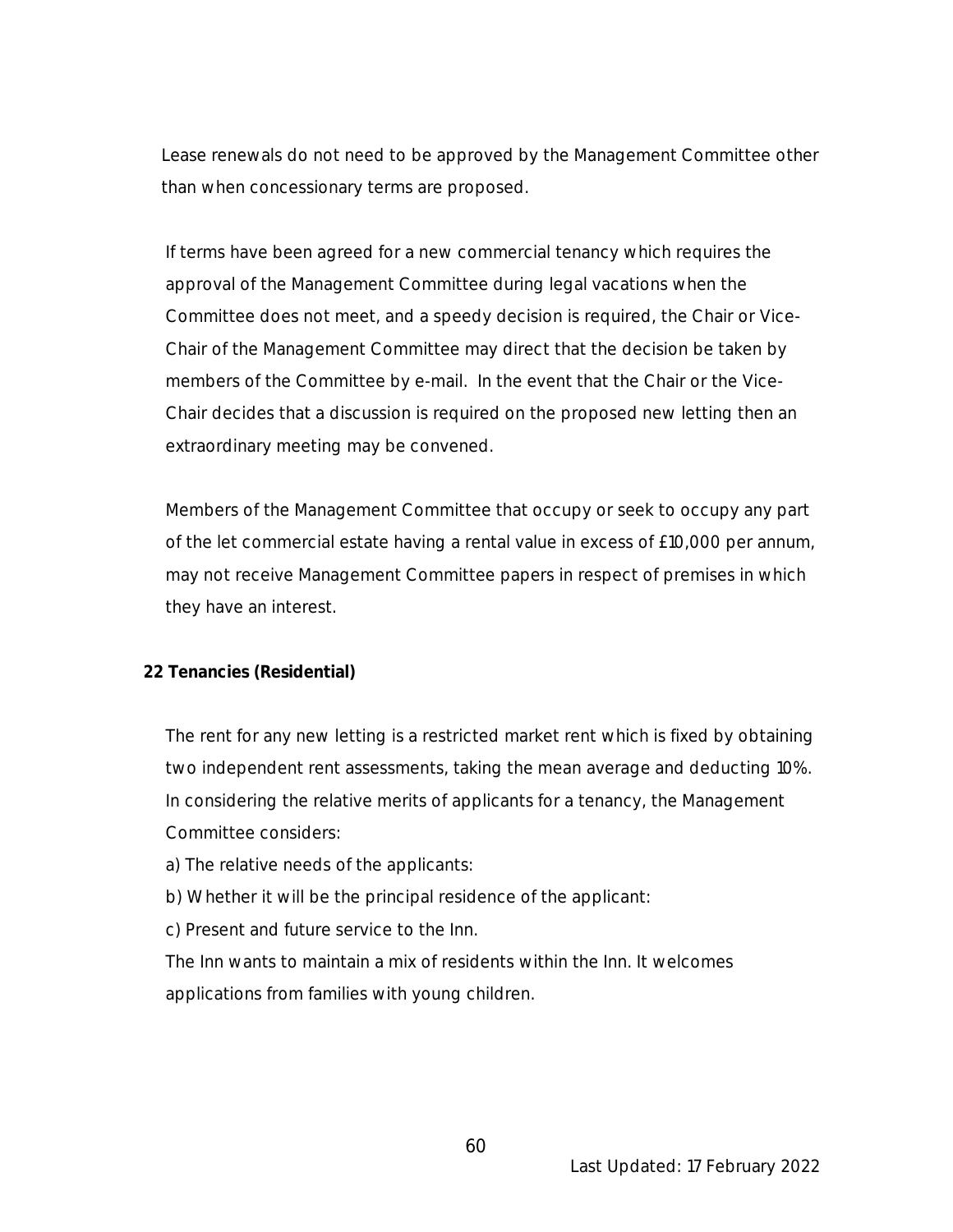Lease renewals do not need to be approved by the Management Committee other than when concessionary terms are proposed.

If terms have been agreed for a new commercial tenancy which requires the approval of the Management Committee during legal vacations when the Committee does not meet, and a speedy decision is required, the Chair or Vice-Chair of the Management Committee may direct that the decision be taken by members of the Committee by e-mail. In the event that the Chair or the Vice-Chair decides that a discussion is required on the proposed new letting then an extraordinary meeting may be convened.

Members of the Management Committee that occupy or seek to occupy any part of the let commercial estate having a rental value in excess of £10,000 per annum, may not receive Management Committee papers in respect of premises in which they have an interest.

**22 Tenancies (Residential)**

The rent for any new letting is a restricted market rent which is fixed by obtaining two independent rent assessments, taking the mean average and deducting 10%. In considering the relative merits of applicants for a tenancy, the Management Committee considers:

a) The relative needs of the applicants:

b) Whether it will be the principal residence of the applicant:

c) Present and future service to the Inn.

The Inn wants to maintain a mix of residents within the Inn. It welcomes applications from families with young children.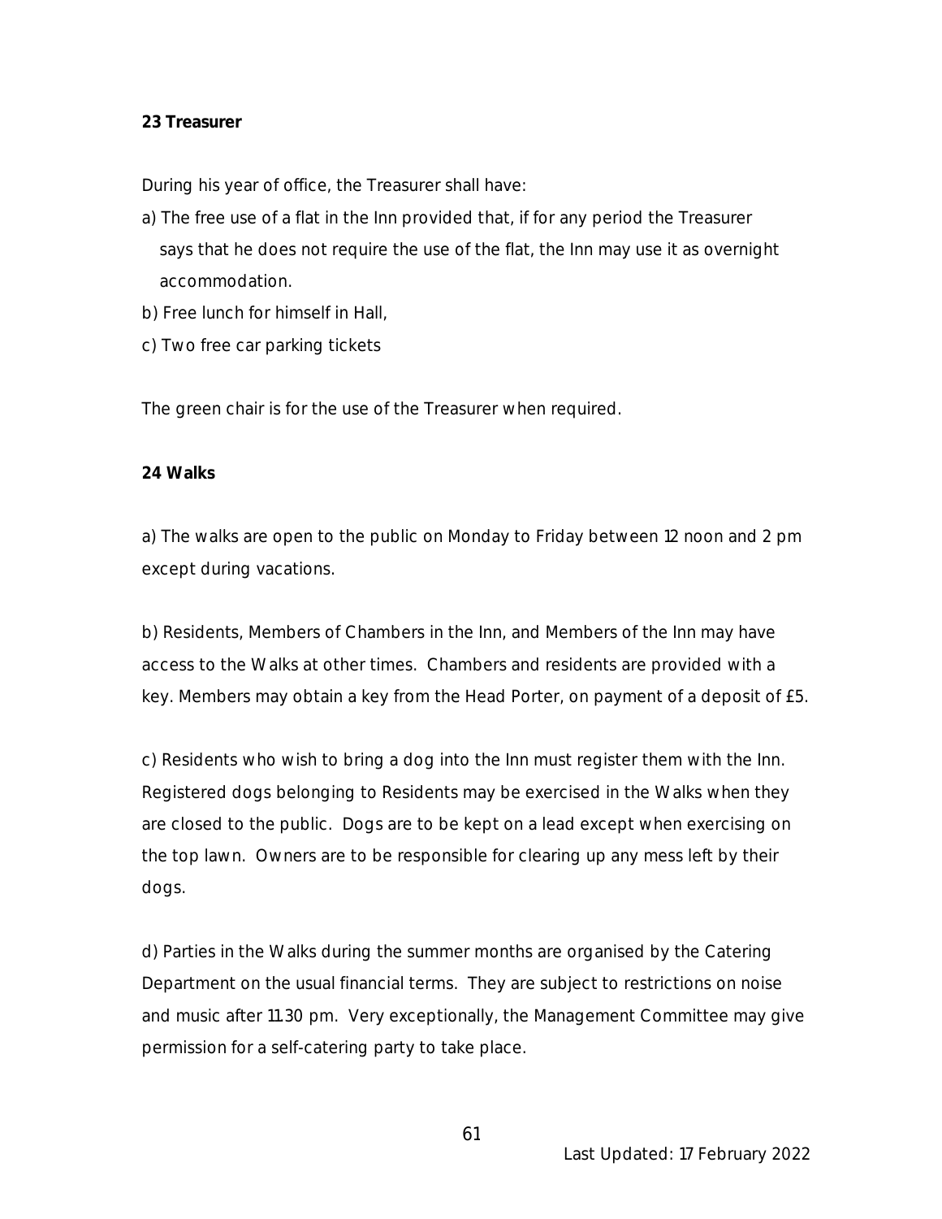**23 Treasurer**

During his year of office, the Treasurer shall have:

a) The free use of a flat in the Inn provided that, if for any period the Treasurer says that he does not require the use of the flat, the Inn may use it as overnight accommodation.

b) Free lunch for himself in Hall,

c) Two free car parking tickets

The green chair is for the use of the Treasurer when required.

**24 Walks**

a) The walks are open to the public on Monday to Friday between 12 noon and 2 pm except during vacations.

b) Residents, Members of Chambers in the Inn, and Members of the Inn may have access to the Walks at other times. Chambers and residents are provided with a key. Members may obtain a key from the Head Porter, on payment of a deposit of £5.

c) Residents who wish to bring a dog into the Inn must register them with the Inn. Registered dogs belonging to Residents may be exercised in the Walks when they are closed to the public. Dogs are to be kept on a lead except when exercising on the top lawn. Owners are to be responsible for clearing up any mess left by their dogs.

d) Parties in the Walks during the summer months are organised by the Catering Department on the usual financial terms. They are subject to restrictions on noise and music after 11.30 pm. Very exceptionally, the Management Committee may give permission for a self-catering party to take place.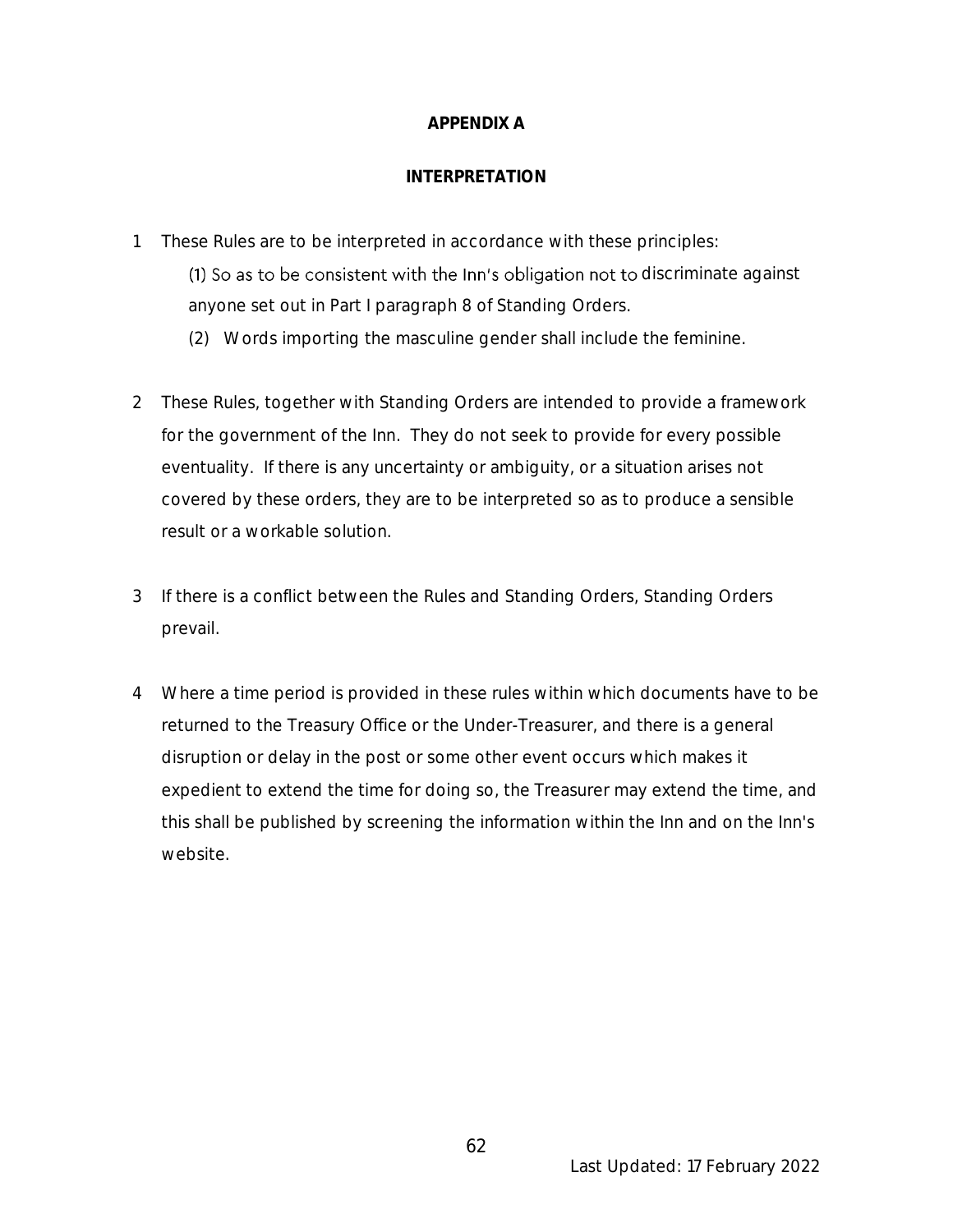## APPENDIX A

## INTERPRETATION

1 These Rules are to be interpreted in accordance with these principles:

   (1) So as to be consistent with the Inn's obligation not to discriminate against anyone set out in Part I paragraph 8 of Standing Orders.

   (2) Words importing the masculine gender shall include the feminine.

2 These Rules, together with Standing Orders are intended to provide a framework for the government of the Inn. They do not seek to provide for every possible eventuality. If there is any uncertainty or ambiguity, or a situation arises not covered by these orders, they are to be interpreted so as to produce a sensible result or a workable solution.

3 If there is a conflict between the Rules and Standing Orders, Standing Orders prevail.

4 Where a time period is provided in these rules within which documents have to be returned to the Treasury Office or the Under-Treasurer, and there is a general disruption or delay in the post or some other event occurs which makes it expedient to extend the time for doing so, the Treasurer may extend the time, and this shall be published by screening the information within the Inn and on the Inn's website.

Last Updated: 17 February 2022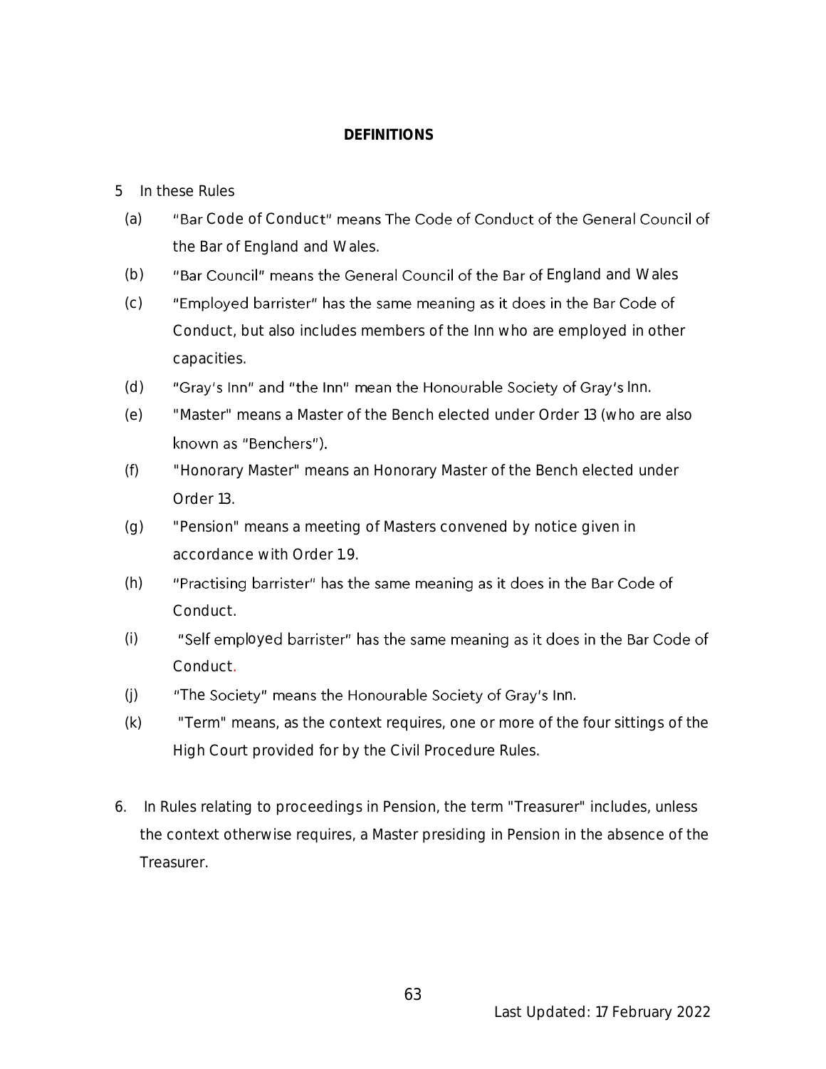## DEFINITIONS

5 In these Rules

(a) "Bar Code of Conduct" means The Code of Conduct of the General Council of the Bar of England and Wales.

(b) "Bar Council" means the General Council of the Bar of England and Wales

(c) "Employed barrister" has the same meaning as it does in the Bar Code of Conduct, but also includes members of the Inn who are employed in other capacities.

(d) "Gray's Inn" and "the Inn" mean the Honourable Society of Gray's Inn.

(e) "Master" means a Master of the Bench elected under Order 13 (who are also known as "Benchers").

(f) "Honorary Master" means an Honorary Master of the Bench elected under Order 13.

(g) "Pension" means a meeting of Masters convened by notice given in accordance with Order 1.9.

(h) "Practising barrister" has the same meaning as it does in the Bar Code of Conduct.

(i) "Self employed barrister" has the same meaning as it does in the Bar Code of Conduct.

(j) "The Society" means the Honourable Society of Gray's Inn.

(k) "Term" means, as the context requires, one or more of the four sittings of the High Court provided for by the Civil Procedure Rules.

6. In Rules relating to proceedings in Pension, the term "Treasurer" includes, unless the context otherwise requires, a Master presiding in Pension in the absence of the Treasurer.

Last Updated: 17 February 2022